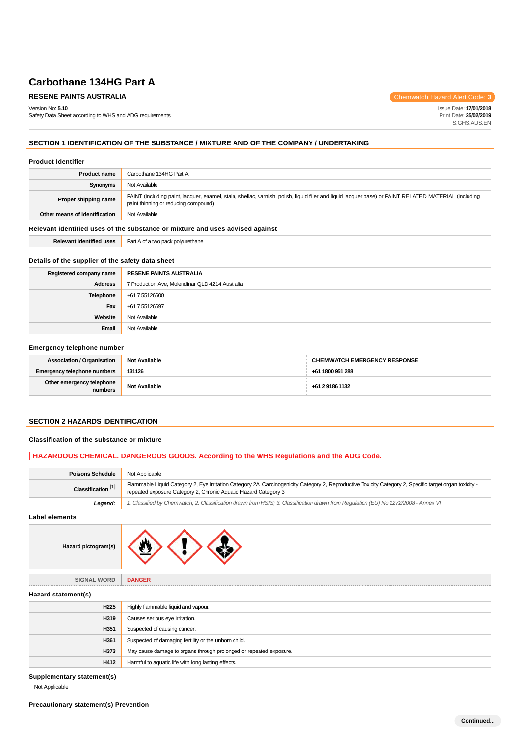# Carbothane 134HG Part A

**RESENE PAINTS AUSTRALIA**

Chemwatch Hazard Alert Code: **3**

Version No: **5.10**
Safety Data Sheet according to WHS and ADG requirements

Issue Date: **17/01/2018**
Print Date: **25/02/2019**
S.GHS.AUS.EN

## SECTION 1 IDENTIFICATION OF THE SUBSTANCE / MIXTURE AND OF THE COMPANY / UNDERTAKING

### Product Identifier

| | |
|---|---|
| **Product name** | Carbothane 134HG Part A |
| **Synonyms** | Not Available |
| **Proper shipping name** | PAINT (including paint, lacquer, enamel, stain, shellac, varnish, polish, liquid filler and liquid lacquer base) or PAINT RELATED MATERIAL (including paint thinning or reducing compound) |
| **Other means of identification** | Not Available |

### Relevant identified uses of the substance or mixture and uses advised against

| | |
|---|---|
| **Relevant identified uses** | Part A of a two pack polyurethane |

### Details of the supplier of the safety data sheet

| | |
|---|---|
| **Registered company name** | **RESENE PAINTS AUSTRALIA** |
| **Address** | 7 Production Ave, Molendinar QLD 4214 Australia |
| **Telephone** | +61 7 55126600 |
| **Fax** | +61 7 55126697 |
| **Website** | Not Available |
| **Email** | Not Available |

### Emergency telephone number

| | | |
|---|---|---|
| **Association / Organisation** | **Not Available** | **CHEMWATCH EMERGENCY RESPONSE** |
| **Emergency telephone numbers** | **131126** | **+61 1800 951 288** |
| **Other emergency telephone numbers** | **Not Available** | **+61 2 9186 1132** |

## SECTION 2 HAZARDS IDENTIFICATION

### Classification of the substance or mixture

**HAZARDOUS CHEMICAL. DANGEROUS GOODS. According to the WHS Regulations and the ADG Code.**

| | |
|---|---|
| **Poisons Schedule** | Not Applicable |
| **Classification [1]** | Flammable Liquid Category 2, Eye Irritation Category 2A, Carcinogenicity Category 2, Reproductive Toxicity Category 2, Specific target organ toxicity - repeated exposure Category 2, Chronic Aquatic Hazard Category 3 |
| ***Legend:*** | *1. Classified by Chemwatch; 2. Classification drawn from HSIS; 3. Classification drawn from Regulation (EU) No 1272/2008 - Annex VI* |

### Label elements

| | |
|---|---|
| **Hazard pictogram(s)** | |
| SIGNAL WORD | **DANGER** |

### Hazard statement(s)

| | |
|---|---|
| **H225** | Highly flammable liquid and vapour. |
| **H319** | Causes serious eye irritation. |
| **H351** | Suspected of causing cancer. |
| **H361** | Suspected of damaging fertility or the unborn child. |
| **H373** | May cause damage to organs through prolonged or repeated exposure. |
| **H412** | Harmful to aquatic life with long lasting effects. |

### Supplementary statement(s)

Not Applicable

### Precautionary statement(s) Prevention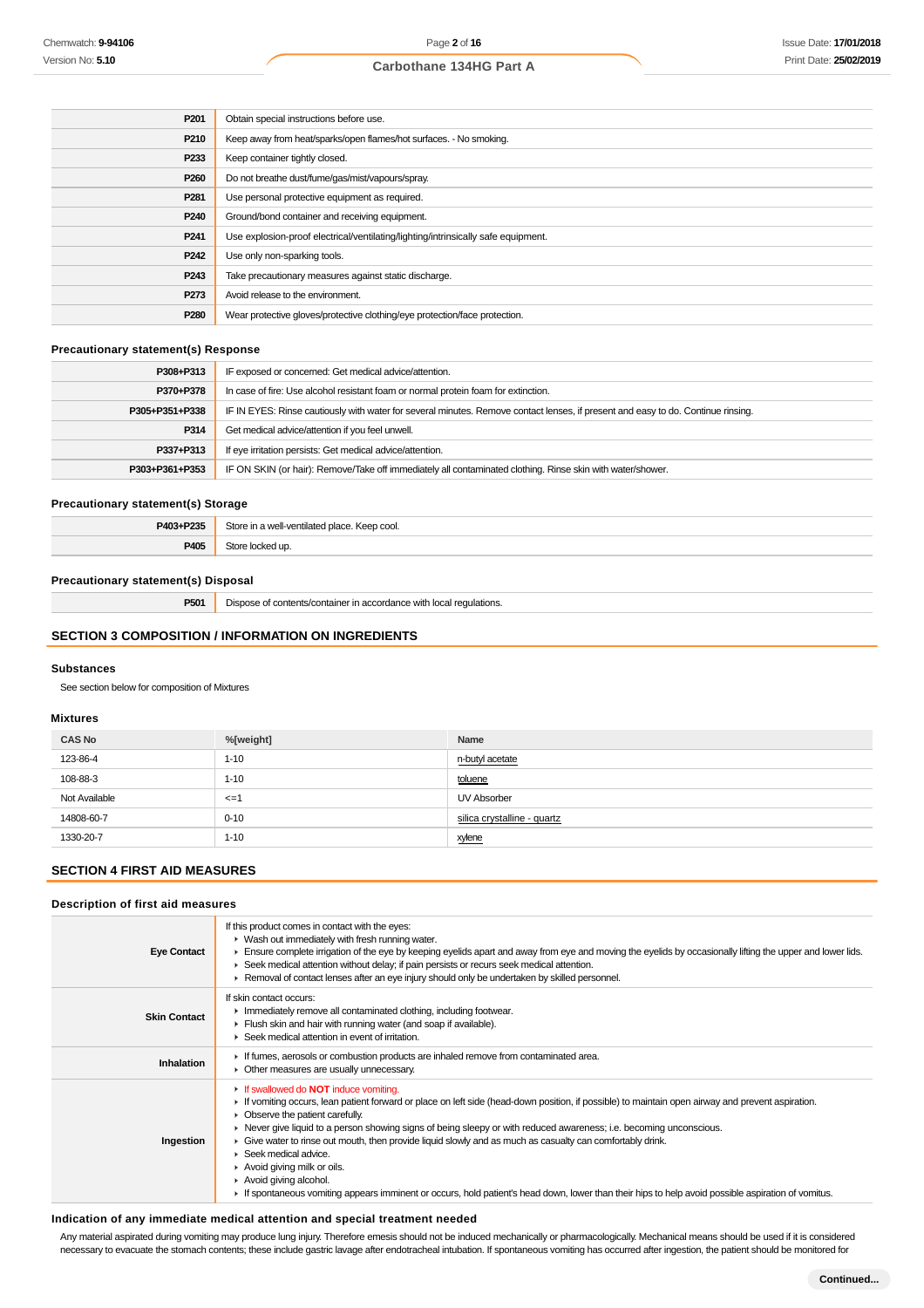| | |
|---|---|
| P201 | Obtain special instructions before use. |
| P210 | Keep away from heat/sparks/open flames/hot surfaces. - No smoking. |
| P233 | Keep container tightly closed. |
| P260 | Do not breathe dust/fume/gas/mist/vapours/spray. |
| P281 | Use personal protective equipment as required. |
| P240 | Ground/bond container and receiving equipment. |
| P241 | Use explosion-proof electrical/ventilating/lighting/intrinsically safe equipment. |
| P242 | Use only non-sparking tools. |
| P243 | Take precautionary measures against static discharge. |
| P273 | Avoid release to the environment. |
| P280 | Wear protective gloves/protective clothing/eye protection/face protection. |

### Precautionary statement(s) Response

| | |
|---|---|
| P308+P313 | IF exposed or concerned: Get medical advice/attention. |
| P370+P378 | In case of fire: Use alcohol resistant foam or normal protein foam for extinction. |
| P305+P351+P338 | IF IN EYES: Rinse cautiously with water for several minutes. Remove contact lenses, if present and easy to do. Continue rinsing. |
| P314 | Get medical advice/attention if you feel unwell. |
| P337+P313 | If eye irritation persists: Get medical advice/attention. |
| P303+P361+P353 | IF ON SKIN (or hair): Remove/Take off immediately all contaminated clothing. Rinse skin with water/shower. |

### Precautionary statement(s) Storage

| | |
|---|---|
| P403+P235 | Store in a well-ventilated place. Keep cool. |
| P405 | Store locked up. |

### Precautionary statement(s) Disposal

| | |
|---|---|
| P501 | Dispose of contents/container in accordance with local regulations. |

## SECTION 3 COMPOSITION / INFORMATION ON INGREDIENTS

### Substances

See section below for composition of Mixtures

### Mixtures

| CAS No | %[weight] | Name |
|---|---|---|
| 123-86-4 | 1-10 | n-butyl acetate |
| 108-88-3 | 1-10 | toluene |
| Not Available | <=1 | UV Absorber |
| 14808-60-7 | 0-10 | silica crystalline - quartz |
| 1330-20-7 | 1-10 | xylene |

## SECTION 4 FIRST AID MEASURES

### Description of first aid measures

| | |
|---|---|
| Eye Contact | If this product comes in contact with the eyes:<br>▸ Wash out immediately with fresh running water.<br>▸ Ensure complete irrigation of the eye by keeping eyelids apart and away from eye and moving the eyelids by occasionally lifting the upper and lower lids.<br>▸ Seek medical attention without delay; if pain persists or recurs seek medical attention.<br>▸ Removal of contact lenses after an eye injury should only be undertaken by skilled personnel. |
| Skin Contact | If skin contact occurs:<br>▸ Immediately remove all contaminated clothing, including footwear.<br>▸ Flush skin and hair with running water (and soap if available).<br>▸ Seek medical attention in event of irritation. |
| Inhalation | ▸ If fumes, aerosols or combustion products are inhaled remove from contaminated area.<br>▸ Other measures are usually unnecessary. |
| Ingestion | ▸ If swallowed do **NOT** induce vomiting.<br>▸ If vomiting occurs, lean patient forward or place on left side (head-down position, if possible) to maintain open airway and prevent aspiration.<br>▸ Observe the patient carefully.<br>▸ Never give liquid to a person showing signs of being sleepy or with reduced awareness; i.e. becoming unconscious.<br>▸ Give water to rinse out mouth, then provide liquid slowly and as much as casualty can comfortably drink.<br>▸ Seek medical advice.<br>▸ Avoid giving milk or oils.<br>▸ Avoid giving alcohol.<br>▸ If spontaneous vomiting appears imminent or occurs, hold patient's head down, lower than their hips to help avoid possible aspiration of vomitus. |

### Indication of any immediate medical attention and special treatment needed

Any material aspirated during vomiting may produce lung injury. Therefore emesis should not be induced mechanically or pharmacologically. Mechanical means should be used if it is considered necessary to evacuate the stomach contents; these include gastric lavage after endotracheal intubation. If spontaneous vomiting has occurred after ingestion, the patient should be monitored for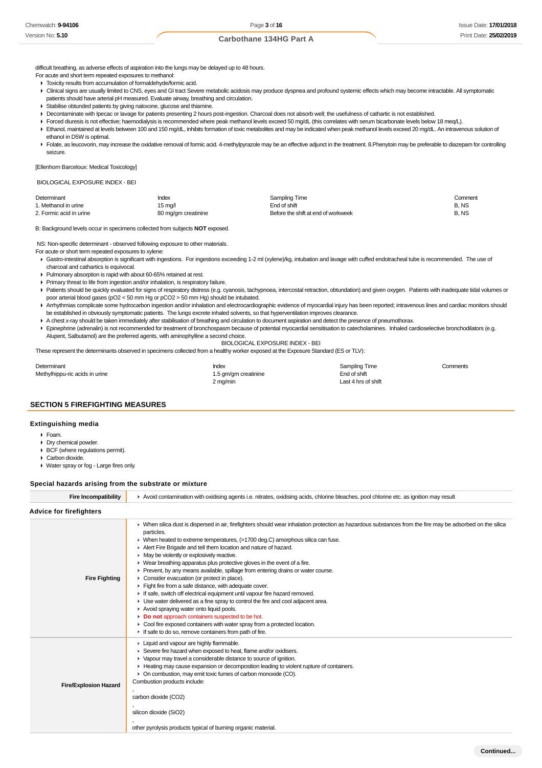difficult breathing, as adverse effects of aspiration into the lungs may be delayed up to 48 hours.

For acute and short term repeated exposures to methanol:

- Toxicity results from accumulation of formaldehyde/formic acid.
- Clinical signs are usually limited to CNS, eyes and GI tract Severe metabolic acidosis may produce dyspnea and profound systemic effects which may become intractable. All symptomatic patients should have arterial pH measured. Evaluate airway, breathing and circulation.
- Stabilise obtunded patients by giving naloxone, glucose and thiamine.
- Decontaminate with Ipecac or lavage for patients presenting 2 hours post-ingestion. Charcoal does not absorb well; the usefulness of cathartic is not established.
- Forced diuresis is not effective; haemodialysis is recommended where peak methanol levels exceed 50 mg/dL (this correlates with serum bicarbonate levels below 18 meq/L).
- Ethanol, maintained at levels between 100 and 150 mg/dL, inhibits formation of toxic metabolites and may be indicated when peak methanol levels exceed 20 mg/dL. An intravenous solution of ethanol in D5W is optimal.
- Folate, as leucovorin, may increase the oxidative removal of formic acid. 4-methylpyrazole may be an effective adjunct in the treatment. 8.Phenytoin may be preferable to diazepam for controlling seizure.

[Ellenhorn Barceloux: Medical Toxicology]

BIOLOGICAL EXPOSURE INDEX - BEI

| Determinant | Index | Sampling Time | Comment |
|---|---|---|---|
| 1. Methanol in urine | 15 mg/l | End of shift | B, NS |
| 2. Formic acid in urine | 80 mg/gm creatinine | Before the shift at end of workweek | B, NS |

B: Background levels occur in specimens collected from subjects **NOT** exposed.

NS: Non-specific determinant - observed following exposure to other materials.

For acute or short term repeated exposures to xylene:

- Gastro-intestinal absorption is significant with ingestions. For ingestions exceeding 1-2 ml (xylene)/kg, intubation and lavage with cuffed endotracheal tube is recommended. The use of charcoal and cathartics is equivocal.
- Pulmonary absorption is rapid with about 60-65% retained at rest.
- Primary threat to life from ingestion and/or inhalation, is respiratory failure.
- Patients should be quickly evaluated for signs of respiratory distress (e.g. cyanosis, tachypnoea, intercostal retraction, obtundation) and given oxygen. Patients with inadequate tidal volumes or poor arterial blood gases ($pO_2$ < 50 mm Hg or $pCO_2$ > 50 mm Hg) should be intubated.
- Arrhythmias complicate some hydrocarbon ingestion and/or inhalation and electrocardiographic evidence of myocardial injury has been reported; intravenous lines and cardiac monitors should be established in obviously symptomatic patients. The lungs excrete inhaled solvents, so that hyperventilation improves clearance.
- A chest x-ray should be taken immediately after stabilisation of breathing and circulation to document aspiration and detect the presence of pneumothorax.
- Epinephrine (adrenalin) is not recommended for treatment of bronchospasm because of potential myocardial sensitisation to catecholamines. Inhaled cardioselective bronchodilators (e.g. Alupent, Salbutamol) are the preferred agents, with aminophylline a second choice.

BIOLOGICAL EXPOSURE INDEX - BEI

These represent the determinants observed in specimens collected from a healthy worker exposed at the Exposure Standard (ES or TLV):

| Determinant | Index | Sampling Time | Comments |
|---|---|---|---|
| Methylhippu-ric acids in urine | 1.5 gm/gm creatinine | End of shift | |
| | 2 mg/min | Last 4 hrs of shift | |

## SECTION 5 FIREFIGHTING MEASURES

### Extinguishing media

- Foam.
- Dry chemical powder.
- BCF (where regulations permit).
- Carbon dioxide.
- Water spray or fog - Large fires only.

### Special hazards arising from the substrate or mixture

| | |
|---|---|
| **Fire Incompatibility** | Avoid contamination with oxidising agents i.e. nitrates, oxidising acids, chlorine bleaches, pool chlorine etc. as ignition may result |

### Advice for firefighters

| | |
|---|---|
| **Fire Fighting** | When silica dust is dispersed in air, firefighters should wear inhalation protection as hazardous substances from the fire may be adsorbed on the silica particles.<br>When heated to extreme temperatures, (>1700 deg.C) amorphous silica can fuse.<br>Alert Fire Brigade and tell them location and nature of hazard.<br>May be violently or explosively reactive.<br>Wear breathing apparatus plus protective gloves in the event of a fire.<br>Prevent, by any means available, spillage from entering drains or water course.<br>Consider evacuation (or protect in place).<br>Fight fire from a safe distance, with adequate cover.<br>If safe, switch off electrical equipment until vapour fire hazard removed.<br>Use water delivered as a fine spray to control the fire and cool adjacent area.<br>Avoid spraying water onto liquid pools.<br>**Do not** approach containers suspected to be hot.<br>Cool fire exposed containers with water spray from a protected location.<br>If safe to do so, remove containers from path of fire. |
| **Fire/Explosion Hazard** | Liquid and vapour are highly flammable.<br>Severe fire hazard when exposed to heat, flame and/or oxidisers.<br>Vapour may travel a considerable distance to source of ignition.<br>Heating may cause expansion or decomposition leading to violent rupture of containers.<br>On combustion, may emit toxic fumes of carbon monoxide (CO).<br>Combustion products include:<br>,<br>carbon dioxide ($CO_2$)<br>,<br>silicon dioxide ($SiO_2$)<br>,<br>other pyrolysis products typical of burning organic material. |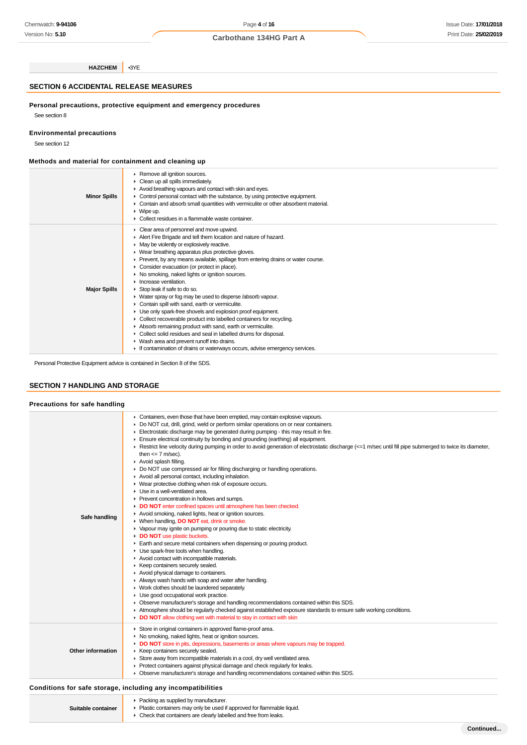| HAZCHEM | •3YE |
|---|---|

## SECTION 6 ACCIDENTAL RELEASE MEASURES

### Personal precautions, protective equipment and emergency procedures

See section 8

### Environmental precautions

See section 12

### Methods and material for containment and cleaning up

| | |
|---|---|
| **Minor Spills** | ▸ Remove all ignition sources.<br>▸ Clean up all spills immediately.<br>▸ Avoid breathing vapours and contact with skin and eyes.<br>▸ Control personal contact with the substance, by using protective equipment.<br>▸ Contain and absorb small quantities with vermiculite or other absorbent material.<br>▸ Wipe up.<br>▸ Collect residues in a flammable waste container. |
| **Major Spills** | ▸ Clear area of personnel and move upwind.<br>▸ Alert Fire Brigade and tell them location and nature of hazard.<br>▸ May be violently or explosively reactive.<br>▸ Wear breathing apparatus plus protective gloves.<br>▸ Prevent, by any means available, spillage from entering drains or water course.<br>▸ Consider evacuation (or protect in place).<br>▸ No smoking, naked lights or ignition sources.<br>▸ Increase ventilation.<br>▸ Stop leak if safe to do so.<br>▸ Water spray or fog may be used to disperse /absorb vapour.<br>▸ Contain spill with sand, earth or vermiculite.<br>▸ Use only spark-free shovels and explosion proof equipment.<br>▸ Collect recoverable product into labelled containers for recycling.<br>▸ Absorb remaining product with sand, earth or vermiculite.<br>▸ Collect solid residues and seal in labelled drums for disposal.<br>▸ Wash area and prevent runoff into drains.<br>▸ If contamination of drains or waterways occurs, advise emergency services. |

Personal Protective Equipment advice is contained in Section 8 of the SDS.

## SECTION 7 HANDLING AND STORAGE

### Precautions for safe handling

| | |
|---|---|
| **Safe handling** | ▸ Containers, even those that have been emptied, may contain explosive vapours.<br>▸ Do NOT cut, drill, grind, weld or perform similar operations on or near containers.<br>▸ Electrostatic discharge may be generated during pumping - this may result in fire.<br>▸ Ensure electrical continuity by bonding and grounding (earthing) all equipment.<br>▸ Restrict line velocity during pumping in order to avoid generation of electrostatic discharge (<=1 m/sec until fill pipe submerged to twice its diameter, then <= 7 m/sec).<br>▸ Avoid splash filling.<br>▸ Do NOT use compressed air for filling discharging or handling operations.<br>▸ Avoid all personal contact, including inhalation.<br>▸ Wear protective clothing when risk of exposure occurs.<br>▸ Use in a well-ventilated area.<br>▸ Prevent concentration in hollows and sumps.<br>▸ **DO NOT** enter confined spaces until atmosphere has been checked.<br>▸ Avoid smoking, naked lights, heat or ignition sources.<br>▸ When handling, **DO NOT** eat, drink or smoke.<br>▸ Vapour may ignite on pumping or pouring due to static electricity.<br>▸ **DO NOT** use plastic buckets.<br>▸ Earth and secure metal containers when dispensing or pouring product.<br>▸ Use spark-free tools when handling.<br>▸ Avoid contact with incompatible materials.<br>▸ Keep containers securely sealed.<br>▸ Avoid physical damage to containers.<br>▸ Always wash hands with soap and water after handling.<br>▸ Work clothes should be laundered separately.<br>▸ Use good occupational work practice.<br>▸ Observe manufacturer's storage and handling recommendations contained within this SDS.<br>▸ Atmosphere should be regularly checked against established exposure standards to ensure safe working conditions.<br>▸ **DO NOT** allow clothing wet with material to stay in contact with skin |
| **Other information** | ▸ Store in original containers in approved flame-proof area.<br>▸ No smoking, naked lights, heat or ignition sources.<br>▸ **DO NOT** store in pits, depressions, basements or areas where vapours may be trapped.<br>▸ Keep containers securely sealed.<br>▸ Store away from incompatible materials in a cool, dry well ventilated area.<br>▸ Protect containers against physical damage and check regularly for leaks.<br>▸ Observe manufacturer's storage and handling recommendations contained within this SDS. |

### Conditions for safe storage, including any incompatibilities

| | |
|---|---|
| **Suitable container** | ▸ Packing as supplied by manufacturer.<br>▸ Plastic containers may only be used if approved for flammable liquid.<br>▸ Check that containers are clearly labelled and free from leaks. |

Continued...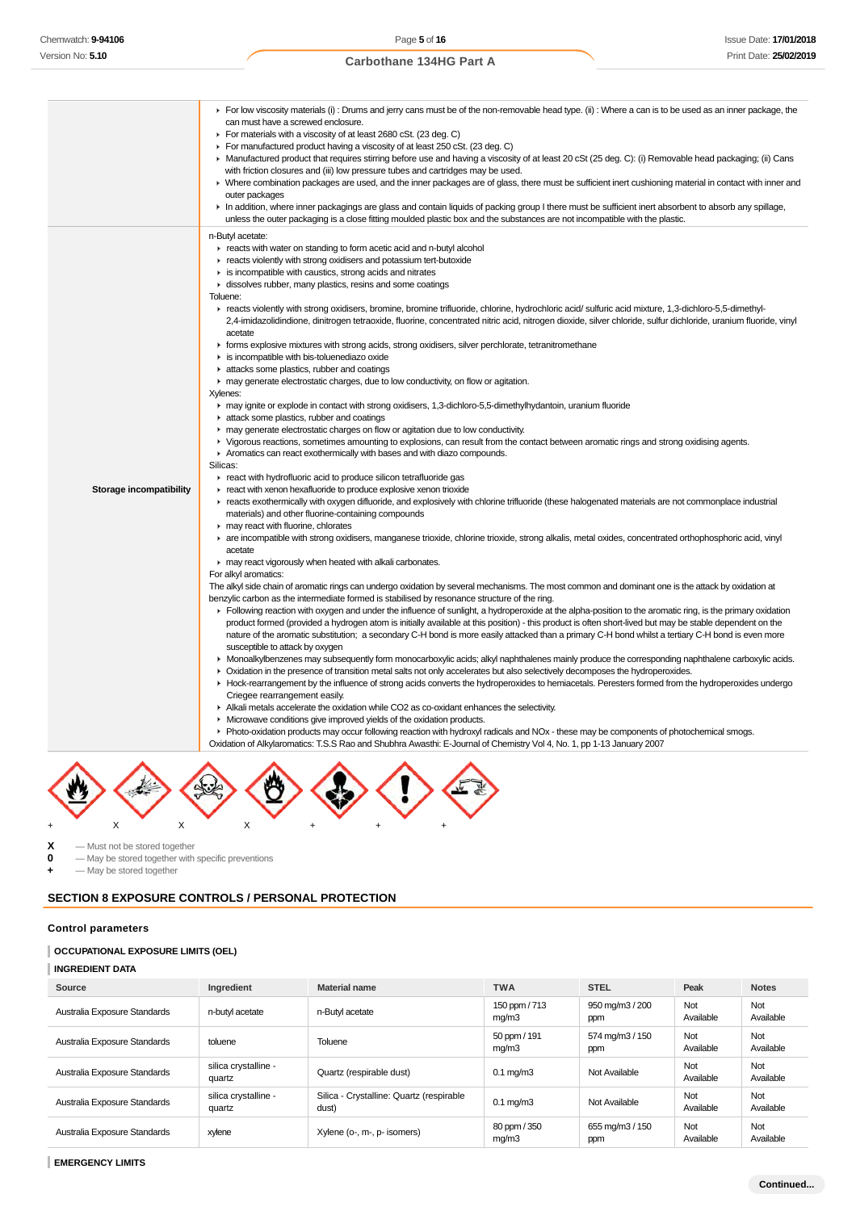|  |  |
|---|---|
|  | - For low viscosity materials (i) : Drums and jerry cans must be of the non-removable head type. (ii) : Where a can is to be used as an inner package, the can must have a screwed enclosure.<br>- For materials with a viscosity of at least 2680 cSt. (23 deg. C)<br>- For manufactured product having a viscosity of at least 250 cSt. (23 deg. C)<br>- Manufactured product that requires stirring before use and having a viscosity of at least 20 cSt (25 deg. C): (i) Removable head packaging; (ii) Cans with friction closures and (iii) low pressure tubes and cartridges may be used.<br>- Where combination packages are used, and the inner packages are of glass, there must be sufficient inert cushioning material in contact with inner and outer packages<br>- In addition, where inner packagings are glass and contain liquids of packing group I there must be sufficient inert absorbent to absorb any spillage, unless the outer packaging is a close fitting moulded plastic box and the substances are not incompatible with the plastic. |
| **Storage incompatibility** | n-Butyl acetate:<br>- reacts with water on standing to form acetic acid and n-butyl alcohol<br>- reacts violently with strong oxidisers and potassium tert-butoxide<br>- is incompatible with caustics, strong acids and nitrates<br>- dissolves rubber, many plastics, resins and some coatings<br>Toluene:<br>- reacts violently with strong oxidisers, bromine, bromine trifluoride, chlorine, hydrochloric acid/ sulfuric acid mixture, 1,3-dichloro-5,5-dimethyl-2,4-imidazolidindione, dinitrogen tetraoxide, fluorine, concentrated nitric acid, nitrogen dioxide, silver chloride, sulfur dichloride, uranium fluoride, vinyl acetate<br>- forms explosive mixtures with strong acids, strong oxidisers, silver perchlorate, tetranitromethane<br>- is incompatible with bis-toluenediazo oxide<br>- attacks some plastics, rubber and coatings<br>- may generate electrostatic charges, due to low conductivity, on flow or agitation.<br>Xylenes:<br>- may ignite or explode in contact with strong oxidisers, 1,3-dichloro-5,5-dimethylhydantoin, uranium fluoride<br>- attack some plastics, rubber and coatings<br>- may generate electrostatic charges on flow or agitation due to low conductivity.<br>- Vigorous reactions, sometimes amounting to explosions, can result from the contact between aromatic rings and strong oxidising agents.<br>- Aromatics can react exothermically with bases and with diazo compounds.<br>Silicas:<br>- react with hydrofluoric acid to produce silicon tetrafluoride gas<br>- react with xenon hexafluoride to produce explosive xenon trioxide<br>- reacts exothermically with oxygen difluoride, and explosively with chlorine trifluoride (these halogenated materials are not commonplace industrial materials) and other fluorine-containing compounds<br>- may react with fluorine, chlorates<br>- are incompatible with strong oxidisers, manganese trioxide, chlorine trioxide, strong alkalis, metal oxides, concentrated orthophosphoric acid, vinyl acetate<br>- may react vigorously when heated with alkali carbonates.<br>For alkyl aromatics:<br>The alkyl side chain of aromatic rings can undergo oxidation by several mechanisms. The most common and dominant one is the attack by oxidation at benzylic carbon as the intermediate formed is stabilised by resonance structure of the ring.<br>- Following reaction with oxygen and under the influence of sunlight, a hydroperoxide at the alpha-position to the aromatic ring, is the primary oxidation product formed (provided a hydrogen atom is initially available at this position) - this product is often short-lived but may be stable dependent on the nature of the aromatic substitution; a secondary C-H bond is more easily attacked than a primary C-H bond whilst a tertiary C-H bond is even more susceptible to attack by oxygen<br>- Monoalkylbenzenes may subsequently form monocarboxylic acids; alkyl naphthalenes mainly produce the corresponding naphthalene carboxylic acids.<br>- Oxidation in the presence of transition metal salts not only accelerates but also selectively decomposes the hydroperoxides.<br>- Hock-rearrangement by the influence of strong acids converts the hydroperoxides to hemiacetals. Peresters formed from the hydroperoxides undergo Criegee rearrangement easily.<br>- Alkali metals accelerate the oxidation while CO2 as co-oxidant enhances the selectivity.<br>- Microwave conditions give improved yields of the oxidation products.<br>- Photo-oxidation products may occur following reaction with hydroxyl radicals and NOx - these may be components of photochemical smogs.<br>Oxidation of Alkylaromatics: T.S.S Rao and Shubhra Awasthi: E-Journal of Chemistry Vol 4, No. 1, pp 1-13 January 2007 |

\+ X X X + + +

**X** — Must not be stored together
**0** — May be stored together with specific preventions
**+** — May be stored together

## SECTION 8 EXPOSURE CONTROLS / PERSONAL PROTECTION

### Control parameters

#### OCCUPATIONAL EXPOSURE LIMITS (OEL)

#### INGREDIENT DATA

| Source | Ingredient | Material name | TWA | STEL | Peak | Notes |
|---|---|---|---|---|---|---|
| Australia Exposure Standards | n-butyl acetate | n-Butyl acetate | 150 ppm / 713 mg/m3 | 950 mg/m3 / 200 ppm | Not Available | Not Available |
| Australia Exposure Standards | toluene | Toluene | 50 ppm / 191 mg/m3 | 574 mg/m3 / 150 ppm | Not Available | Not Available |
| Australia Exposure Standards | silica crystalline - quartz | Quartz (respirable dust) | 0.1 mg/m3 | Not Available | Not Available | Not Available |
| Australia Exposure Standards | silica crystalline - quartz | Silica - Crystalline: Quartz (respirable dust) | 0.1 mg/m3 | Not Available | Not Available | Not Available |
| Australia Exposure Standards | xylene | Xylene (o-, m-, p- isomers) | 80 ppm / 350 mg/m3 | 655 mg/m3 / 150 ppm | Not Available | Not Available |

#### EMERGENCY LIMITS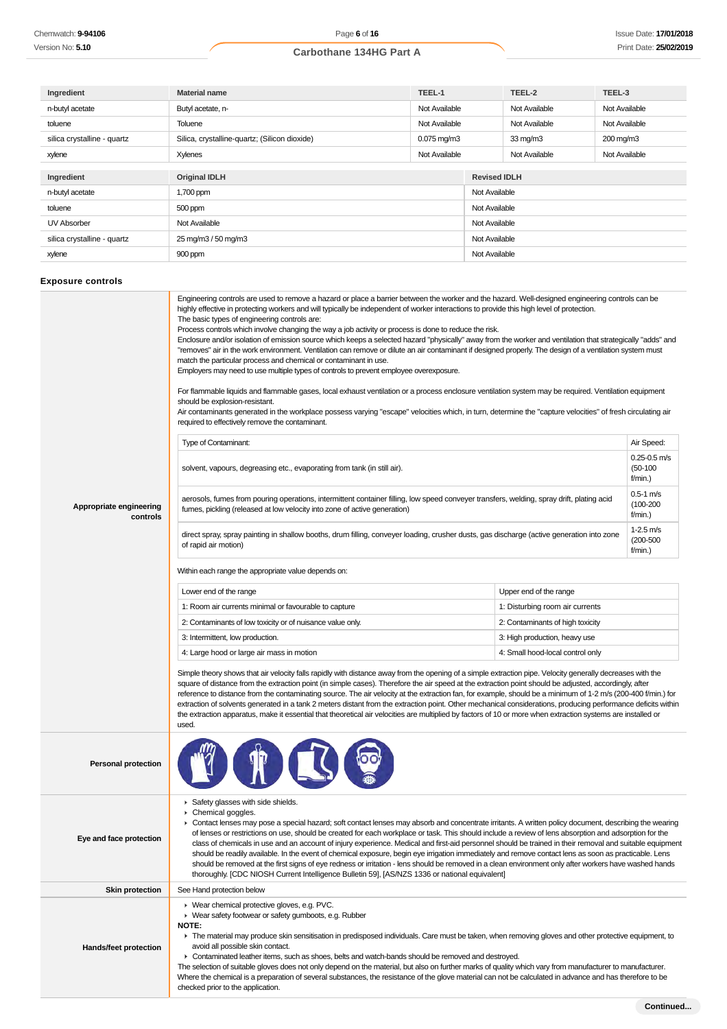| Ingredient | Material name | TEEL-1 | TEEL-2 | TEEL-3 |
|---|---|---|---|---|
| n-butyl acetate | Butyl acetate, n- | Not Available | Not Available | Not Available |
| toluene | Toluene | Not Available | Not Available | Not Available |
| silica crystalline - quartz | Silica, crystalline-quartz; (Silicon dioxide) | 0.075 mg/m3 | 33 mg/m3 | 200 mg/m3 |
| xylene | Xylenes | Not Available | Not Available | Not Available |

| Ingredient | Original IDLH | Revised IDLH |
|---|---|---|
| n-butyl acetate | 1,700 ppm | Not Available |
| toluene | 500 ppm | Not Available |
| UV Absorber | Not Available | Not Available |
| silica crystalline - quartz | 25 mg/m3 / 50 mg/m3 | Not Available |
| xylene | 900 ppm | Not Available |

### Exposure controls

**Appropriate engineering controls**

Engineering controls are used to remove a hazard or place a barrier between the worker and the hazard. Well-designed engineering controls can be highly effective in protecting workers and will typically be independent of worker interactions to provide this high level of protection.
The basic types of engineering controls are:
Process controls which involve changing the way a job activity or process is done to reduce the risk.
Enclosure and/or isolation of emission source which keeps a selected hazard "physically" away from the worker and ventilation that strategically "adds" and "removes" air in the work environment. Ventilation can remove or dilute an air contaminant if designed properly. The design of a ventilation system must match the particular process and chemical or contaminant in use.
Employers may need to use multiple types of controls to prevent employee overexposure.

For flammable liquids and flammable gases, local exhaust ventilation or a process enclosure ventilation system may be required. Ventilation equipment should be explosion-resistant.
Air contaminants generated in the workplace possess varying "escape" velocities which, in turn, determine the "capture velocities" of fresh circulating air required to effectively remove the contaminant.

| Type of Contaminant: | Air Speed: |
|---|---|
| solvent, vapours, degreasing etc., evaporating from tank (in still air). | 0.25-0.5 m/s (50-100 f/min.) |
| aerosols, fumes from pouring operations, intermittent container filling, low speed conveyer transfers, welding, spray drift, plating acid fumes, pickling (released at low velocity into zone of active generation) | 0.5-1 m/s (100-200 f/min.) |
| direct spray, spray painting in shallow booths, drum filling, conveyer loading, crusher dusts, gas discharge (active generation into zone of rapid air motion) | 1-2.5 m/s (200-500 f/min.) |

Within each range the appropriate value depends on:

| Lower end of the range | Upper end of the range |
|---|---|
| 1: Room air currents minimal or favourable to capture | 1: Disturbing room air currents |
| 2: Contaminants of low toxicity or of nuisance value only. | 2: Contaminants of high toxicity |
| 3: Intermittent, low production. | 3: High production, heavy use |
| 4: Large hood or large air mass in motion | 4: Small hood-local control only |

Simple theory shows that air velocity falls rapidly with distance away from the opening of a simple extraction pipe. Velocity generally decreases with the square of distance from the extraction point (in simple cases). Therefore the air speed at the extraction point should be adjusted, accordingly, after reference to distance from the contaminating source. The air velocity at the extraction fan, for example, should be a minimum of 1-2 m/s (200-400 f/min.) for extraction of solvents generated in a tank 2 meters distant from the extraction point. Other mechanical considerations, producing performance deficits within the extraction apparatus, make it essential that theoretical air velocities are multiplied by factors of 10 or more when extraction systems are installed or used.

**Personal protection**

**Eye and face protection**

- Safety glasses with side shields.
- Chemical goggles.
- Contact lenses may pose a special hazard; soft contact lenses may absorb and concentrate irritants. A written policy document, describing the wearing of lenses or restrictions on use, should be created for each workplace or task. This should include a review of lens absorption and adsorption for the class of chemicals in use and an account of injury experience. Medical and first-aid personnel should be trained in their removal and suitable equipment should be readily available. In the event of chemical exposure, begin eye irrigation immediately and remove contact lens as soon as practicable. Lens should be removed at the first signs of eye redness or irritation - lens should be removed in a clean environment only after workers have washed hands thoroughly. [CDC NIOSH Current Intelligence Bulletin 59], [AS/NZS 1336 or national equivalent]

**Skin protection**

See Hand protection below

**Hands/feet protection**

- Wear chemical protective gloves, e.g. PVC.
- Wear safety footwear or safety gumboots, e.g. Rubber

**NOTE:**

- The material may produce skin sensitisation in predisposed individuals. Care must be taken, when removing gloves and other protective equipment, to avoid all possible skin contact.
- Contaminated leather items, such as shoes, belts and watch-bands should be removed and destroyed.

The selection of suitable gloves does not only depend on the material, but also on further marks of quality which vary from manufacturer to manufacturer. Where the chemical is a preparation of several substances, the resistance of the glove material can not be calculated in advance and has therefore to be checked prior to the application.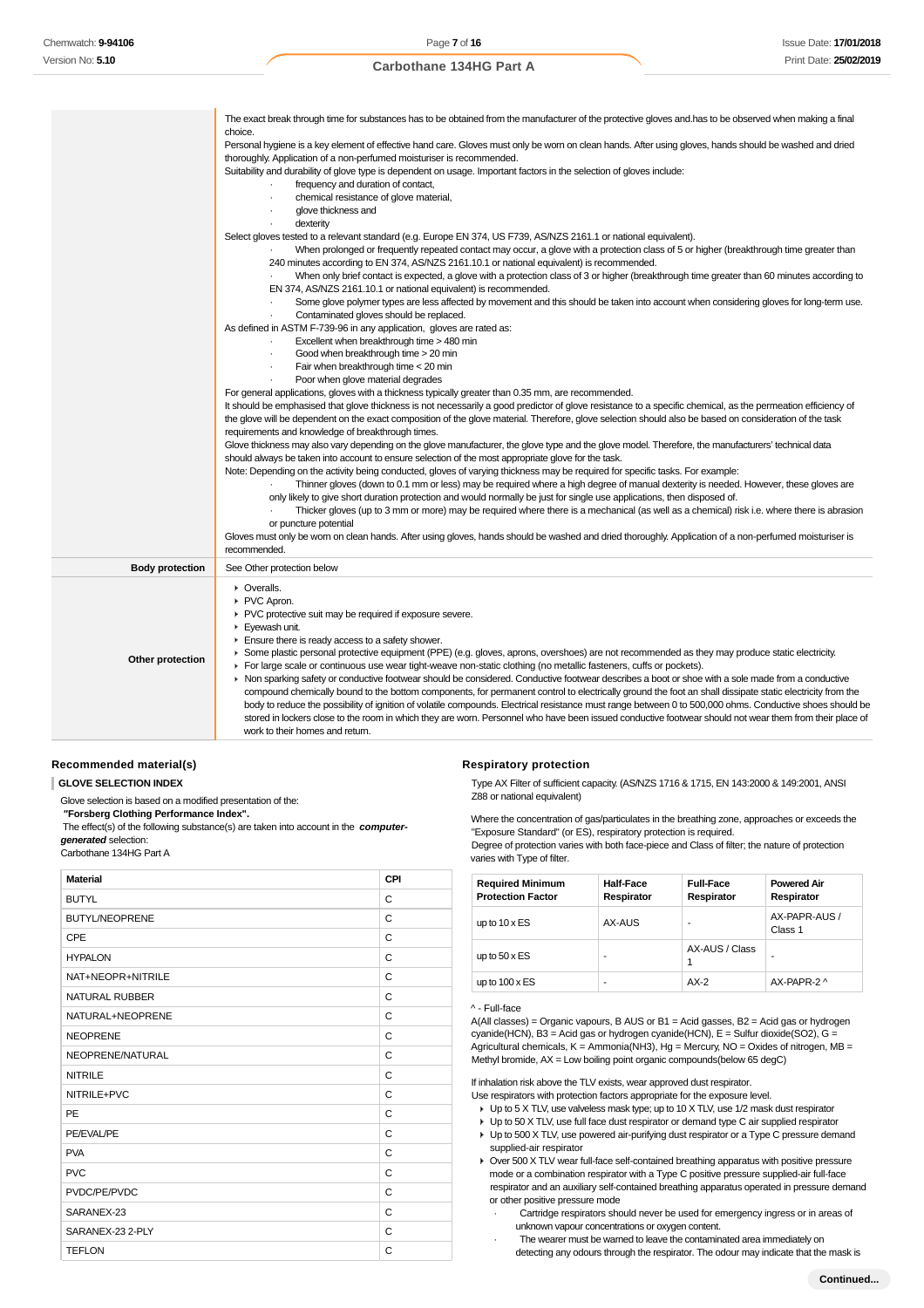| | |
|---|---|
| | The exact break through time for substances has to be obtained from the manufacturer of the protective gloves and.has to be observed when making a final choice.<br>Personal hygiene is a key element of effective hand care. Gloves must only be worn on clean hands. After using gloves, hands should be washed and dried thoroughly. Application of a non-perfumed moisturiser is recommended.<br>Suitability and durability of glove type is dependent on usage. Important factors in the selection of gloves include:<br>· frequency and duration of contact,<br>· chemical resistance of glove material,<br>· glove thickness and<br>· dexterity<br>Select gloves tested to a relevant standard (e.g. Europe EN 374, US F739, AS/NZS 2161.1 or national equivalent).<br>· When prolonged or frequently repeated contact may occur, a glove with a protection class of 5 or higher (breakthrough time greater than 240 minutes according to EN 374, AS/NZS 2161.10.1 or national equivalent) is recommended.<br>· When only brief contact is expected, a glove with a protection class of 3 or higher (breakthrough time greater than 60 minutes according to EN 374, AS/NZS 2161.10.1 or national equivalent) is recommended.<br>· Some glove polymer types are less affected by movement and this should be taken into account when considering gloves for long-term use.<br>· Contaminated gloves should be replaced.<br>As defined in ASTM F-739-96 in any application, gloves are rated as:<br>· Excellent when breakthrough time > 480 min<br>· Good when breakthrough time > 20 min<br>· Fair when breakthrough time < 20 min<br>· Poor when glove material degrades<br>For general applications, gloves with a thickness typically greater than 0.35 mm, are recommended.<br>It should be emphasised that glove thickness is not necessarily a good predictor of glove resistance to a specific chemical, as the permeation efficiency of the glove will be dependent on the exact composition of the glove material. Therefore, glove selection should also be based on consideration of the task requirements and knowledge of breakthrough times.<br>Glove thickness may also vary depending on the glove manufacturer, the glove type and the glove model. Therefore, the manufacturers' technical data should always be taken into account to ensure selection of the most appropriate glove for the task.<br>Note: Depending on the activity being conducted, gloves of varying thickness may be required for specific tasks. For example:<br>· Thinner gloves (down to 0.1 mm or less) may be required where a high degree of manual dexterity is needed. However, these gloves are only likely to give short duration protection and would normally be just for single use applications, then disposed of.<br>· Thicker gloves (up to 3 mm or more) may be required where there is a mechanical (as well as a chemical) risk i.e. where there is abrasion or puncture potential<br>Gloves must only be worn on clean hands. After using gloves, hands should be washed and dried thoroughly. Application of a non-perfumed moisturiser is recommended. |
| **Body protection** | See Other protection below |
| **Other protection** | ▸ Overalls.<br>▸ PVC Apron.<br>▸ PVC protective suit may be required if exposure severe.<br>▸ Eyewash unit.<br>▸ Ensure there is ready access to a safety shower.<br>▸ Some plastic personal protective equipment (PPE) (e.g. gloves, aprons, overshoes) are not recommended as they may produce static electricity.<br>▸ For large scale or continuous use wear tight-weave non-static clothing (no metallic fasteners, cuffs or pockets).<br>▸ Non sparking safety or conductive footwear should be considered. Conductive footwear describes a boot or shoe with a sole made from a conductive compound chemically bound to the bottom components, for permanent control to electrically ground the foot an shall dissipate static electricity from the body to reduce the possibility of ignition of volatile compounds. Electrical resistance must range between 0 to 500,000 ohms. Conductive shoes should be stored in lockers close to the room in which they are worn. Personnel who have been issued conductive footwear should not wear them from their place of work to their homes and return. |

## Recommended material(s)

**GLOVE SELECTION INDEX**

Glove selection is based on a modified presentation of the:

***"Forsberg Clothing Performance Index".***

The effect(s) of the following substance(s) are taken into account in the ***computer-generated*** selection:

Carbothane 134HG Part A

| Material | CPI |
|---|---|
| BUTYL | C |
| BUTYL/NEOPRENE | C |
| CPE | C |
| HYPALON | C |
| NAT+NEOPR+NITRILE | C |
| NATURAL RUBBER | C |
| NATURAL+NEOPRENE | C |
| NEOPRENE | C |
| NEOPRENE/NATURAL | C |
| NITRILE | C |
| NITRILE+PVC | C |
| PE | C |
| PE/EVAL/PE | C |
| PVA | C |
| PVC | C |
| PVDC/PE/PVDC | C |
| SARANEX-23 | C |
| SARANEX-23 2-PLY | C |
| TEFLON | C |

## Respiratory protection

Type AX Filter of sufficient capacity. (AS/NZS 1716 & 1715, EN 143:2000 & 149:2001, ANSI Z88 or national equivalent)

Where the concentration of gas/particulates in the breathing zone, approaches or exceeds the "Exposure Standard" (or ES), respiratory protection is required.

Degree of protection varies with both face-piece and Class of filter; the nature of protection varies with Type of filter.

| Required Minimum Protection Factor | Half-Face Respirator | Full-Face Respirator | Powered Air Respirator |
|---|---|---|---|
| up to 10 x ES | AX-AUS | - | AX-PAPR-AUS / Class 1 |
| up to 50 x ES | - | AX-AUS / Class 1 | - |
| up to 100 x ES | - | AX-2 | AX-PAPR-2 ^ |

^ - Full-face

A(All classes) = Organic vapours, B AUS or B1 = Acid gasses, B2 = Acid gas or hydrogen cyanide(HCN), B3 = Acid gas or hydrogen cyanide(HCN), E = Sulfur dioxide(SO2), G = Agricultural chemicals, K = Ammonia(NH3), Hg = Mercury, NO = Oxides of nitrogen, MB = Methyl bromide, AX = Low boiling point organic compounds(below 65 degC)

If inhalation risk above the TLV exists, wear approved dust respirator.

Use respirators with protection factors appropriate for the exposure level.

- Up to 5 X TLV, use valveless mask type; up to 10 X TLV, use 1/2 mask dust respirator
- Up to 50 X TLV, use full face dust respirator or demand type C air supplied respirator
- Up to 500 X TLV, use powered air-purifying dust respirator or a Type C pressure demand supplied-air respirator
- Over 500 X TLV wear full-face self-contained breathing apparatus with positive pressure mode or a combination respirator with a Type C positive pressure supplied-air full-face respirator and an auxiliary self-contained breathing apparatus operated in pressure demand or other positive pressure mode
  - · Cartridge respirators should never be used for emergency ingress or in areas of unknown vapour concentrations or oxygen content.
  - · The wearer must be warned to leave the contaminated area immediately on detecting any odours through the respirator. The odour may indicate that the mask is

**Continued...**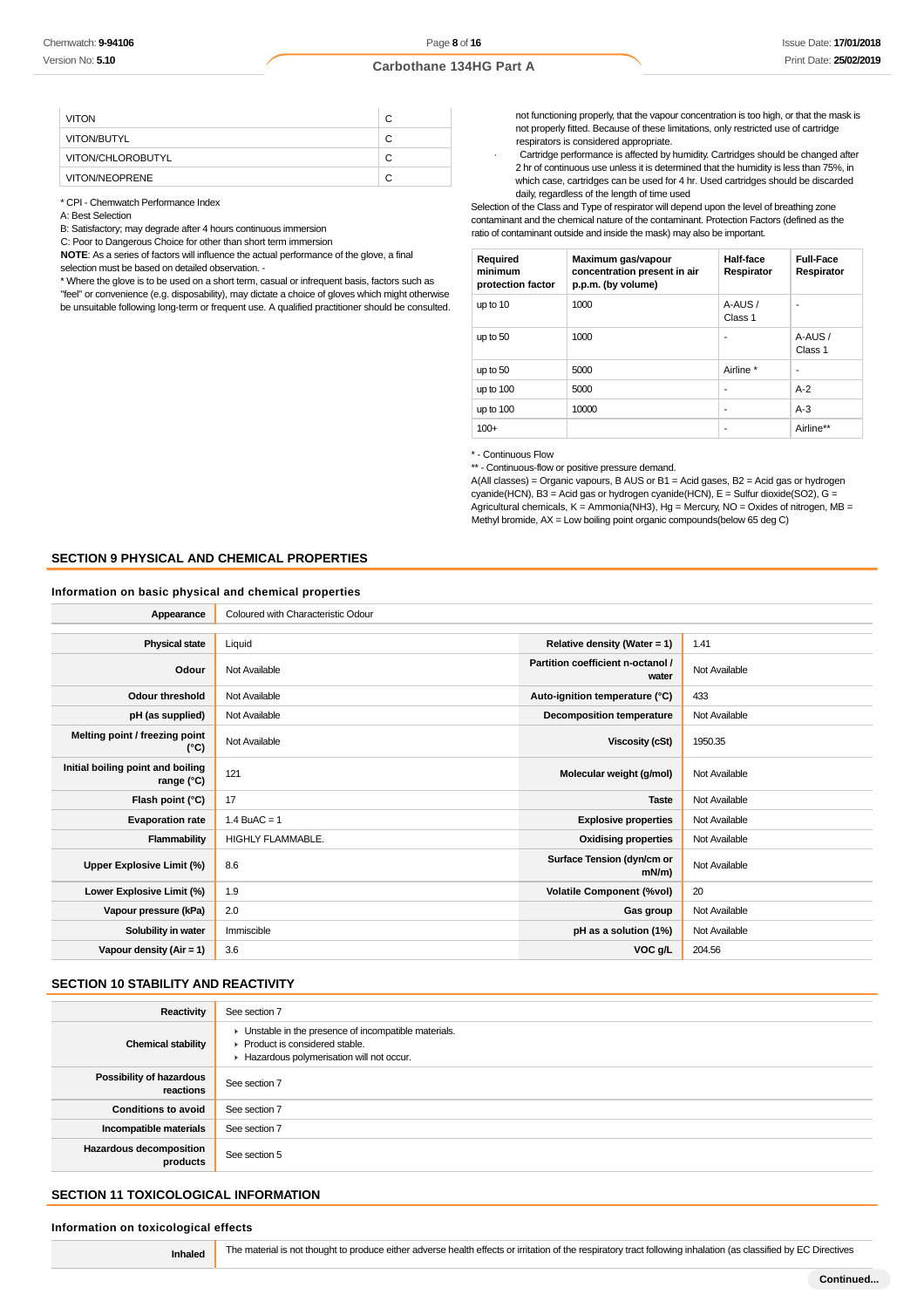| | |
|---|---|
| VITON | C |
| VITON/BUTYL | C |
| VITON/CHLOROBUTYL | C |
| VITON/NEOPRENE | C |

* CPI - Chemwatch Performance Index
A: Best Selection
B: Satisfactory; may degrade after 4 hours continuous immersion
C: Poor to Dangerous Choice for other than short term immersion
**NOTE**: As a series of factors will influence the actual performance of the glove, a final selection must be based on detailed observation. -
* Where the glove is to be used on a short term, casual or infrequent basis, factors such as "feel" or convenience (e.g. disposability), may dictate a choice of gloves which might otherwise be unsuitable following long-term or frequent use. A qualified practitioner should be consulted.

not functioning properly, that the vapour concentration is too high, or that the mask is not properly fitted. Because of these limitations, only restricted use of cartridge respirators is considered appropriate.

- Cartridge performance is affected by humidity. Cartridges should be changed after 2 hr of continuous use unless it is determined that the humidity is less than 75%, in which case, cartridges can be used for 4 hr. Used cartridges should be discarded daily, regardless of the length of time used

Selection of the Class and Type of respirator will depend upon the level of breathing zone contaminant and the chemical nature of the contaminant. Protection Factors (defined as the ratio of contaminant outside and inside the mask) may also be important.

| Required minimum protection factor | Maximum gas/vapour concentration present in air p.p.m. (by volume) | Half-face Respirator | Full-Face Respirator |
|---|---|---|---|
| up to 10 | 1000 | A-AUS / Class 1 | - |
| up to 50 | 1000 | - | A-AUS / Class 1 |
| up to 50 | 5000 | Airline * | - |
| up to 100 | 5000 | - | A-2 |
| up to 100 | 10000 | - | A-3 |
| 100+ | | - | Airline** |

* - Continuous Flow
** - Continuous-flow or positive pressure demand.
A(All classes) = Organic vapours, B AUS or B1 = Acid gases, B2 = Acid gas or hydrogen cyanide(HCN), B3 = Acid gas or hydrogen cyanide(HCN), E = Sulfur dioxide(SO2), G = Agricultural chemicals, K = Ammonia(NH3), Hg = Mercury, NO = Oxides of nitrogen, MB = Methyl bromide, AX = Low boiling point organic compounds(below 65 deg C)

## SECTION 9 PHYSICAL AND CHEMICAL PROPERTIES

### Information on basic physical and chemical properties

| | |
|---|---|
| **Appearance** | Coloured with Characteristic Odour |

| | | | |
|---|---|---|---|
| **Physical state** | Liquid | **Relative density (Water = 1)** | 1.41 |
| **Odour** | Not Available | **Partition coefficient n-octanol / water** | Not Available |
| **Odour threshold** | Not Available | **Auto-ignition temperature (°C)** | 433 |
| **pH (as supplied)** | Not Available | **Decomposition temperature** | Not Available |
| **Melting point / freezing point (°C)** | Not Available | **Viscosity (cSt)** | 1950.35 |
| **Initial boiling point and boiling range (°C)** | 121 | **Molecular weight (g/mol)** | Not Available |
| **Flash point (°C)** | 17 | **Taste** | Not Available |
| **Evaporation rate** | 1.4 BuAC = 1 | **Explosive properties** | Not Available |
| **Flammability** | HIGHLY FLAMMABLE. | **Oxidising properties** | Not Available |
| **Upper Explosive Limit (%)** | 8.6 | **Surface Tension (dyn/cm or mN/m)** | Not Available |
| **Lower Explosive Limit (%)** | 1.9 | **Volatile Component (%vol)** | 20 |
| **Vapour pressure (kPa)** | 2.0 | **Gas group** | Not Available |
| **Solubility in water** | Immiscible | **pH as a solution (1%)** | Not Available |
| **Vapour density (Air = 1)** | 3.6 | **VOC g/L** | 204.56 |

## SECTION 10 STABILITY AND REACTIVITY

| | |
|---|---|
| **Reactivity** | See section 7 |
| **Chemical stability** | ▸ Unstable in the presence of incompatible materials.<br>▸ Product is considered stable.<br>▸ Hazardous polymerisation will not occur. |
| **Possibility of hazardous reactions** | See section 7 |
| **Conditions to avoid** | See section 7 |
| **Incompatible materials** | See section 7 |
| **Hazardous decomposition products** | See section 5 |

## SECTION 11 TOXICOLOGICAL INFORMATION

### Information on toxicological effects

| | |
|---|---|
| **Inhaled** | The material is not thought to produce either adverse health effects or irritation of the respiratory tract following inhalation (as classified by EC Directives |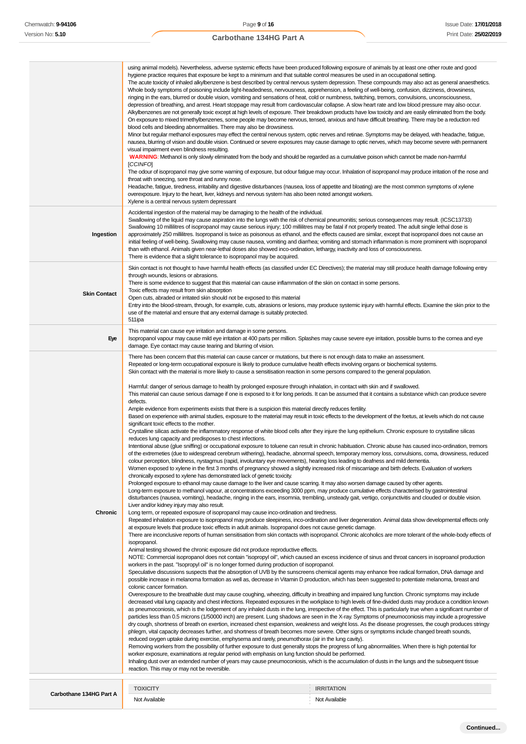| | |
|---|---|
| | using animal models). Nevertheless, adverse systemic effects have been produced following exposure of animals by at least one other route and good hygiene practice requires that exposure be kept to a minimum and that suitable control measures be used in an occupational setting.<br>The acute toxicity of inhaled alkylbenzene is best described by central nervous system depression. These compounds may also act as general anaesthetics. Whole body symptoms of poisoning include light-headedness, nervousness, apprehension, a feeling of well-being, confusion, dizziness, drowsiness, ringing in the ears, blurred or double vision, vomiting and sensations of heat, cold or numbness, twitching, tremors, convulsions, unconsciousness, depression of breathing, and arrest. Heart stoppage may result from cardiovascular collapse. A slow heart rate and low blood pressure may also occur.<br>Alkylbenzenes are not generally toxic except at high levels of exposure. Their breakdown products have low toxicity and are easily eliminated from the body.<br>On exposure to mixed trimethylbenzenes, some people may become nervous, tensed, anxious and have difficult breathing. There may be a reduction red blood cells and bleeding abnormalities. There may also be drowsiness.<br>Minor but regular methanol exposures may effect the central nervous system, optic nerves and retinae. Symptoms may be delayed, with headache, fatigue, nausea, blurring of vision and double vision. Continued or severe exposures may cause damage to optic nerves, which may become severe with permanent visual impairment even blindness resulting.<br>**WARNING**: Methanol is only slowly eliminated from the body and should be regarded as a cumulative poison which cannot be made non-harmful<br>[*CCINFO*]<br>The odour of isopropanol may give some warning of exposure, but odour fatigue may occur. Inhalation of isopropanol may produce irritation of the nose and throat with sneezing, sore throat and runny nose.<br>Headache, fatigue, tiredness, irritability and digestive disturbances (nausea, loss of appetite and bloating) are the most common symptoms of xylene overexposure. Injury to the heart, liver, kidneys and nervous system has also been noted amongst workers.<br>Xylene is a central nervous system depressant |
| **Ingestion** | Accidental ingestion of the material may be damaging to the health of the individual.<br>Swallowing of the liquid may cause aspiration into the lungs with the risk of chemical pneumonitis; serious consequences may result. (ICSC13733)<br>Swallowing 10 millilitres of isopropanol may cause serious injury; 100 millilitres may be fatal if not properly treated. The adult single lethal dose is approximately 250 millilitres. Isopropanol is twice as poisonous as ethanol, and the effects caused are similar, except that isopropanol does not cause an initial feeling of well-being. Swallowing may cause nausea, vomiting and diarrhea; vomiting and stomach inflammation is more prominent with isopropanol than with ethanol. Animals given near-lethal doses also showed inco-ordination, lethargy, inactivity and loss of consciousness.<br>There is evidence that a slight tolerance to isopropanol may be acquired. |
| **Skin Contact** | Skin contact is not thought to have harmful health effects (as classified under EC Directives); the material may still produce health damage following entry through wounds, lesions or abrasions.<br>There is some evidence to suggest that this material can cause inflammation of the skin on contact in some persons.<br>Toxic effects may result from skin absorption<br>Open cuts, abraded or irritated skin should not be exposed to this material<br>Entry into the blood-stream, through, for example, cuts, abrasions or lesions, may produce systemic injury with harmful effects. Examine the skin prior to the use of the material and ensure that any external damage is suitably protected.<br>511ipa |
| **Eye** | This material can cause eye irritation and damage in some persons.<br>Isopropanol vapour may cause mild eye irritation at 400 parts per million. Splashes may cause severe eye irritation, possible burns to the cornea and eye damage. Eye contact may cause tearing and blurring of vision. |
| **Chronic** | There has been concern that this material can cause cancer or mutations, but there is not enough data to make an assessment.<br>Repeated or long-term occupational exposure is likely to produce cumulative health effects involving organs or biochemical systems.<br>Skin contact with the material is more likely to cause a sensitisation reaction in some persons compared to the general population.<br><br>Harmful: danger of serious damage to health by prolonged exposure through inhalation, in contact with skin and if swallowed.<br>This material can cause serious damage if one is exposed to it for long periods. It can be assumed that it contains a substance which can produce severe defects.<br>Ample evidence from experiments exists that there is a suspicion this material directly reduces fertility.<br>Based on experience with animal studies, exposure to the material may result in toxic effects to the development of the foetus, at levels which do not cause significant toxic effects to the mother.<br>Crystalline silicas activate the inflammatory response of white blood cells after they injure the lung epithelium. Chronic exposure to crystalline silicas reduces lung capacity and predisposes to chest infections.<br>Intentional abuse (glue sniffing) or occupational exposure to toluene can result in chronic habituation. Chronic abuse has caused inco-ordination, tremors of the extremeties (due to widespread cerebrum withering), headache, abnormal speech, temporary memory loss, convulsions, coma, drowsiness, reduced colour perception, blindness, nystagmus (rapid, involuntary eye movements), hearing loss leading to deafness and mild dementia.<br>Women exposed to xylene in the first 3 months of pregnancy showed a slightly increased risk of miscarriage and birth defects. Evaluation of workers chronically exposed to xylene has demonstrated lack of genetic toxicity.<br>Prolonged exposure to ethanol may cause damage to the liver and cause scarring. It may also worsen damage caused by other agents.<br>Long-term exposure to methanol vapour, at concentrations exceeding 3000 ppm, may produce cumulative effects characterised by gastrointestinal disturbances (nausea, vomiting), headache, ringing in the ears, insomnia, trembling, unsteady gait, vertigo, conjunctivitis and clouded or double vision. Liver and/or kidney injury may also result.<br>Long term, or repeated exposure of isopropanol may cause inco-ordination and tiredness.<br>Repeated inhalation exposure to isopropanol may produce sleepiness, inco-ordination and liver degeneration. Animal data show developmental effects only at exposure levels that produce toxic effects in adult animals. Isopropanol does not cause genetic damage.<br>There are inconclusive reports of human sensitisation from skin contacts with isopropanol. Chronic alcoholics are more tolerant of the whole-body effects of isopropanol.<br>Animal testing showed the chronic exposure did not produce reproductive effects.<br>NOTE: Commercial isopropanol does not contain "isopropyl oil", which caused an excess incidence of sinus and throat cancers in isoproanol production workers in the past. "Isopropyl oil" is no longer formed during production of isopropanol.<br>Speculative discussions suspects that the absorption of UVB by the sunscreens chemical agents may enhance free radical formation, DNA damage and possible increase in melanoma formation as well as, decrease in Vitamin D production, which has been suggested to potentiate melanoma, breast and colonic cancer formation.<br>Overexposure to the breathable dust may cause coughing, wheezing, difficulty in breathing and impaired lung function. Chronic symptoms may include decreased vital lung capacity and chest infections. Repeated exposures in the workplace to high levels of fine-divided dusts may produce a condition known as pneumoconiosis, which is the lodgement of any inhaled dusts in the lung, irrespective of the effect. This is particularly true when a significant number of particles less than 0.5 microns (1/50000 inch) are present. Lung shadows are seen in the X-ray. Symptoms of pneumoconiosis may include a progressive dry cough, shortness of breath on exertion, increased chest expansion, weakness and weight loss. As the disease progresses, the cough produces stringy phlegm, vital capacity decreases further, and shortness of breath becomes more severe. Other signs or symptoms include changed breath sounds, reduced oxygen uptake during exercise, emphysema and rarely, pneumothorax (air in the lung cavity).<br>Removing workers from the possibility of further exposure to dust generally stops the progress of lung abnormalities. When there is high potential for worker exposure, examinations at regular period with emphasis on lung function should be performed.<br>Inhaling dust over an extended number of years may cause pneumoconiosis, which is the accumulation of dusts in the lungs and the subsequent tissue reaction. This may or may not be reversible. |

| | TOXICITY | IRRITATION |
|---|---|---|
| **Carbothane 134HG Part A** | Not Available | Not Available |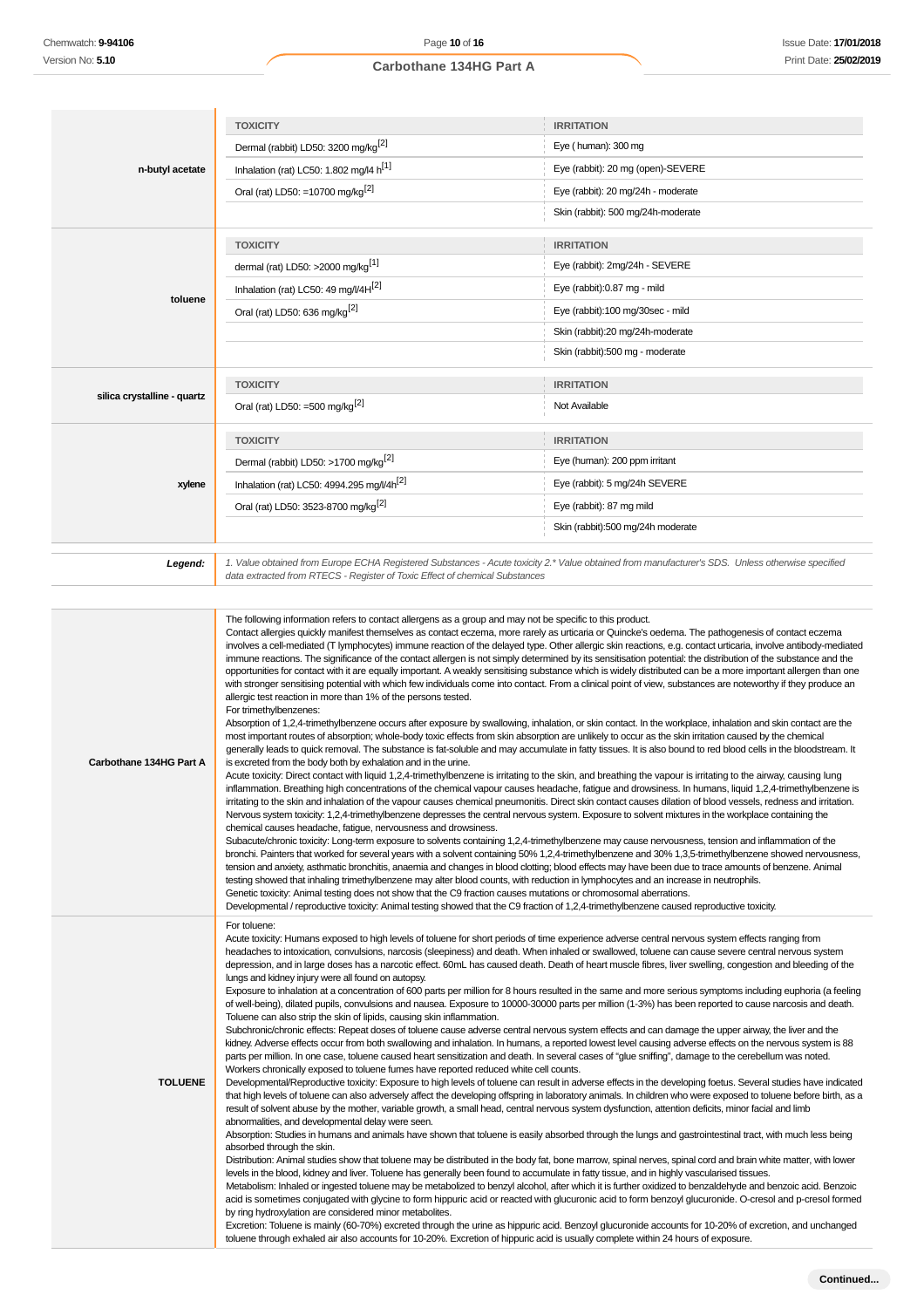| | TOXICITY | IRRITATION |
|---|---|---|
| n-butyl acetate | Dermal (rabbit) LD50: 3200 mg/kg[2] | Eye ( human): 300 mg |
| | Inhalation (rat) LC50: 1.802 mg/l4 h[1] | Eye (rabbit): 20 mg (open)-SEVERE |
| | Oral (rat) LD50: =10700 mg/kg[2] | Eye (rabbit): 20 mg/24h - moderate |
| | | Skin (rabbit): 500 mg/24h-moderate |
| toluene | dermal (rat) LD50: >2000 mg/kg[1] | Eye (rabbit): 2mg/24h - SEVERE |
| | Inhalation (rat) LC50: 49 mg/l/4H[2] | Eye (rabbit):0.87 mg - mild |
| | Oral (rat) LD50: 636 mg/kg[2] | Eye (rabbit):100 mg/30sec - mild |
| | | Skin (rabbit):20 mg/24h-moderate |
| | | Skin (rabbit):500 mg - moderate |
| silica crystalline - quartz | Oral (rat) LD50: =500 mg/kg[2] | Not Available |
| xylene | Dermal (rabbit) LD50: >1700 mg/kg[2] | Eye (human): 200 ppm irritant |
| | Inhalation (rat) LC50: 4994.295 mg/l/4h[2] | Eye (rabbit): 5 mg/24h SEVERE |
| | Oral (rat) LD50: 3523-8700 mg/kg[2] | Eye (rabbit): 87 mg mild |
| | | Skin (rabbit):500 mg/24h moderate |

***Legend:*** *1. Value obtained from Europe ECHA Registered Substances - Acute toxicity 2.\* Value obtained from manufacturer's SDS. Unless otherwise specified data extracted from RTECS - Register of Toxic Effect of chemical Substances*

**Carbothane 134HG Part A**

The following information refers to contact allergens as a group and may not be specific to this product.
Contact allergies quickly manifest themselves as contact eczema, more rarely as urticaria or Quincke's oedema. The pathogenesis of contact eczema involves a cell-mediated (T lymphocytes) immune reaction of the delayed type. Other allergic skin reactions, e.g. contact urticaria, involve antibody-mediated immune reactions. The significance of the contact allergen is not simply determined by its sensitisation potential: the distribution of the substance and the opportunities for contact with it are equally important. A weakly sensitising substance which is widely distributed can be a more important allergen than one with stronger sensitising potential with which few individuals come into contact. From a clinical point of view, substances are noteworthy if they produce an allergic test reaction in more than 1% of the persons tested.
For trimethylbenzenes:
Absorption of 1,2,4-trimethylbenzene occurs after exposure by swallowing, inhalation, or skin contact. In the workplace, inhalation and skin contact are the most important routes of absorption; whole-body toxic effects from skin absorption are unlikely to occur as the skin irritation caused by the chemical generally leads to quick removal. The substance is fat-soluble and may accumulate in fatty tissues. It is also bound to red blood cells in the bloodstream. It is excreted from the body both by exhalation and in the urine.
Acute toxicity: Direct contact with liquid 1,2,4-trimethylbenzene is irritating to the skin, and breathing the vapour is irritating to the airway, causing lung inflammation. Breathing high concentrations of the chemical vapour causes headache, fatigue and drowsiness. In humans, liquid 1,2,4-trimethylbenzene is irritating to the skin and inhalation of the vapour causes chemical pneumonitis. Direct skin contact causes dilation of blood vessels, redness and irritation.
Nervous system toxicity: 1,2,4-trimethylbenzene depresses the central nervous system. Exposure to solvent mixtures in the workplace containing the chemical causes headache, fatigue, nervousness and drowsiness.
Subacute/chronic toxicity: Long-term exposure to solvents containing 1,2,4-trimethylbenzene may cause nervousness, tension and inflammation of the bronchi. Painters that worked for several years with a solvent containing 50% 1,2,4-trimethylbenzene and 30% 1,3,5-trimethylbenzene showed nervousness, tension and anxiety, asthmatic bronchitis, anaemia and changes in blood clotting; blood effects may have been due to trace amounts of benzene. Animal testing showed that inhaling trimethylbenzene may alter blood counts, with reduction in lymphocytes and an increase in neutrophils.
Genetic toxicity: Animal testing does not show that the C9 fraction causes mutations or chromosomal aberrations.
Developmental / reproductive toxicity: Animal testing showed that the C9 fraction of 1,2,4-trimethylbenzene caused reproductive toxicity.

**TOLUENE**

For toluene:
Acute toxicity: Humans exposed to high levels of toluene for short periods of time experience adverse central nervous system effects ranging from headaches to intoxication, convulsions, narcosis (sleepiness) and death. When inhaled or swallowed, toluene can cause severe central nervous system depression, and in large doses has a narcotic effect. 60mL has caused death. Death of heart muscle fibres, liver swelling, congestion and bleeding of the lungs and kidney injury were all found on autopsy.
Exposure to inhalation at a concentration of 600 parts per million for 8 hours resulted in the same and more serious symptoms including euphoria (a feeling of well-being), dilated pupils, convulsions and nausea. Exposure to 10000-30000 parts per million (1-3%) has been reported to cause narcosis and death. Toluene can also strip the skin of lipids, causing skin inflammation.
Subchronic/chronic effects: Repeat doses of toluene cause adverse central nervous system effects and can damage the upper airway, the liver and the kidney. Adverse effects occur from both swallowing and inhalation. In humans, a reported lowest level causing adverse effects on the nervous system is 88 parts per million. In one case, toluene caused heart sensitization and death. In several cases of "glue sniffing", damage to the cerebellum was noted. Workers chronically exposed to toluene fumes have reported reduced white cell counts.
Developmental/Reproductive toxicity: Exposure to high levels of toluene can result in adverse effects in the developing foetus. Several studies have indicated that high levels of toluene can also adversely affect the developing offspring in laboratory animals. In children who were exposed to toluene before birth, as a result of solvent abuse by the mother, variable growth, a small head, central nervous system dysfunction, attention deficits, minor facial and limb abnormalities, and developmental delay were seen.
Absorption: Studies in humans and animals have shown that toluene is easily absorbed through the lungs and gastrointestinal tract, with much less being absorbed through the skin.
Distribution: Animal studies show that toluene may be distributed in the body fat, bone marrow, spinal nerves, spinal cord and brain white matter, with lower levels in the blood, kidney and liver. Toluene has generally been found to accumulate in fatty tissue, and in highly vascularised tissues.
Metabolism: Inhaled or ingested toluene may be metabolized to benzyl alcohol, after which it is further oxidized to benzaldehyde and benzoic acid. Benzoic acid is sometimes conjugated with glycine to form hippuric acid or reacted with glucuronic acid to form benzoyl glucuronide. O-cresol and p-cresol formed by ring hydroxylation are considered minor metabolites.
Excretion: Toluene is mainly (60-70%) excreted through the urine as hippuric acid. Benzoyl glucuronide accounts for 10-20% of excretion, and unchanged toluene through exhaled air also accounts for 10-20%. Excretion of hippuric acid is usually complete within 24 hours of exposure.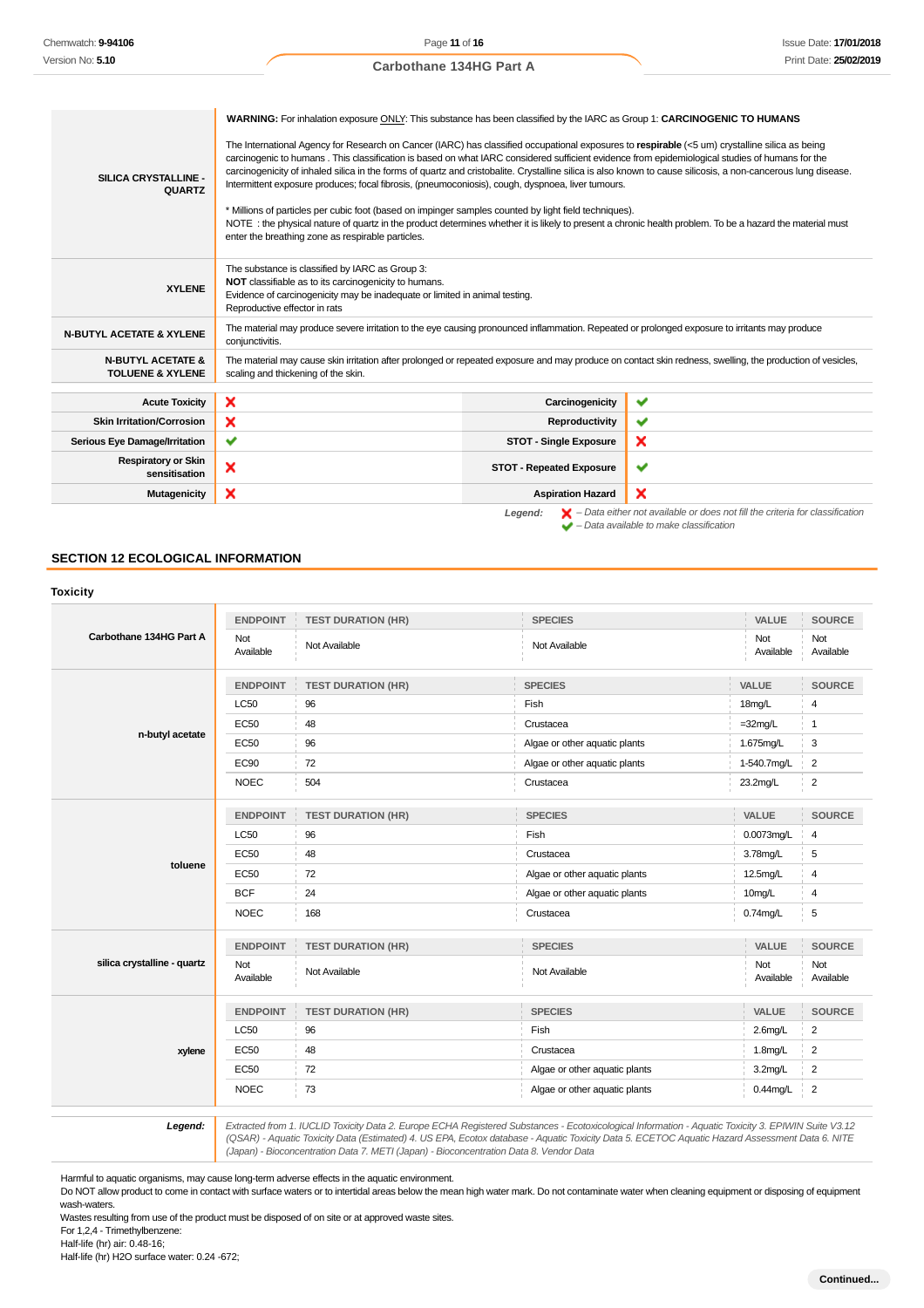| | |
|---|---|
| **SILICA CRYSTALLINE - QUARTZ** | **WARNING:** For inhalation exposure ONLY: This substance has been classified by the IARC as Group 1: **CARCINOGENIC TO HUMANS**<br><br>The International Agency for Research on Cancer (IARC) has classified occupational exposures to **respirable** (<5 um) crystalline silica as being carcinogenic to humans . This classification is based on what IARC considered sufficient evidence from epidemiological studies of humans for the carcinogenicity of inhaled silica in the forms of quartz and cristobalite. Crystalline silica is also known to cause silicosis, a non-cancerous lung disease. Intermittent exposure produces; focal fibrosis, (pneumoconiosis), cough, dyspnoea, liver tumours.<br><br>* Millions of particles per cubic foot (based on impinger samples counted by light field techniques).<br>NOTE : the physical nature of quartz in the product determines whether it is likely to present a chronic health problem. To be a hazard the material must enter the breathing zone as respirable particles. |
| **XYLENE** | The substance is classified by IARC as Group 3:<br>**NOT** classifiable as to its carcinogenicity to humans.<br>Evidence of carcinogenicity may be inadequate or limited in animal testing.<br>Reproductive effector in rats |
| **N-BUTYL ACETATE & XYLENE** | The material may produce severe irritation to the eye causing pronounced inflammation. Repeated or prolonged exposure to irritants may produce conjunctivitis. |
| **N-BUTYL ACETATE & TOLUENE & XYLENE** | The material may cause skin irritation after prolonged or repeated exposure and may produce on contact skin redness, swelling, the production of vesicles, scaling and thickening of the skin. |

| | | | |
|---|---|---|---|
| **Acute Toxicity** | ✗ | **Carcinogenicity** | ✔ |
| **Skin Irritation/Corrosion** | ✗ | **Reproductivity** | ✔ |
| **Serious Eye Damage/Irritation** | ✔ | **STOT - Single Exposure** | ✗ |
| **Respiratory or Skin sensitisation** | ✗ | **STOT - Repeated Exposure** | ✔ |
| **Mutagenicity** | ✗ | **Aspiration Hazard** | ✗ |

*Legend:* ✗ *– Data either not available or does not fill the criteria for classification*
✔ *– Data available to make classification*

## SECTION 12 ECOLOGICAL INFORMATION

### Toxicity

| | ENDPOINT | TEST DURATION (HR) | SPECIES | VALUE | SOURCE |
|---|---|---|---|---|---|
| **Carbothane 134HG Part A** | Not Available | Not Available | Not Available | Not Available | Not Available |
| **n-butyl acetate** | LC50 | 96 | Fish | 18mg/L | 4 |
| | EC50 | 48 | Crustacea | =32mg/L | 1 |
| | EC50 | 96 | Algae or other aquatic plants | 1.675mg/L | 3 |
| | EC90 | 72 | Algae or other aquatic plants | 1-540.7mg/L | 2 |
| | NOEC | 504 | Crustacea | 23.2mg/L | 2 |
| **toluene** | LC50 | 96 | Fish | 0.0073mg/L | 4 |
| | EC50 | 48 | Crustacea | 3.78mg/L | 5 |
| | EC50 | 72 | Algae or other aquatic plants | 12.5mg/L | 4 |
| | BCF | 24 | Algae or other aquatic plants | 10mg/L | 4 |
| | NOEC | 168 | Crustacea | 0.74mg/L | 5 |
| **silica crystalline - quartz** | Not Available | Not Available | Not Available | Not Available | Not Available |
| **xylene** | LC50 | 96 | Fish | 2.6mg/L | 2 |
| | EC50 | 48 | Crustacea | 1.8mg/L | 2 |
| | EC50 | 72 | Algae or other aquatic plants | 3.2mg/L | 2 |
| | NOEC | 73 | Algae or other aquatic plants | 0.44mg/L | 2 |

***Legend:*** *Extracted from 1. IUCLID Toxicity Data 2. Europe ECHA Registered Substances - Ecotoxicological Information - Aquatic Toxicity 3. EPIWIN Suite V3.12 (QSAR) - Aquatic Toxicity Data (Estimated) 4. US EPA, Ecotox database - Aquatic Toxicity Data 5. ECETOC Aquatic Hazard Assessment Data 6. NITE (Japan) - Bioconcentration Data 7. METI (Japan) - Bioconcentration Data 8. Vendor Data*

Harmful to aquatic organisms, may cause long-term adverse effects in the aquatic environment.
Do NOT allow product to come in contact with surface waters or to intertidal areas below the mean high water mark. Do not contaminate water when cleaning equipment or disposing of equipment wash-waters.
Wastes resulting from use of the product must be disposed of on site or at approved waste sites.
For 1,2,4 - Trimethylbenzene:
Half-life (hr) air: 0.48-16;
Half-life (hr) H2O surface water: 0.24 -672;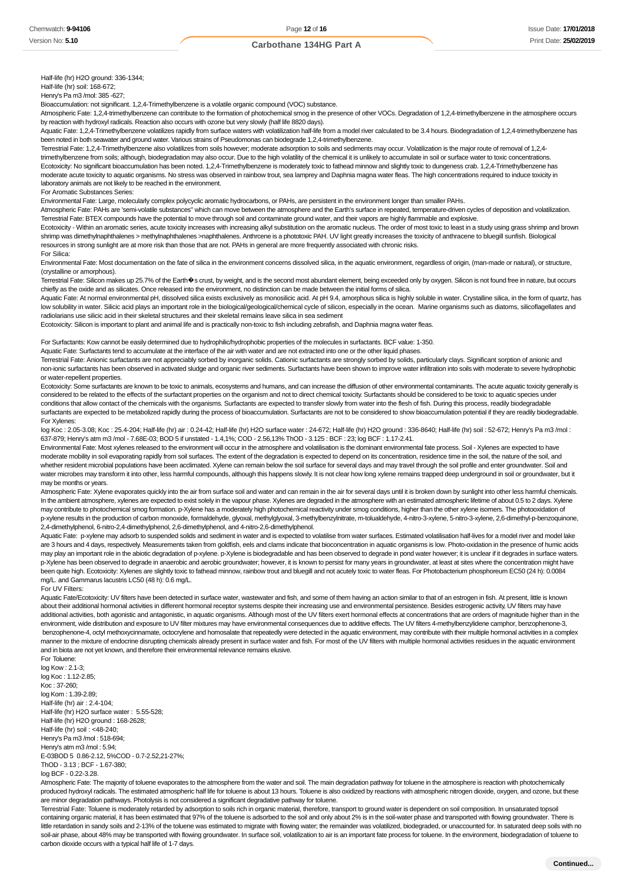Half-life (hr) H2O ground: 336-1344;
Half-life (hr) soil: 168-672;
Henry's Pa m3 /mol: 385 -627;
Bioaccumulation: not significant. 1,2,4-Trimethylbenzene is a volatile organic compound (VOC) substance.
Atmospheric Fate: 1,2,4-trimethylbenzene can contribute to the formation of photochemical smog in the presence of other VOCs. Degradation of 1,2,4-trimethylbenzene in the atmosphere occurs by reaction with hydroxyl radicals. Reaction also occurs with ozone but very slowly (half life 8820 days).
Aquatic Fate: 1,2,4-Trimethylbenzene volatilizes rapidly from surface waters with volatilization half-life from a model river calculated to be 3.4 hours. Biodegradation of 1,2,4-trimethylbenzene has been noted in both seawater and ground water. Various strains of Pseudomonas can biodegrade 1,2,4-trimethylbenzene.
Terrestrial Fate: 1,2,4-Trimethylbenzene also volatilizes from soils however; moderate adsorption to soils and sediments may occur. Volatilization is the major route of removal of 1,2,4-trimethylbenzene from soils; although, biodegradation may also occur. Due to the high volatility of the chemical it is unlikely to accumulate in soil or surface water to toxic concentrations.
Ecotoxicity: No significant bioaccumulation has been noted. 1,2,4-Trimethylbenzene is moderately toxic to fathead minnow and slightly toxic to dungeness crab. 1,2,4-Trimethylbenzene has moderate acute toxicity to aquatic organisms. No stress was observed in rainbow trout, sea lamprey and Daphnia magna water fleas. The high concentrations required to induce toxicity in laboratory animals are not likely to be reached in the environment.
For Aromatic Substances Series:
Environmental Fate: Large, molecularly complex polycyclic aromatic hydrocarbons, or PAHs, are persistent in the environment longer than smaller PAHs.
Atmospheric Fate: PAHs are 'semi-volatile substances" which can move between the atmosphere and the Earth's surface in repeated, temperature-driven cycles of deposition and volatilization.
Terrestrial Fate: BTEX compounds have the potential to move through soil and contaminate ground water, and their vapors are highly flammable and explosive.
Ecotoxicity - Within an aromatic series, acute toxicity increases with increasing alkyl substitution on the aromatic nucleus. The order of most toxic to least in a study using grass shrimp and brown shrimp was dimethylnaphthalenes > methylnaphthalenes >naphthalenes. Anthrcene is a phototoxic PAH. UV light greatly increases the toxicity of anthracene to bluegill sunfish. Biological resources in strong sunlight are at more risk than those that are not. PAHs in general are more frequently associated with chronic risks.
For Silica:
Environmental Fate: Most documentation on the fate of silica in the environment concerns dissolved silica, in the aquatic environment, regardless of origin, (man-made or natural), or structure, (crystalline or amorphous).
Terrestrial Fate: Silicon makes up 25.7% of the Earth�s crust, by weight, and is the second most abundant element, being exceeded only by oxygen. Silicon is not found free in nature, but occurs chiefly as the oxide and as silicates. Once released into the environment, no distinction can be made between the initial forms of silica.
Aquatic Fate: At normal environmental pH, dissolved silica exists exclusively as monosilicic acid. At pH 9.4, amorphous silica is highly soluble in water. Crystalline silica, in the form of quartz, has low solubility in water. Silicic acid plays an important role in the biological/geological/chemical cycle of silicon, especially in the ocean. Marine organisms such as diatoms, silicoflagellates and radiolarians use silicic acid in their skeletal structures and their skeletal remains leave silica in sea sediment
Ecotoxicity: Silicon is important to plant and animal life and is practically non-toxic to fish including zebrafish, and Daphnia magna water fleas.

For Surfactants: Kow cannot be easily determined due to hydrophilic/hydrophobic properties of the molecules in surfactants. BCF value: 1-350.
Aquatic Fate: Surfactants tend to accumulate at the interface of the air with water and are not extracted into one or the other liquid phases.
Terrestrial Fate: Anionic surfactants are not appreciably sorbed by inorganic solids. Cationic surfactants are strongly sorbed by solids, particularly clays. Significant sorption of anionic and non-ionic surfactants has been observed in activated sludge and organic river sediments. Surfactants have been shown to improve water infiltration into soils with moderate to severe hydrophobic or water-repellent properties.
Ecotoxicity: Some surfactants are known to be toxic to animals, ecosystems and humans, and can increase the diffusion of other environmental contaminants. The acute aquatic toxicity generally is considered to be related to the effects of the surfactant properties on the organism and not to direct chemical toxicity. Surfactants should be considered to be toxic to aquatic species under conditions that allow contact of the chemicals with the organisms. Surfactants are expected to transfer slowly from water into the flesh of fish. During this process, readily biodegradable surfactants are expected to be metabolized rapidly during the process of bioaccumulation. Surfactants are not to be considered to show bioaccumulation potential if they are readily biodegradable.
For Xylenes:
log Koc : 2.05-3.08; Koc : 25.4-204; Half-life (hr) air : 0.24-42; Half-life (hr) H2O surface water : 24-672; Half-life (hr) H2O ground : 336-8640; Half-life (hr) soil : 52-672; Henry's Pa m3 /mol : 637-879; Henry's atm m3 /mol - 7.68E-03; BOD 5 if unstated - 1.4,1%; COD - 2.56,13% ThOD - 3.125 : BCF : 23; log BCF : 1.17-2.41.
Environmental Fate: Most xylenes released to the environment will occur in the atmosphere and volatilisation is the dominant environmental fate process. Soil - Xylenes are expected to have moderate mobility in soil evaporating rapidly from soil surfaces. The extent of the degradation is expected to depend on its concentration, residence time in the soil, the nature of the soil, and whether resident microbial populations have been acclimated. Xylene can remain below the soil surface for several days and may travel through the soil profile and enter groundwater. Soil and water microbes may transform it into other, less harmful compounds, although this happens slowly. It is not clear how long xylene remains trapped deep underground in soil or groundwater, but it may be months or years.
Atmospheric Fate: Xylene evaporates quickly into the air from surface soil and water and can remain in the air for several days until it is broken down by sunlight into other less harmful chemicals. In the ambient atmosphere, xylenes are expected to exist solely in the vapour phase. Xylenes are degraded in the atmosphere with an estimated atmospheric lifetime of about 0.5 to 2 days. Xylene may contribute to photochemical smog formation. p-Xylene has a moderately high photochemical reactivity under smog conditions, higher than the other xylene isomers. The photooxidation of p-xylene results in the production of carbon monoxide, formaldehyde, glyoxal, methylglyoxal, 3-methylbenzylnitrate, m-tolualdehyde, 4-nitro-3-xylene, 5-nitro-3-xylene, 2,6-dimethyl-p-benzoquinone, 2,4-dimethylphenol, 6-nitro-2,4-dimethylphenol, 2,6-dimethylphenol, and 4-nitro-2,6-dimethylphenol.
Aquatic Fate: p-xylene may adsorb to suspended solids and sediment in water and is expected to volatilise from water surfaces. Estimated volatilisation half-lives for a model river and model lake are 3 hours and 4 days, respectively. Measurements taken from goldfish, eels and clams indicate that bioconcentration in aquatic organisms is low. Photo-oxidation in the presence of humic acids may play an important role in the abiotic degradation of p-xylene. p-Xylene is biodegradable and has been observed to degrade in pond water however; it is unclear if it degrades in surface waters. p-Xylene has been observed to degrade in anaerobic and aerobic groundwater; however, it is known to persist for many years in groundwater, at least at sites where the concentration might have been quite high. Ecotoxicity: Xylenes are slightly toxic to fathead minnow, rainbow trout and bluegill and not acutely toxic to water fleas. For Photobacterium phosphoreum EC50 (24 h): 0.0084 mg/L. and Gammarus lacustris LC50 (48 h): 0.6 mg/L.
For UV Filters:
Aquatic Fate/Ecotoxicity: UV filters have been detected in surface water, wastewater and fish, and some of them having an action similar to that of an estrogen in fish. At present, little is known about their additional hormonal activities in different hormonal receptor systems despite their increasing use and environmental persistence. Besides estrogenic activity, UV filters may have additional activities, both agonistic and antagonistic, in aquatic organisms. Although most of the UV filters exert hormonal effects at concentrations that are orders of magnitude higher than in the environment, wide distribution and exposure to UV filter mixtures may have environmental consequences due to additive effects. The UV filters 4-methylbenzylidene camphor, benzophenone-3, benzophenone-4, octyl methoxycinnamate, octocrylene and homosalate that repeatedly were detected in the aquatic environment, may contribute with their multiple hormonal activities in a complex manner to the mixture of endocrine disrupting chemicals already present in surface water and fish. For most of the UV filters with multiple hormonal activities residues in the aquatic environment and in biota are not yet known, and therefore their environmental relevance remains elusive.
For Toluene:
log Kow : 2.1-3;
log Koc : 1.12-2.85;
Koc : 37-260;
log Kom : 1.39-2.89;
Half-life (hr) air : 2.4-104;
Half-life (hr) H2O surface water : 5.55-528;
Half-life (hr) H2O ground : 168-2628;
Half-life (hr) soil : <48-240;
Henry's Pa m3 /mol : 518-694;
Henry's atm m3 /mol : 5.94;
E-03BOD 5 0.86-2.12, 5%COD - 0.7-2.52,21-27%;
ThOD - 3.13 ; BCF - 1.67-380;
log BCF - 0.22-3.28.
Atmospheric Fate: The majority of toluene evaporates to the atmosphere from the water and soil. The main degradation pathway for toluene in the atmosphere is reaction with photochemically produced hydroxyl radicals. The estimated atmospheric half life for toluene is about 13 hours. Toluene is also oxidized by reactions with atmospheric nitrogen dioxide, oxygen, and ozone, but these are minor degradation pathways. Photolysis is not considered a significant degradative pathway for toluene.
Terrestrial Fate: Toluene is moderately retarded by adsorption to soils rich in organic material, therefore, transport to ground water is dependent on soil composition. In unsaturated topsoil containing organic material, it has been estimated that 97% of the toluene is adsorbed to the soil and only about 2% is in the soil-water phase and transported with flowing groundwater. There is little retardation in sandy soils and 2-13% of the toluene was estimated to migrate with flowing water; the remainder was volatilized, biodegraded, or unaccounted for. In saturated deep soils with no soil-air phase, about 48% may be transported with flowing groundwater. In surface soil, volatilization to air is an important fate process for toluene. In the environment, biodegradation of toluene to carbon dioxide occurs with a typical half life of 1-7 days.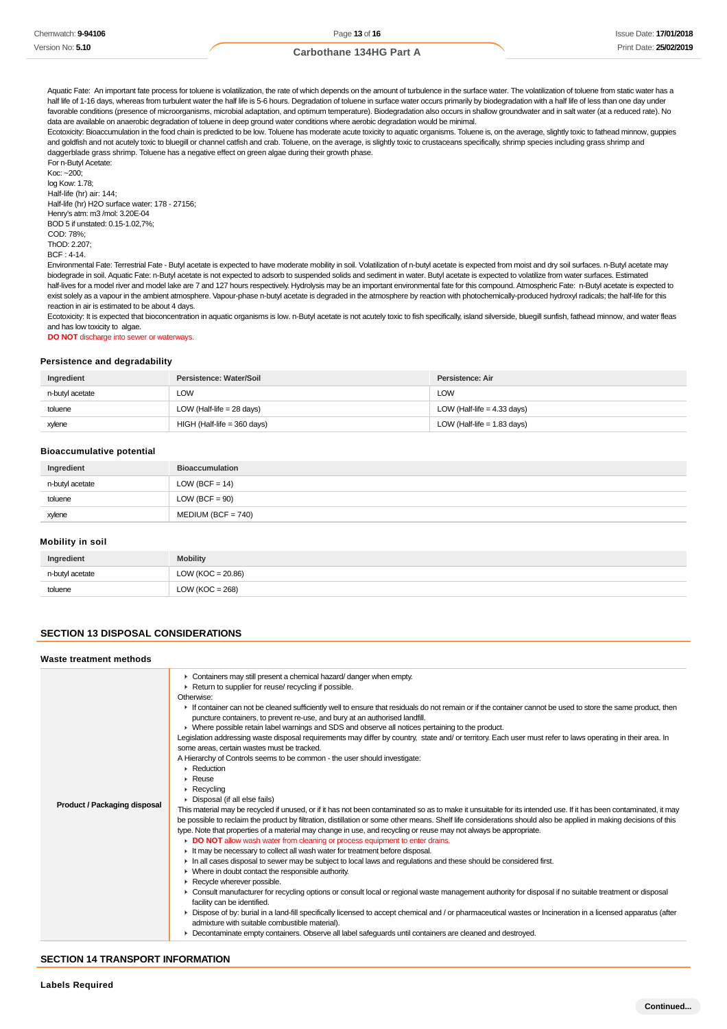Aquatic Fate: An important fate process for toluene is volatilization, the rate of which depends on the amount of turbulence in the surface water. The volatilization of toluene from static water has a half life of 1-16 days, whereas from turbulent water the half life is 5-6 hours. Degradation of toluene in surface water occurs primarily by biodegradation with a half life of less than one day under favorable conditions (presence of microorganisms, microbial adaptation, and optimum temperature). Biodegradation also occurs in shallow groundwater and in salt water (at a reduced rate). No data are available on anaerobic degradation of toluene in deep ground water conditions where aerobic degradation would be minimal.
Ecotoxicity: Bioaccumulation in the food chain is predicted to be low. Toluene has moderate acute toxicity to aquatic organisms. Toluene is, on the average, slightly toxic to fathead minnow, guppies and goldfish and not acutely toxic to bluegill or channel catfish and crab. Toluene, on the average, is slightly toxic to crustaceans specifically, shrimp species including grass shrimp and daggerblade grass shrimp. Toluene has a negative effect on green algae during their growth phase.
For n-Butyl Acetate:
Koc: ~200;
log Kow: 1.78;
Half-life (hr) air: 144;
Half-life (hr) H2O surface water: 178 - 27156;
Henry's atm: m3 /mol: 3.20E-04
BOD 5 if unstated: 0.15-1.02,7%;
COD: 78%;
ThOD: 2.207;
BCF : 4-14.
Environmental Fate: Terrestrial Fate - Butyl acetate is expected to have moderate mobility in soil. Volatilization of n-butyl acetate is expected from moist and dry soil surfaces. n-Butyl acetate may biodegrade in soil. Aquatic Fate: n-Butyl acetate is not expected to adsorb to suspended solids and sediment in water. Butyl acetate is expected to volatilize from water surfaces. Estimated half-lives for a model river and model lake are 7 and 127 hours respectively. Hydrolysis may be an important environmental fate for this compound. Atmospheric Fate: n-Butyl acetate is expected to exist solely as a vapour in the ambient atmosphere. Vapour-phase n-butyl acetate is degraded in the atmosphere by reaction with photochemically-produced hydroxyl radicals; the half-life for this reaction in air is estimated to be about 4 days.
Ecotoxicity: It is expected that bioconcentration in aquatic organisms is low. n-Butyl acetate is not acutely toxic to fish specifically, island silverside, bluegill sunfish, fathead minnow, and water fleas and has low toxicity to algae.
**DO NOT** discharge into sewer or waterways.

### Persistence and degradability

| Ingredient | Persistence: Water/Soil | Persistence: Air |
|---|---|---|
| n-butyl acetate | LOW | LOW |
| toluene | LOW (Half-life = 28 days) | LOW (Half-life = 4.33 days) |
| xylene | HIGH (Half-life = 360 days) | LOW (Half-life = 1.83 days) |

### Bioaccumulative potential

| Ingredient | Bioaccumulation |
|---|---|
| n-butyl acetate | LOW (BCF = 14) |
| toluene | LOW (BCF = 90) |
| xylene | MEDIUM (BCF = 740) |

### Mobility in soil

| Ingredient | Mobility |
|---|---|
| n-butyl acetate | LOW (KOC = 20.86) |
| toluene | LOW (KOC = 268) |

## SECTION 13 DISPOSAL CONSIDERATIONS

### Waste treatment methods

**Product / Packaging disposal**

- Containers may still present a chemical hazard/ danger when empty.
- Return to supplier for reuse/ recycling if possible.

Otherwise:

- If container can not be cleaned sufficiently well to ensure that residuals do not remain or if the container cannot be used to store the same product, then puncture containers, to prevent re-use, and bury at an authorised landfill.
- Where possible retain label warnings and SDS and observe all notices pertaining to the product.

Legislation addressing waste disposal requirements may differ by country, state and/ or territory. Each user must refer to laws operating in their area. In some areas, certain wastes must be tracked.
A Hierarchy of Controls seems to be common - the user should investigate:

- Reduction
- Reuse
- Recycling
- Disposal (if all else fails)

This material may be recycled if unused, or if it has not been contaminated so as to make it unsuitable for its intended use. If it has been contaminated, it may be possible to reclaim the product by filtration, distillation or some other means. Shelf life considerations should also be applied in making decisions of this type. Note that properties of a material may change in use, and recycling or reuse may not always be appropriate.

- **DO NOT** allow wash water from cleaning or process equipment to enter drains.
- It may be necessary to collect all wash water for treatment before disposal.
- In all cases disposal to sewer may be subject to local laws and regulations and these should be considered first.
- Where in doubt contact the responsible authority.
- Recycle wherever possible.
- Consult manufacturer for recycling options or consult local or regional waste management authority for disposal if no suitable treatment or disposal facility can be identified.
- Dispose of by: burial in a land-fill specifically licensed to accept chemical and / or pharmaceutical wastes or Incineration in a licensed apparatus (after admixture with suitable combustible material).
- Decontaminate empty containers. Observe all label safeguards until containers are cleaned and destroyed.

## SECTION 14 TRANSPORT INFORMATION

### Labels Required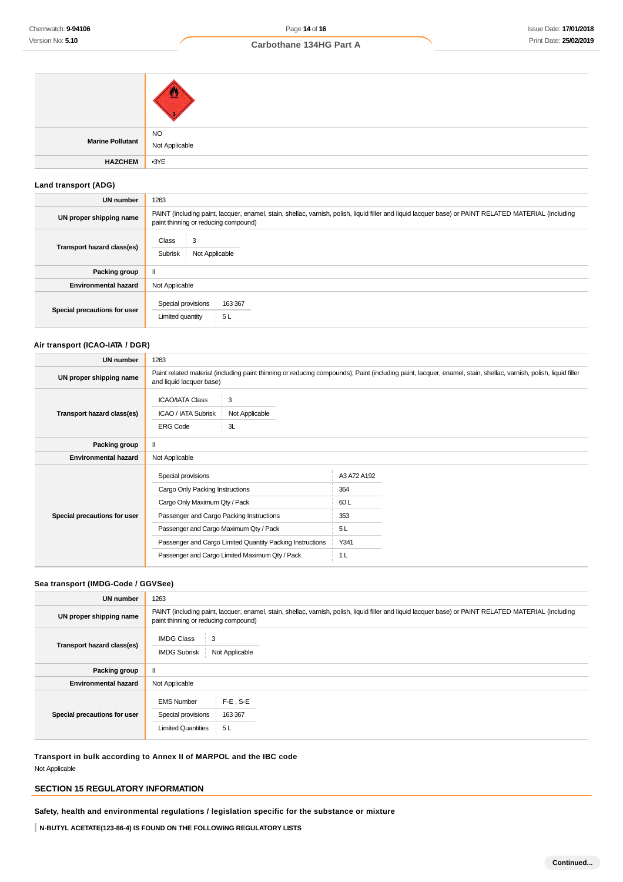| | |
|---|---|
| | |
| **Marine Pollutant** | NO<br>Not Applicable |
| **HAZCHEM** | •3YE |

### Land transport (ADG)

| | |
|---|---|
| **UN number** | 1263 |
| **UN proper shipping name** | PAINT (including paint, lacquer, enamel, stain, shellac, varnish, polish, liquid filler and liquid lacquer base) or PAINT RELATED MATERIAL (including paint thinning or reducing compound) |
| **Transport hazard class(es)** | Class: 3<br>Subrisk: Not Applicable |
| **Packing group** | II |
| **Environmental hazard** | Not Applicable |
| **Special precautions for user** | Special provisions: 163 367<br>Limited quantity: 5 L |

### Air transport (ICAO-IATA / DGR)

| | |
|---|---|
| **UN number** | 1263 |
| **UN proper shipping name** | Paint related material (including paint thinning or reducing compounds); Paint (including paint, lacquer, enamel, stain, shellac, varnish, polish, liquid filler and liquid lacquer base) |
| **Transport hazard class(es)** | ICAO/IATA Class: 3<br>ICAO / IATA Subrisk: Not Applicable<br>ERG Code: 3L |
| **Packing group** | II |
| **Environmental hazard** | Not Applicable |
| **Special precautions for user** | Special provisions: A3 A72 A192<br>Cargo Only Packing Instructions: 364<br>Cargo Only Maximum Qty / Pack: 60 L<br>Passenger and Cargo Packing Instructions: 353<br>Passenger and Cargo Maximum Qty / Pack: 5 L<br>Passenger and Cargo Limited Quantity Packing Instructions: Y341<br>Passenger and Cargo Limited Maximum Qty / Pack: 1 L |

### Sea transport (IMDG-Code / GGVSee)

| | |
|---|---|
| **UN number** | 1263 |
| **UN proper shipping name** | PAINT (including paint, lacquer, enamel, stain, shellac, varnish, polish, liquid filler and liquid lacquer base) or PAINT RELATED MATERIAL (including paint thinning or reducing compound) |
| **Transport hazard class(es)** | IMDG Class: 3<br>IMDG Subrisk: Not Applicable |
| **Packing group** | II |
| **Environmental hazard** | Not Applicable |
| **Special precautions for user** | EMS Number: F-E , S-E<br>Special provisions: 163 367<br>Limited Quantities: 5 L |

### Transport in bulk according to Annex II of MARPOL and the IBC code

Not Applicable

## SECTION 15 REGULATORY INFORMATION

### Safety, health and environmental regulations / legislation specific for the substance or mixture

**N-BUTYL ACETATE(123-86-4) IS FOUND ON THE FOLLOWING REGULATORY LISTS**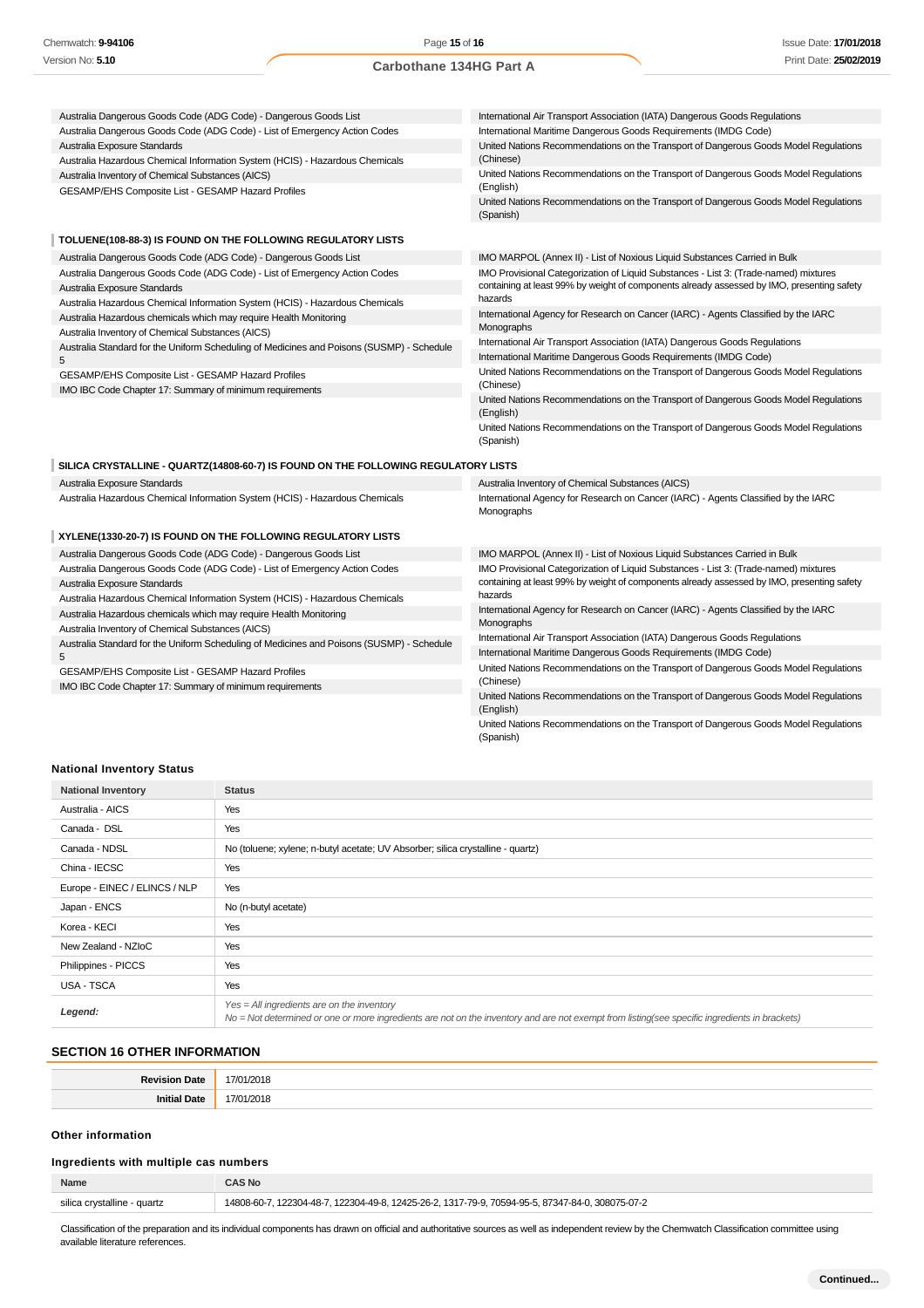| | |
|---|---|
| Australia Dangerous Goods Code (ADG Code) - Dangerous Goods List | International Air Transport Association (IATA) Dangerous Goods Regulations |
| Australia Dangerous Goods Code (ADG Code) - List of Emergency Action Codes | International Maritime Dangerous Goods Requirements (IMDG Code) |
| Australia Exposure Standards | United Nations Recommendations on the Transport of Dangerous Goods Model Regulations (Chinese) |
| Australia Hazardous Chemical Information System (HCIS) - Hazardous Chemicals | United Nations Recommendations on the Transport of Dangerous Goods Model Regulations (English) |
| Australia Inventory of Chemical Substances (AICS) | United Nations Recommendations on the Transport of Dangerous Goods Model Regulations (Spanish) |
| GESAMP/EHS Composite List - GESAMP Hazard Profiles | |

**TOLUENE(108-88-3) IS FOUND ON THE FOLLOWING REGULATORY LISTS**

| | |
|---|---|
| Australia Dangerous Goods Code (ADG Code) - Dangerous Goods List | IMO MARPOL (Annex II) - List of Noxious Liquid Substances Carried in Bulk |
| Australia Dangerous Goods Code (ADG Code) - List of Emergency Action Codes | IMO Provisional Categorization of Liquid Substances - List 3: (Trade-named) mixtures containing at least 99% by weight of components already assessed by IMO, presenting safety hazards |
| Australia Exposure Standards | International Agency for Research on Cancer (IARC) - Agents Classified by the IARC Monographs |
| Australia Hazardous Chemical Information System (HCIS) - Hazardous Chemicals | International Air Transport Association (IATA) Dangerous Goods Regulations |
| Australia Hazardous chemicals which may require Health Monitoring | International Maritime Dangerous Goods Requirements (IMDG Code) |
| Australia Inventory of Chemical Substances (AICS) | United Nations Recommendations on the Transport of Dangerous Goods Model Regulations (Chinese) |
| Australia Standard for the Uniform Scheduling of Medicines and Poisons (SUSMP) - Schedule 5 | United Nations Recommendations on the Transport of Dangerous Goods Model Regulations (English) |
| GESAMP/EHS Composite List - GESAMP Hazard Profiles | United Nations Recommendations on the Transport of Dangerous Goods Model Regulations (Spanish) |
| IMO IBC Code Chapter 17: Summary of minimum requirements | |

**SILICA CRYSTALLINE - QUARTZ(14808-60-7) IS FOUND ON THE FOLLOWING REGULATORY LISTS**

| | |
|---|---|
| Australia Exposure Standards | Australia Inventory of Chemical Substances (AICS) |
| Australia Hazardous Chemical Information System (HCIS) - Hazardous Chemicals | International Agency for Research on Cancer (IARC) - Agents Classified by the IARC Monographs |

**XYLENE(1330-20-7) IS FOUND ON THE FOLLOWING REGULATORY LISTS**

| | |
|---|---|
| Australia Dangerous Goods Code (ADG Code) - Dangerous Goods List | IMO MARPOL (Annex II) - List of Noxious Liquid Substances Carried in Bulk |
| Australia Dangerous Goods Code (ADG Code) - List of Emergency Action Codes | IMO Provisional Categorization of Liquid Substances - List 3: (Trade-named) mixtures containing at least 99% by weight of components already assessed by IMO, presenting safety hazards |
| Australia Exposure Standards | International Agency for Research on Cancer (IARC) - Agents Classified by the IARC Monographs |
| Australia Hazardous Chemical Information System (HCIS) - Hazardous Chemicals | International Air Transport Association (IATA) Dangerous Goods Regulations |
| Australia Hazardous chemicals which may require Health Monitoring | International Maritime Dangerous Goods Requirements (IMDG Code) |
| Australia Inventory of Chemical Substances (AICS) | United Nations Recommendations on the Transport of Dangerous Goods Model Regulations (Chinese) |
| Australia Standard for the Uniform Scheduling of Medicines and Poisons (SUSMP) - Schedule 5 | United Nations Recommendations on the Transport of Dangerous Goods Model Regulations (English) |
| GESAMP/EHS Composite List - GESAMP Hazard Profiles | United Nations Recommendations on the Transport of Dangerous Goods Model Regulations (Spanish) |
| IMO IBC Code Chapter 17: Summary of minimum requirements | |

### National Inventory Status

| National Inventory | Status |
|---|---|
| Australia - AICS | Yes |
| Canada - DSL | Yes |
| Canada - NDSL | No (toluene; xylene; n-butyl acetate; UV Absorber; silica crystalline - quartz) |
| China - IECSC | Yes |
| Europe - EINEC / ELINCS / NLP | Yes |
| Japan - ENCS | No (n-butyl acetate) |
| Korea - KECI | Yes |
| New Zealand - NZIoC | Yes |
| Philippines - PICCS | Yes |
| USA - TSCA | Yes |
| ***Legend:*** | *Yes = All ingredients are on the inventory*<br>*No = Not determined or one or more ingredients are not on the inventory and are not exempt from listing(see specific ingredients in brackets)* |

## SECTION 16 OTHER INFORMATION

| | |
|---|---|
| **Revision Date** | 17/01/2018 |
| **Initial Date** | 17/01/2018 |

### Other information

### Ingredients with multiple cas numbers

| Name | CAS No |
|---|---|
| silica crystalline - quartz | 14808-60-7, 122304-48-7, 122304-49-8, 12425-26-2, 1317-79-9, 70594-95-5, 87347-84-0, 308075-07-2 |

Classification of the preparation and its individual components has drawn on official and authoritative sources as well as independent review by the Chemwatch Classification committee using available literature references.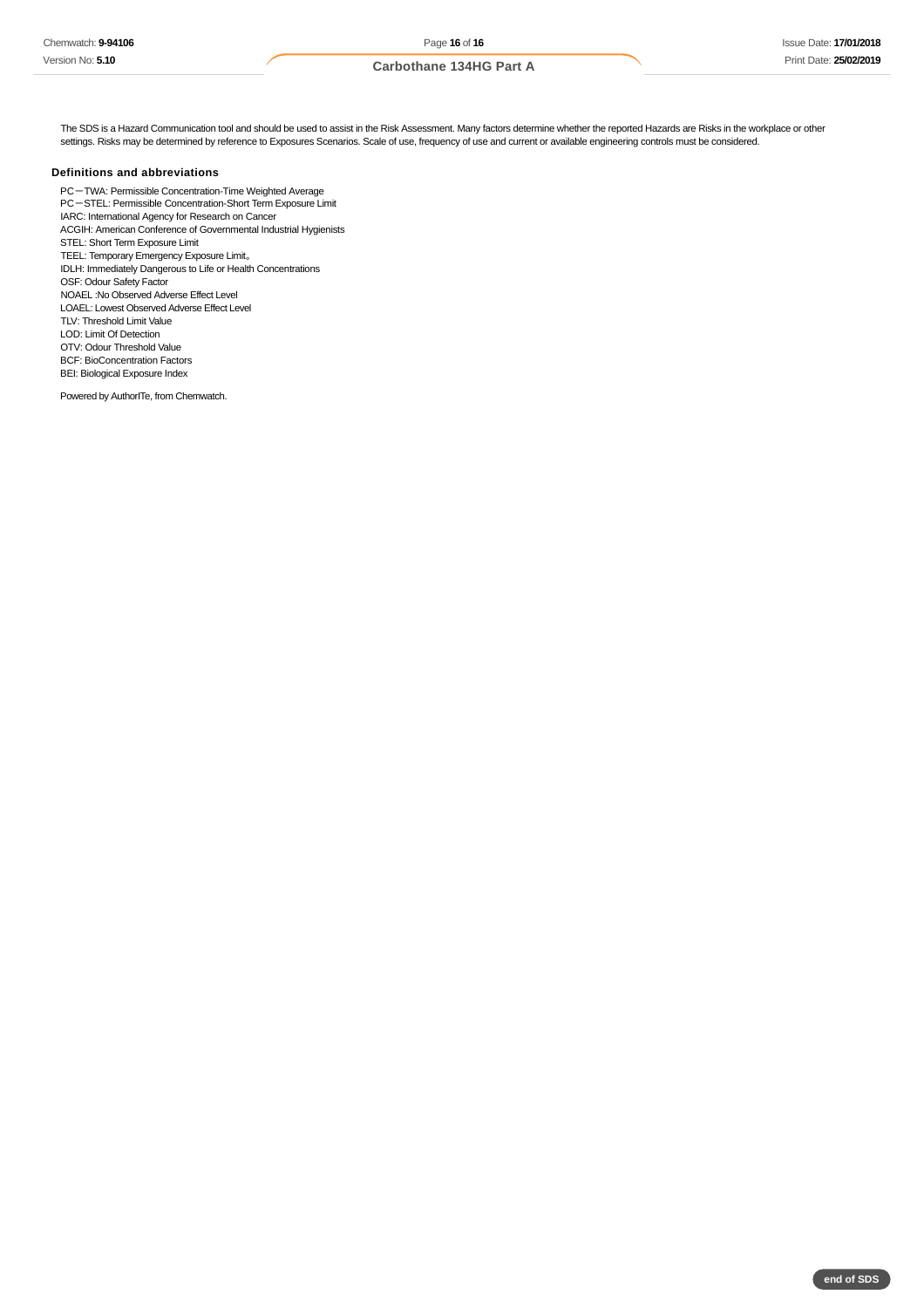The SDS is a Hazard Communication tool and should be used to assist in the Risk Assessment. Many factors determine whether the reported Hazards are Risks in the workplace or other settings. Risks may be determined by reference to Exposures Scenarios. Scale of use, frequency of use and current or available engineering controls must be considered.

### Definitions and abbreviations

PC－TWA: Permissible Concentration-Time Weighted Average
PC－STEL: Permissible Concentration-Short Term Exposure Limit
IARC: International Agency for Research on Cancer
ACGIH: American Conference of Governmental Industrial Hygienists
STEL: Short Term Exposure Limit
TEEL: Temporary Emergency Exposure Limit。
IDLH: Immediately Dangerous to Life or Health Concentrations
OSF: Odour Safety Factor
NOAEL :No Observed Adverse Effect Level
LOAEL: Lowest Observed Adverse Effect Level
TLV: Threshold Limit Value
LOD: Limit Of Detection
OTV: Odour Threshold Value
BCF: BioConcentration Factors
BEI: Biological Exposure Index

Powered by AuthorITe, from Chemwatch.

**end of SDS**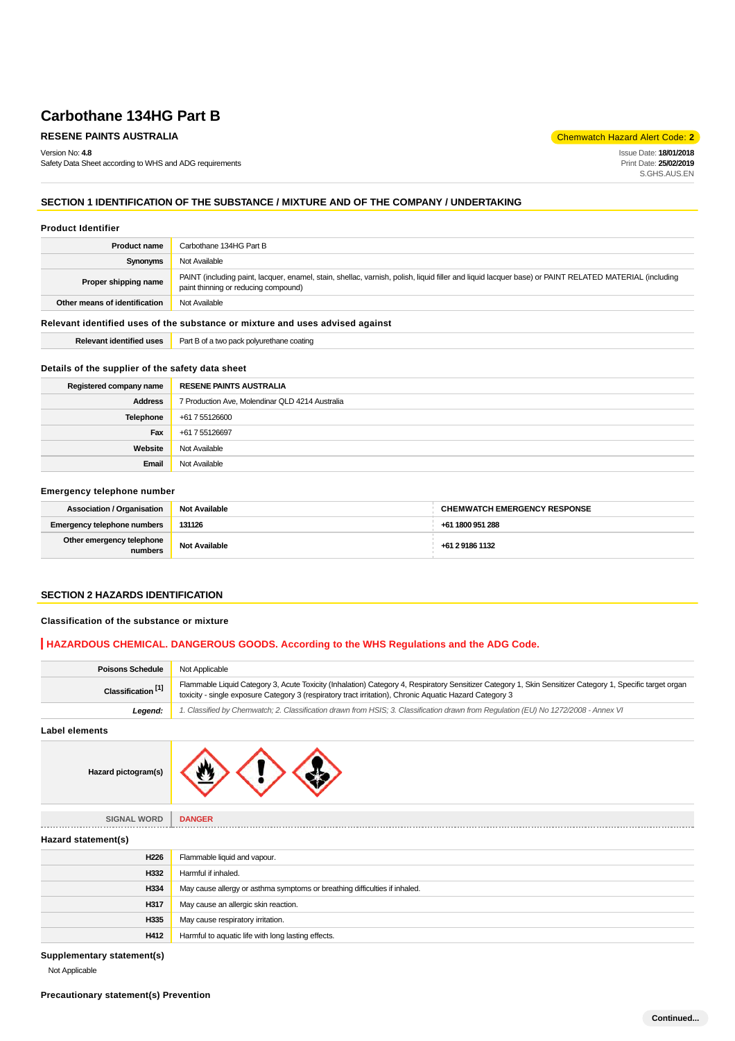# Carbothane 134HG Part B

**RESENE PAINTS AUSTRALIA**

Chemwatch Hazard Alert Code: **2**

Version No: **4.8**
Safety Data Sheet according to WHS and ADG requirements

Issue Date: **18/01/2018**
Print Date: **25/02/2019**
S.GHS.AUS.EN

## SECTION 1 IDENTIFICATION OF THE SUBSTANCE / MIXTURE AND OF THE COMPANY / UNDERTAKING

### Product Identifier

| | |
|---|---|
| **Product name** | Carbothane 134HG Part B |
| **Synonyms** | Not Available |
| **Proper shipping name** | PAINT (including paint, lacquer, enamel, stain, shellac, varnish, polish, liquid filler and liquid lacquer base) or PAINT RELATED MATERIAL (including paint thinning or reducing compound) |
| **Other means of identification** | Not Available |

### Relevant identified uses of the substance or mixture and uses advised against

| | |
|---|---|
| **Relevant identified uses** | Part B of a two pack polyurethane coating |

### Details of the supplier of the safety data sheet

| | |
|---|---|
| **Registered company name** | RESENE PAINTS AUSTRALIA |
| **Address** | 7 Production Ave, Molendinar QLD 4214 Australia |
| **Telephone** | +61 7 55126600 |
| **Fax** | +61 7 55126697 |
| **Website** | Not Available |
| **Email** | Not Available |

### Emergency telephone number

| | | |
|---|---|---|
| **Association / Organisation** | **Not Available** | **CHEMWATCH EMERGENCY RESPONSE** |
| **Emergency telephone numbers** | **131126** | **+61 1800 951 288** |
| **Other emergency telephone numbers** | **Not Available** | **+61 2 9186 1132** |

## SECTION 2 HAZARDS IDENTIFICATION

### Classification of the substance or mixture

**HAZARDOUS CHEMICAL. DANGEROUS GOODS. According to the WHS Regulations and the ADG Code.**

| | |
|---|---|
| **Poisons Schedule** | Not Applicable |
| **Classification [1]** | Flammable Liquid Category 3, Acute Toxicity (Inhalation) Category 4, Respiratory Sensitizer Category 1, Skin Sensitizer Category 1, Specific target organ toxicity - single exposure Category 3 (respiratory tract irritation), Chronic Aquatic Hazard Category 3 |
| ***Legend:*** | *1. Classified by Chemwatch; 2. Classification drawn from HSIS; 3. Classification drawn from Regulation (EU) No 1272/2008 - Annex VI* |

### Label elements

| | |
|---|---|
| **Hazard pictogram(s)** | |
| SIGNAL WORD | **DANGER** |

### Hazard statement(s)

| | |
|---|---|
| **H226** | Flammable liquid and vapour. |
| **H332** | Harmful if inhaled. |
| **H334** | May cause allergy or asthma symptoms or breathing difficulties if inhaled. |
| **H317** | May cause an allergic skin reaction. |
| **H335** | May cause respiratory irritation. |
| **H412** | Harmful to aquatic life with long lasting effects. |

### Supplementary statement(s)

Not Applicable

### Precautionary statement(s) Prevention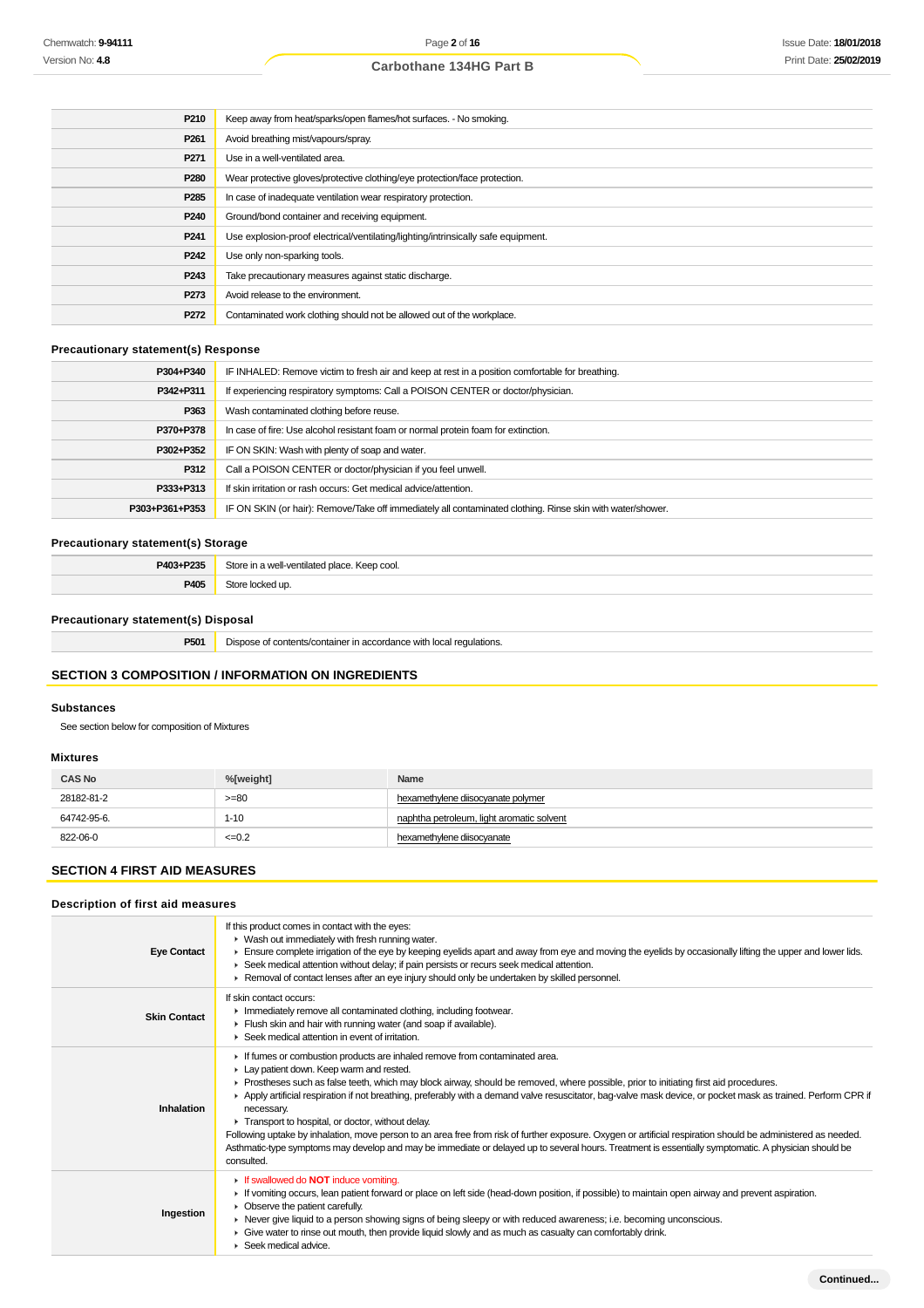| | |
|---|---|
| P210 | Keep away from heat/sparks/open flames/hot surfaces. - No smoking. |
| P261 | Avoid breathing mist/vapours/spray. |
| P271 | Use in a well-ventilated area. |
| P280 | Wear protective gloves/protective clothing/eye protection/face protection. |
| P285 | In case of inadequate ventilation wear respiratory protection. |
| P240 | Ground/bond container and receiving equipment. |
| P241 | Use explosion-proof electrical/ventilating/lighting/intrinsically safe equipment. |
| P242 | Use only non-sparking tools. |
| P243 | Take precautionary measures against static discharge. |
| P273 | Avoid release to the environment. |
| P272 | Contaminated work clothing should not be allowed out of the workplace. |

### Precautionary statement(s) Response

| | |
|---|---|
| P304+P340 | IF INHALED: Remove victim to fresh air and keep at rest in a position comfortable for breathing. |
| P342+P311 | If experiencing respiratory symptoms: Call a POISON CENTER or doctor/physician. |
| P363 | Wash contaminated clothing before reuse. |
| P370+P378 | In case of fire: Use alcohol resistant foam or normal protein foam for extinction. |
| P302+P352 | IF ON SKIN: Wash with plenty of soap and water. |
| P312 | Call a POISON CENTER or doctor/physician if you feel unwell. |
| P333+P313 | If skin irritation or rash occurs: Get medical advice/attention. |
| P303+P361+P353 | IF ON SKIN (or hair): Remove/Take off immediately all contaminated clothing. Rinse skin with water/shower. |

### Precautionary statement(s) Storage

| | |
|---|---|
| P403+P235 | Store in a well-ventilated place. Keep cool. |
| P405 | Store locked up. |

### Precautionary statement(s) Disposal

| | |
|---|---|
| P501 | Dispose of contents/container in accordance with local regulations. |

## SECTION 3 COMPOSITION / INFORMATION ON INGREDIENTS

### Substances

See section below for composition of Mixtures

### Mixtures

| CAS No | %[weight] | Name |
|---|---|---|
| 28182-81-2 | >=80 | hexamethylene diisocyanate polymer |
| 64742-95-6. | 1-10 | naphtha petroleum, light aromatic solvent |
| 822-06-0 | <=0.2 | hexamethylene diisocyanate |

## SECTION 4 FIRST AID MEASURES

### Description of first aid measures

| | |
|---|---|
| **Eye Contact** | If this product comes in contact with the eyes:<br>▸ Wash out immediately with fresh running water.<br>▸ Ensure complete irrigation of the eye by keeping eyelids apart and away from eye and moving the eyelids by occasionally lifting the upper and lower lids.<br>▸ Seek medical attention without delay; if pain persists or recurs seek medical attention.<br>▸ Removal of contact lenses after an eye injury should only be undertaken by skilled personnel. |
| **Skin Contact** | If skin contact occurs:<br>▸ Immediately remove all contaminated clothing, including footwear.<br>▸ Flush skin and hair with running water (and soap if available).<br>▸ Seek medical attention in event of irritation. |
| **Inhalation** | ▸ If fumes or combustion products are inhaled remove from contaminated area.<br>▸ Lay patient down. Keep warm and rested.<br>▸ Prostheses such as false teeth, which may block airway, should be removed, where possible, prior to initiating first aid procedures.<br>▸ Apply artificial respiration if not breathing, preferably with a demand valve resuscitator, bag-valve mask device, or pocket mask as trained. Perform CPR if necessary.<br>▸ Transport to hospital, or doctor, without delay.<br>Following uptake by inhalation, move person to an area free from risk of further exposure. Oxygen or artificial respiration should be administered as needed. Asthmatic-type symptoms may develop and may be immediate or delayed up to several hours. Treatment is essentially symptomatic. A physician should be consulted. |
| **Ingestion** | ▸ If swallowed do **NOT** induce vomiting.<br>▸ If vomiting occurs, lean patient forward or place on left side (head-down position, if possible) to maintain open airway and prevent aspiration.<br>▸ Observe the patient carefully.<br>▸ Never give liquid to a person showing signs of being sleepy or with reduced awareness; i.e. becoming unconscious.<br>▸ Give water to rinse out mouth, then provide liquid slowly and as much as casualty can comfortably drink.<br>▸ Seek medical advice. |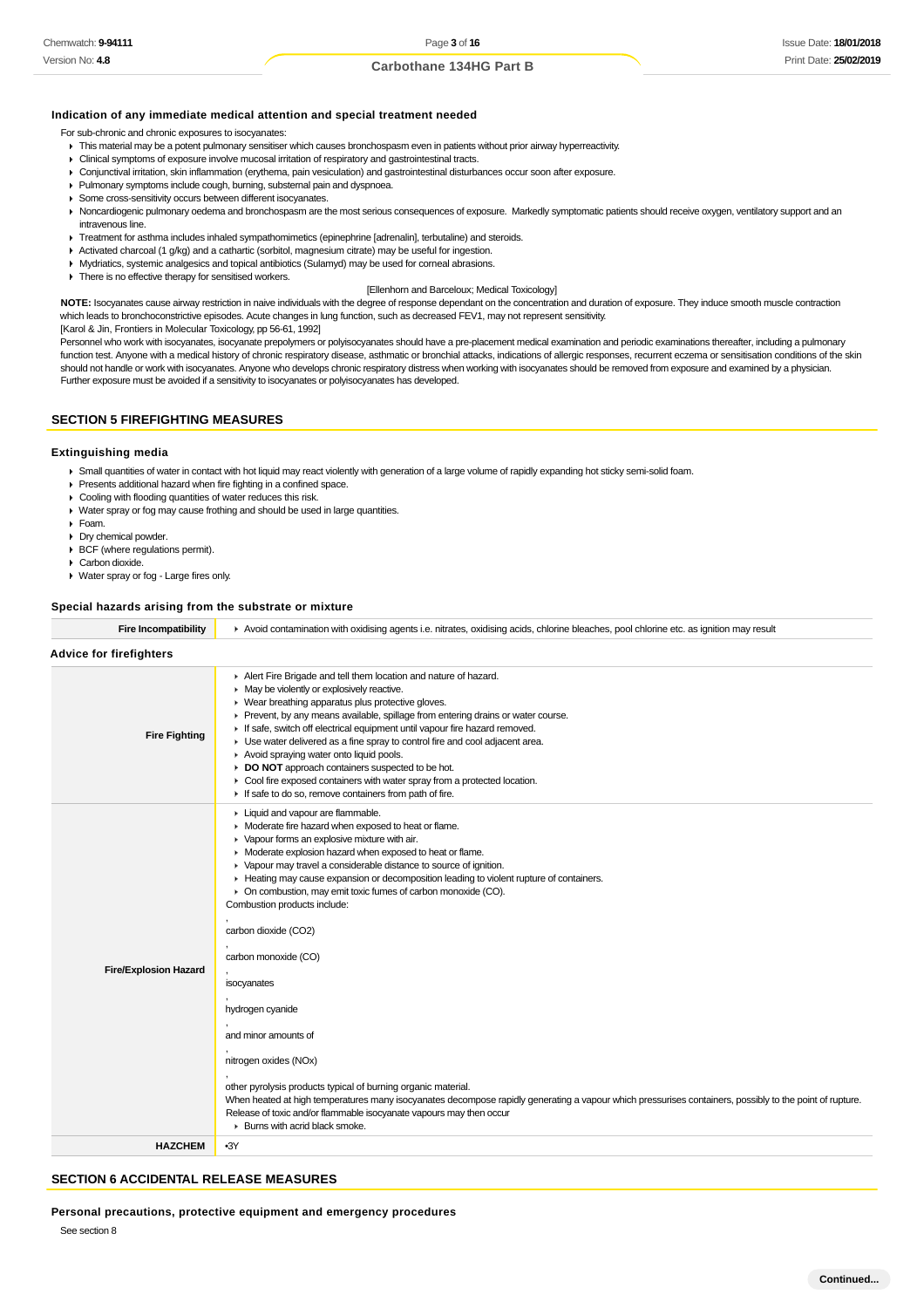### Indication of any immediate medical attention and special treatment needed

For sub-chronic and chronic exposures to isocyanates:

- This material may be a potent pulmonary sensitiser which causes bronchospasm even in patients without prior airway hyperreactivity.
- Clinical symptoms of exposure involve mucosal irritation of respiratory and gastrointestinal tracts.
- Conjunctival irritation, skin inflammation (erythema, pain vesiculation) and gastrointestinal disturbances occur soon after exposure.
- Pulmonary symptoms include cough, burning, substernal pain and dyspnoea.
- Some cross-sensitivity occurs between different isocyanates.
- Noncardiogenic pulmonary oedema and bronchospasm are the most serious consequences of exposure. Markedly symptomatic patients should receive oxygen, ventilatory support and an intravenous line.
- Treatment for asthma includes inhaled sympathomimetics (epinephrine [adrenalin], terbutaline) and steroids.
- Activated charcoal (1 g/kg) and a cathartic (sorbitol, magnesium citrate) may be useful for ingestion.
- Mydriatics, systemic analgesics and topical antibiotics (Sulamyd) may be used for corneal abrasions.
- There is no effective therapy for sensitised workers.

[Ellenhorn and Barceloux; Medical Toxicology]

**NOTE:** Isocyanates cause airway restriction in naive individuals with the degree of response dependant on the concentration and duration of exposure. They induce smooth muscle contraction which leads to bronchoconstrictive episodes. Acute changes in lung function, such as decreased FEV1, may not represent sensitivity.
[Karol & Jin, Frontiers in Molecular Toxicology, pp 56-61, 1992]

Personnel who work with isocyanates, isocyanate prepolymers or polyisocyanates should have a pre-placement medical examination and periodic examinations thereafter, including a pulmonary function test. Anyone with a medical history of chronic respiratory disease, asthmatic or bronchial attacks, indications of allergic responses, recurrent eczema or sensitisation conditions of the skin should not handle or work with isocyanates. Anyone who develops chronic respiratory distress when working with isocyanates should be removed from exposure and examined by a physician. Further exposure must be avoided if a sensitivity to isocyanates or polyisocyanates has developed.

## SECTION 5 FIREFIGHTING MEASURES

### Extinguishing media

- Small quantities of water in contact with hot liquid may react violently with generation of a large volume of rapidly expanding hot sticky semi-solid foam.
- Presents additional hazard when fire fighting in a confined space.
- Cooling with flooding quantities of water reduces this risk.
- Water spray or fog may cause frothing and should be used in large quantities.
- Foam.
- Dry chemical powder.
- BCF (where regulations permit).
- Carbon dioxide.
- Water spray or fog - Large fires only.

### Special hazards arising from the substrate or mixture

| | |
|---|---|
| **Fire Incompatibility** | Avoid contamination with oxidising agents i.e. nitrates, oxidising acids, chlorine bleaches, pool chlorine etc. as ignition may result |

### Advice for firefighters

| | |
|---|---|
| **Fire Fighting** | Alert Fire Brigade and tell them location and nature of hazard.<br>May be violently or explosively reactive.<br>Wear breathing apparatus plus protective gloves.<br>Prevent, by any means available, spillage from entering drains or water course.<br>If safe, switch off electrical equipment until vapour fire hazard removed.<br>Use water delivered as a fine spray to control fire and cool adjacent area.<br>Avoid spraying water onto liquid pools.<br>**DO NOT** approach containers suspected to be hot.<br>Cool fire exposed containers with water spray from a protected location.<br>If safe to do so, remove containers from path of fire. |
| **Fire/Explosion Hazard** | Liquid and vapour are flammable.<br>Moderate fire hazard when exposed to heat or flame.<br>Vapour forms an explosive mixture with air.<br>Moderate explosion hazard when exposed to heat or flame.<br>Vapour may travel a considerable distance to source of ignition.<br>Heating may cause expansion or decomposition leading to violent rupture of containers.<br>On combustion, may emit toxic fumes of carbon monoxide (CO).<br>Combustion products include:<br>,<br>carbon dioxide ($CO_2$)<br>,<br>carbon monoxide (CO)<br>,<br>isocyanates<br>,<br>hydrogen cyanide<br>,<br>and minor amounts of<br>,<br>nitrogen oxides (NOx)<br>,<br>other pyrolysis products typical of burning organic material.<br>When heated at high temperatures many isocyanates decompose rapidly generating a vapour which pressurises containers, possibly to the point of rupture. Release of toxic and/or flammable isocyanate vapours may then occur<br>Burns with acrid black smoke. |
| **HAZCHEM** | •3Y |

## SECTION 6 ACCIDENTAL RELEASE MEASURES

### Personal precautions, protective equipment and emergency procedures

See section 8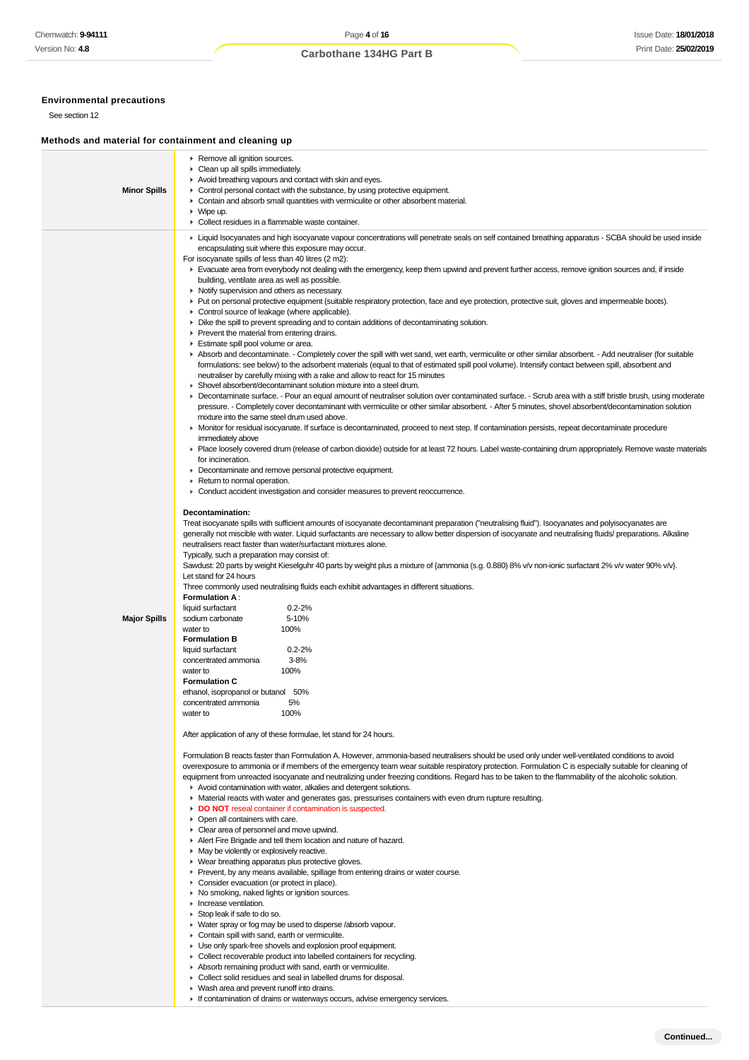### Environmental precautions

See section 12

### Methods and material for containment and cleaning up

| | |
|---|---|
| **Minor Spills** | ▸ Remove all ignition sources.<br>▸ Clean up all spills immediately.<br>▸ Avoid breathing vapours and contact with skin and eyes.<br>▸ Control personal contact with the substance, by using protective equipment.<br>▸ Contain and absorb small quantities with vermiculite or other absorbent material.<br>▸ Wipe up.<br>▸ Collect residues in a flammable waste container. |
| **Major Spills** | ▸ Liquid Isocyanates and high isocyanate vapour concentrations will penetrate seals on self contained breathing apparatus - SCBA should be used inside encapsulating suit where this exposure may occur.<br>For isocyanate spills of less than 40 litres (2 m2):<br>▸ Evacuate area from everybody not dealing with the emergency, keep them upwind and prevent further access, remove ignition sources and, if inside building, ventilate area as well as possible.<br>▸ Notify supervision and others as necessary.<br>▸ Put on personal protective equipment (suitable respiratory protection, face and eye protection, protective suit, gloves and impermeable boots).<br>▸ Control source of leakage (where applicable).<br>▸ Dike the spill to prevent spreading and to contain additions of decontaminating solution.<br>▸ Prevent the material from entering drains.<br>▸ Estimate spill pool volume or area.<br>▸ Absorb and decontaminate. - Completely cover the spill with wet sand, wet earth, vermiculite or other similar absorbent. - Add neutraliser (for suitable formulations: see below) to the adsorbent materials (equal to that of estimated spill pool volume). Intensify contact between spill, absorbent and neutraliser by carefully mixing with a rake and allow to react for 15 minutes<br>▸ Shovel absorbent/decontaminant solution mixture into a steel drum.<br>▸ Decontaminate surface. - Pour an equal amount of neutraliser solution over contaminated surface. - Scrub area with a stiff bristle brush, using moderate pressure. - Completely cover decontaminant with vermiculite or other similar absorbent. - After 5 minutes, shovel absorbent/decontamination solution mixture into the same steel drum used above.<br>▸ Monitor for residual isocyanate. If surface is decontaminated, proceed to next step. If contamination persists, repeat decontaminate procedure immediately above<br>▸ Place loosely covered drum (release of carbon dioxide) outside for at least 72 hours. Label waste-containing drum appropriately. Remove waste materials for incineration.<br>▸ Decontaminate and remove personal protective equipment.<br>▸ Return to normal operation.<br>▸ Conduct accident investigation and consider measures to prevent reoccurrence.<br><br>**Decontamination:**<br>Treat isocyanate spills with sufficient amounts of isocyanate decontaminant preparation ("neutralising fluid"). Isocyanates and polyisocyanates are generally not miscible with water. Liquid surfactants are necessary to allow better dispersion of isocyanate and neutralising fluids/ preparations. Alkaline neutralisers react faster than water/surfactant mixtures alone.<br>Typically, such a preparation may consist of:<br>Sawdust: 20 parts by weight Kieselguhr 40 parts by weight plus a mixture of {ammonia (s.g. 0.880) 8% v/v non-ionic surfactant 2% v/v water 90% v/v}.<br>Let stand for 24 hours<br>Three commonly used neutralising fluids each exhibit advantages in different situations.<br>**Formulation A** :<br>liquid surfactant 0.2-2%<br>sodium carbonate 5-10%<br>water to 100%<br>**Formulation B**<br>liquid surfactant 0.2-2%<br>concentrated ammonia 3-8%<br>water to 100%<br>**Formulation C**<br>ethanol, isopropanol or butanol 50%<br>concentrated ammonia 5%<br>water to 100%<br><br>After application of any of these formulae, let stand for 24 hours.<br><br>Formulation B reacts faster than Formulation A. However, ammonia-based neutralisers should be used only under well-ventilated conditions to avoid overexposure to ammonia or if members of the emergency team wear suitable respiratory protection. Formulation C is especially suitable for cleaning of equipment from unreacted isocyanate and neutralizing under freezing conditions. Regard has to be taken to the flammability of the alcoholic solution.<br>▸ Avoid contamination with water, alkalies and detergent solutions.<br>▸ Material reacts with water and generates gas, pressurises containers with even drum rupture resulting.<br>▸ **DO NOT** reseal container if contamination is suspected.<br>▸ Open all containers with care.<br>▸ Clear area of personnel and move upwind.<br>▸ Alert Fire Brigade and tell them location and nature of hazard.<br>▸ May be violently or explosively reactive.<br>▸ Wear breathing apparatus plus protective gloves.<br>▸ Prevent, by any means available, spillage from entering drains or water course.<br>▸ Consider evacuation (or protect in place).<br>▸ No smoking, naked lights or ignition sources.<br>▸ Increase ventilation.<br>▸ Stop leak if safe to do so.<br>▸ Water spray or fog may be used to disperse /absorb vapour.<br>▸ Contain spill with sand, earth or vermiculite.<br>▸ Use only spark-free shovels and explosion proof equipment.<br>▸ Collect recoverable product into labelled containers for recycling.<br>▸ Absorb remaining product with sand, earth or vermiculite.<br>▸ Collect solid residues and seal in labelled drums for disposal.<br>▸ Wash area and prevent runoff into drains.<br>▸ If contamination of drains or waterways occurs, advise emergency services. |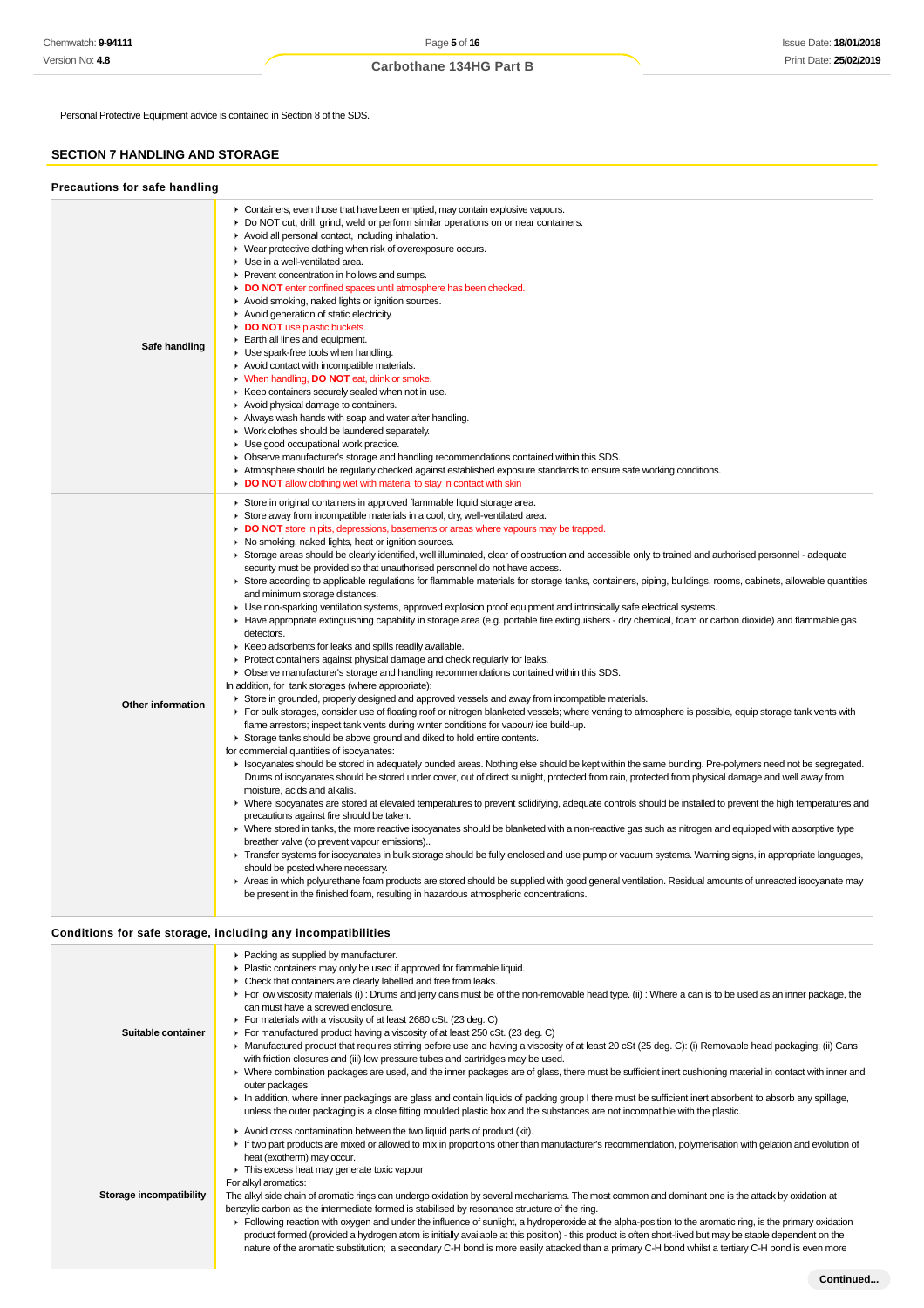Personal Protective Equipment advice is contained in Section 8 of the SDS.

## SECTION 7 HANDLING AND STORAGE

### Precautions for safe handling

| | |
|---|---|
| **Safe handling** | ▸ Containers, even those that have been emptied, may contain explosive vapours.<br>▸ Do NOT cut, drill, grind, weld or perform similar operations on or near containers.<br>▸ Avoid all personal contact, including inhalation.<br>▸ Wear protective clothing when risk of overexposure occurs.<br>▸ Use in a well-ventilated area.<br>▸ Prevent concentration in hollows and sumps.<br>▸ **DO NOT** enter confined spaces until atmosphere has been checked.<br>▸ Avoid smoking, naked lights or ignition sources.<br>▸ Avoid generation of static electricity.<br>▸ **DO NOT** use plastic buckets.<br>▸ Earth all lines and equipment.<br>▸ Use spark-free tools when handling.<br>▸ Avoid contact with incompatible materials.<br>▸ When handling, **DO NOT** eat, drink or smoke.<br>▸ Keep containers securely sealed when not in use.<br>▸ Avoid physical damage to containers.<br>▸ Always wash hands with soap and water after handling.<br>▸ Work clothes should be laundered separately.<br>▸ Use good occupational work practice.<br>▸ Observe manufacturer's storage and handling recommendations contained within this SDS.<br>▸ Atmosphere should be regularly checked against established exposure standards to ensure safe working conditions.<br>▸ **DO NOT** allow clothing wet with material to stay in contact with skin |
| **Other information** | ▸ Store in original containers in approved flammable liquid storage area.<br>▸ Store away from incompatible materials in a cool, dry, well-ventilated area.<br>▸ **DO NOT** store in pits, depressions, basements or areas where vapours may be trapped.<br>▸ No smoking, naked lights, heat or ignition sources.<br>▸ Storage areas should be clearly identified, well illuminated, clear of obstruction and accessible only to trained and authorised personnel - adequate security must be provided so that unauthorised personnel do not have access.<br>▸ Store according to applicable regulations for flammable materials for storage tanks, containers, piping, buildings, rooms, cabinets, allowable quantities and minimum storage distances.<br>▸ Use non-sparking ventilation systems, approved explosion proof equipment and intrinsically safe electrical systems.<br>▸ Have appropriate extinguishing capability in storage area (e.g. portable fire extinguishers - dry chemical, foam or carbon dioxide) and flammable gas detectors.<br>▸ Keep adsorbents for leaks and spills readily available.<br>▸ Protect containers against physical damage and check regularly for leaks.<br>▸ Observe manufacturer's storage and handling recommendations contained within this SDS.<br>In addition, for tank storages (where appropriate):<br>▸ Store in grounded, properly designed and approved vessels and away from incompatible materials.<br>▸ For bulk storages, consider use of floating roof or nitrogen blanketed vessels; where venting to atmosphere is possible, equip storage tank vents with flame arrestors; inspect tank vents during winter conditions for vapour/ ice build-up.<br>▸ Storage tanks should be above ground and diked to hold entire contents.<br>for commercial quantities of isocyanates:<br>▸ Isocyanates should be stored in adequately bunded areas. Nothing else should be kept within the same bunding. Pre-polymers need not be segregated. Drums of isocyanates should be stored under cover, out of direct sunlight, protected from rain, protected from physical damage and well away from moisture, acids and alkalis.<br>▸ Where isocyanates are stored at elevated temperatures to prevent solidifying, adequate controls should be installed to prevent the high temperatures and precautions against fire should be taken.<br>▸ Where stored in tanks, the more reactive isocyanates should be blanketed with a non-reactive gas such as nitrogen and equipped with absorptive type breather valve (to prevent vapour emissions)..<br>▸ Transfer systems for isocyanates in bulk storage should be fully enclosed and use pump or vacuum systems. Warning signs, in appropriate languages, should be posted where necessary.<br>▸ Areas in which polyurethane foam products are stored should be supplied with good general ventilation. Residual amounts of unreacted isocyanate may be present in the finished foam, resulting in hazardous atmospheric concentrations. |

### Conditions for safe storage, including any incompatibilities

| | |
|---|---|
| **Suitable container** | ▸ Packing as supplied by manufacturer.<br>▸ Plastic containers may only be used if approved for flammable liquid.<br>▸ Check that containers are clearly labelled and free from leaks.<br>▸ For low viscosity materials (i) : Drums and jerry cans must be of the non-removable head type. (ii) : Where a can is to be used as an inner package, the can must have a screwed enclosure.<br>▸ For materials with a viscosity of at least 2680 cSt. (23 deg. C)<br>▸ For manufactured product having a viscosity of at least 250 cSt. (23 deg. C)<br>▸ Manufactured product that requires stirring before use and having a viscosity of at least 20 cSt (25 deg. C): (i) Removable head packaging; (ii) Cans with friction closures and (iii) low pressure tubes and cartridges may be used.<br>▸ Where combination packages are used, and the inner packages are of glass, there must be sufficient inert cushioning material in contact with inner and outer packages<br>▸ In addition, where inner packagings are glass and contain liquids of packing group I there must be sufficient inert absorbent to absorb any spillage, unless the outer packaging is a close fitting moulded plastic box and the substances are not incompatible with the plastic. |
| **Storage incompatibility** | ▸ Avoid cross contamination between the two liquid parts of product (kit).<br>▸ If two part products are mixed or allowed to mix in proportions other than manufacturer's recommendation, polymerisation with gelation and evolution of heat (exotherm) may occur.<br>▸ This excess heat may generate toxic vapour<br>For alkyl aromatics:<br>The alkyl side chain of aromatic rings can undergo oxidation by several mechanisms. The most common and dominant one is the attack by oxidation at benzylic carbon as the intermediate formed is stabilised by resonance structure of the ring.<br>▸ Following reaction with oxygen and under the influence of sunlight, a hydroperoxide at the alpha-position to the aromatic ring, is the primary oxidation product formed (provided a hydrogen atom is initially available at this position) - this product is often short-lived but may be stable dependent on the nature of the aromatic substitution; a secondary C-H bond is more easily attacked than a primary C-H bond whilst a tertiary C-H bond is even more |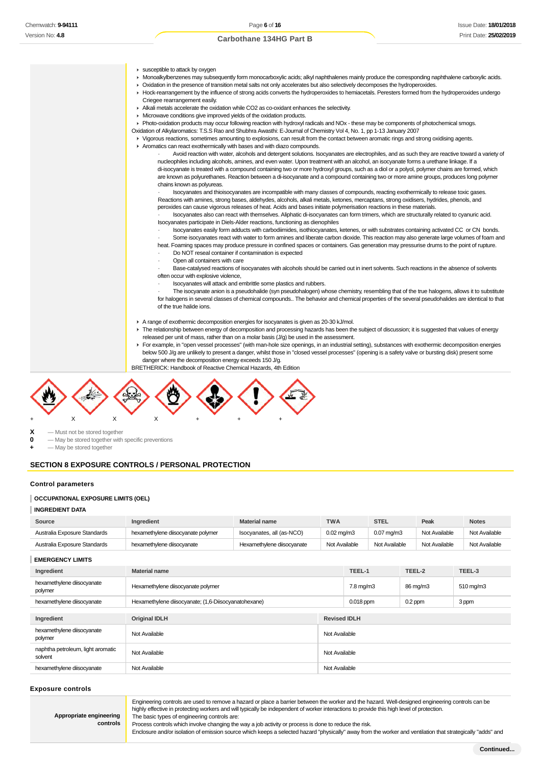- susceptible to attack by oxygen
- Monoalkylbenzenes may subsequently form monocarboxylic acids; alkyl naphthalenes mainly produce the corresponding naphthalene carboxylic acids.
- Oxidation in the presence of transition metal salts not only accelerates but also selectively decomposes the hydroperoxides.
- Hock-rearrangement by the influence of strong acids converts the hydroperoxides to hemiacetals. Peresters formed from the hydroperoxides undergo Criegee rearrangement easily.
- Alkali metals accelerate the oxidation while CO2 as co-oxidant enhances the selectivity.
- Microwave conditions give improved yields of the oxidation products.
- Photo-oxidation products may occur following reaction with hydroxyl radicals and NOx - these may be components of photochemical smogs.

Oxidation of Alkylaromatics: T.S.S Rao and Shubhra Awasthi: E-Journal of Chemistry Vol 4, No. 1, pp 1-13 January 2007

- Vigorous reactions, sometimes amounting to explosions, can result from the contact between aromatic rings and strong oxidising agents.
- Aromatics can react exothermically with bases and with diazo compounds.

· Avoid reaction with water, alcohols and detergent solutions. Isocyanates are electrophiles, and as such they are reactive toward a variety of nucleophiles including alcohols, amines, and even water. Upon treatment with an alcohol, an isocyanate forms a urethane linkage. If a di-isocyanate is treated with a compound containing two or more hydroxyl groups, such as a diol or a polyol, polymer chains are formed, which are known as polyurethanes. Reaction between a di-isocyanate and a compound containing two or more amine groups, produces long polymer chains known as polyureas.

· Isocyanates and thioisocyanates are incompatible with many classes of compounds, reacting exothermically to release toxic gases. Reactions with amines, strong bases, aldehydes, alcohols, alkali metals, ketones, mercaptans, strong oxidisers, hydrides, phenols, and peroxides can cause vigorous releases of heat. Acids and bases initiate polymerisation reactions in these materials.

· Isocyanates also can react with themselves. Aliphatic di-isocyanates can form trimers, which are structurally related to cyanuric acid. Isocyanates participate in Diels-Alder reactions, functioning as dienophiles

· Isocyanates easily form adducts with carbodiimides, isothiocyanates, ketenes, or with substrates containing activated CC or CN bonds.

· Some isocyanates react with water to form amines and liberate carbon dioxide. This reaction may also generate large volumes of foam and heat. Foaming spaces may produce pressure in confined spaces or containers. Gas generation may pressurise drums to the point of rupture.

· Do NOT reseal container if contamination is expected

· Open all containers with care

· Base-catalysed reactions of isocyanates with alcohols should be carried out in inert solvents. Such reactions in the absence of solvents often occur with explosive violence,

· Isocyanates will attack and embrittle some plastics and rubbers.

· The isocyanate anion is a pseudohalide (syn pseudohalogen) whose chemistry, resembling that of the true halogens, allows it to substitute for halogens in several classes of chemical compounds.. The behavior and chemical properties of the several pseudohalides are identical to that of the true halide ions.

- A range of exothermic decomposition energies for isocyanates is given as 20-30 kJ/mol.
- The relationship between energy of decomposition and processing hazards has been the subject of discussion; it is suggested that values of energy released per unit of mass, rather than on a molar basis (J/g) be used in the assessment.
- For example, in "open vessel processes" (with man-hole size openings, in an industrial setting), substances with exothermic decomposition energies below 500 J/g are unlikely to present a danger, whilst those in "closed vessel processes" (opening is a safety valve or bursting disk) present some danger where the decomposition energy exceeds 150 J/g.

BRETHERICK: Handbook of Reactive Chemical Hazards, 4th Edition

+ X X X + + +

**X** — Must not be stored together
**0** — May be stored together with specific preventions
**+** — May be stored together

## SECTION 8 EXPOSURE CONTROLS / PERSONAL PROTECTION

### Control parameters

#### OCCUPATIONAL EXPOSURE LIMITS (OEL)

#### INGREDIENT DATA

| Source | Ingredient | Material name | TWA | STEL | Peak | Notes |
|---|---|---|---|---|---|---|
| Australia Exposure Standards | hexamethylene diisocyanate polymer | Isocyanates, all (as-NCO) | 0.02 mg/m3 | 0.07 mg/m3 | Not Available | Not Available |
| Australia Exposure Standards | hexamethylene diisocyanate | Hexamethylene diisocyanate | Not Available | Not Available | Not Available | Not Available |

#### EMERGENCY LIMITS

| Ingredient | Material name | TEEL-1 | TEEL-2 | TEEL-3 |
|---|---|---|---|---|
| hexamethylene diisocyanate polymer | Hexamethylene diisocyanate polymer | 7.8 mg/m3 | 86 mg/m3 | 510 mg/m3 |
| hexamethylene diisocyanate | Hexamethylene diisocyanate; (1,6-Diisocyanatohexane) | 0.018 ppm | 0.2 ppm | 3 ppm |

| Ingredient | Original IDLH | Revised IDLH |
|---|---|---|
| hexamethylene diisocyanate polymer | Not Available | Not Available |
| naphtha petroleum, light aromatic solvent | Not Available | Not Available |
| hexamethylene diisocyanate | Not Available | Not Available |

### Exposure controls

| | |
|---|---|
| **Appropriate engineering controls** | Engineering controls are used to remove a hazard or place a barrier between the worker and the hazard. Well-designed engineering controls can be highly effective in protecting workers and will typically be independent of worker interactions to provide this high level of protection.<br>The basic types of engineering controls are:<br>Process controls which involve changing the way a job activity or process is done to reduce the risk.<br>Enclosure and/or isolation of emission source which keeps a selected hazard "physically" away from the worker and ventilation that strategically "adds" and |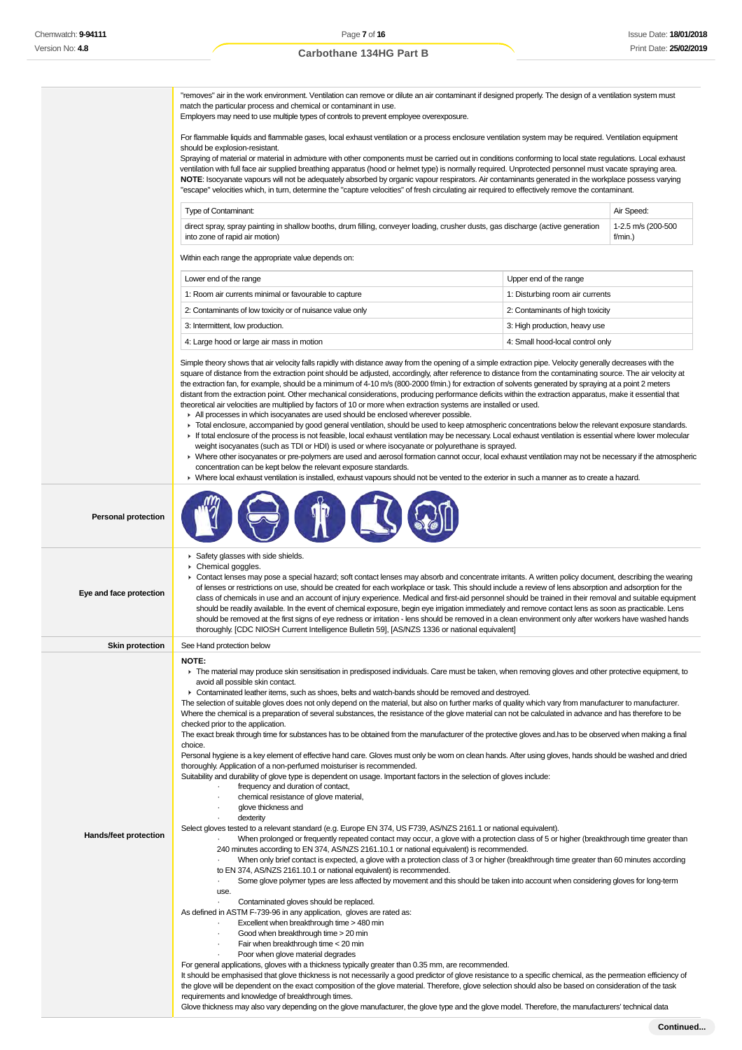"removes" air in the work environment. Ventilation can remove or dilute an air contaminant if designed properly. The design of a ventilation system must match the particular process and chemical or contaminant in use.
Employers may need to use multiple types of controls to prevent employee overexposure.

For flammable liquids and flammable gases, local exhaust ventilation or a process enclosure ventilation system may be required. Ventilation equipment should be explosion-resistant.
Spraying of material or material in admixture with other components must be carried out in conditions conforming to local state regulations. Local exhaust ventilation with full face air supplied breathing apparatus (hood or helmet type) is normally required. Unprotected personnel must vacate spraying area.
**NOTE**: Isocyanate vapours will not be adequately absorbed by organic vapour respirators. Air contaminants generated in the workplace possess varying "escape" velocities which, in turn, determine the "capture velocities" of fresh circulating air required to effectively remove the contaminant.

| Type of Contaminant: | Air Speed: |
|---|---|
| direct spray, spray painting in shallow booths, drum filling, conveyer loading, crusher dusts, gas discharge (active generation into zone of rapid air motion) | 1-2.5 m/s (200-500 f/min.) |

Within each range the appropriate value depends on:

| Lower end of the range | Upper end of the range |
|---|---|
| 1: Room air currents minimal or favourable to capture | 1: Disturbing room air currents |
| 2: Contaminants of low toxicity or of nuisance value only | 2: Contaminants of high toxicity |
| 3: Intermittent, low production. | 3: High production, heavy use |
| 4: Large hood or large air mass in motion | 4: Small hood-local control only |

Simple theory shows that air velocity falls rapidly with distance away from the opening of a simple extraction pipe. Velocity generally decreases with the square of distance from the extraction point should be adjusted, accordingly, after reference to distance from the contaminating source. The air velocity at the extraction fan, for example, should be a minimum of 4-10 m/s (800-2000 f/min.) for extraction of solvents generated by spraying at a point 2 meters distant from the extraction point. Other mechanical considerations, producing performance deficits within the extraction apparatus, make it essential that theoretical air velocities are multiplied by factors of 10 or more when extraction systems are installed or used.

- All processes in which isocyanates are used should be enclosed wherever possible.
- Total enclosure, accompanied by good general ventilation, should be used to keep atmospheric concentrations below the relevant exposure standards.
- If total enclosure of the process is not feasible, local exhaust ventilation may be necessary. Local exhaust ventilation is essential where lower molecular weight isocyanates (such as TDI or HDI) is used or where isocyanate or polyurethane is sprayed.
- Where other isocyanates or pre-polymers are used and aerosol formation cannot occur, local exhaust ventilation may not be necessary if the atmospheric concentration can be kept below the relevant exposure standards.
- Where local exhaust ventilation is installed, exhaust vapours should not be vented to the exterior in such a manner as to create a hazard.

**Personal protection**

**Eye and face protection**

- Safety glasses with side shields.
- Chemical goggles.
- Contact lenses may pose a special hazard; soft contact lenses may absorb and concentrate irritants. A written policy document, describing the wearing of lenses or restrictions on use, should be created for each workplace or task. This should include a review of lens absorption and adsorption for the class of chemicals in use and an account of injury experience. Medical and first-aid personnel should be trained in their removal and suitable equipment should be readily available. In the event of chemical exposure, begin eye irrigation immediately and remove contact lens as soon as practicable. Lens should be removed at the first signs of eye redness or irritation - lens should be removed in a clean environment only after workers have washed hands thoroughly. [CDC NIOSH Current Intelligence Bulletin 59], [AS/NZS 1336 or national equivalent]

**Skin protection**

See Hand protection below

**Hands/feet protection**

**NOTE:**

- The material may produce skin sensitisation in predisposed individuals. Care must be taken, when removing gloves and other protective equipment, to avoid all possible skin contact.
- Contaminated leather items, such as shoes, belts and watch-bands should be removed and destroyed.

The selection of suitable gloves does not only depend on the material, but also on further marks of quality which vary from manufacturer to manufacturer. Where the chemical is a preparation of several substances, the resistance of the glove material can not be calculated in advance and has therefore to be checked prior to the application.
The exact break through time for substances has to be obtained from the manufacturer of the protective gloves and.has to be observed when making a final choice.
Personal hygiene is a key element of effective hand care. Gloves must only be worn on clean hands. After using gloves, hands should be washed and dried thoroughly. Application of a non-perfumed moisturiser is recommended.
Suitability and durability of glove type is dependent on usage. Important factors in the selection of gloves include:

- frequency and duration of contact,
- chemical resistance of glove material,
- glove thickness and
- dexterity

Select gloves tested to a relevant standard (e.g. Europe EN 374, US F739, AS/NZS 2161.1 or national equivalent).

- When prolonged or frequently repeated contact may occur, a glove with a protection class of 5 or higher (breakthrough time greater than 240 minutes according to EN 374, AS/NZS 2161.10.1 or national equivalent) is recommended.
- When only brief contact is expected, a glove with a protection class of 3 or higher (breakthrough time greater than 60 minutes according to EN 374, AS/NZS 2161.10.1 or national equivalent) is recommended.
- Some glove polymer types are less affected by movement and this should be taken into account when considering gloves for long-term use.
- Contaminated gloves should be replaced.

As defined in ASTM F-739-96 in any application, gloves are rated as:

- Excellent when breakthrough time > 480 min
- Good when breakthrough time > 20 min
- Fair when breakthrough time < 20 min
- Poor when glove material degrades

For general applications, gloves with a thickness typically greater than 0.35 mm, are recommended.
It should be emphasised that glove thickness is not necessarily a good predictor of glove resistance to a specific chemical, as the permeation efficiency of the glove will be dependent on the exact composition of the glove material. Therefore, glove selection should also be based on consideration of the task requirements and knowledge of breakthrough times.
Glove thickness may also vary depending on the glove manufacturer, the glove type and the glove model. Therefore, the manufacturers' technical data

Continued...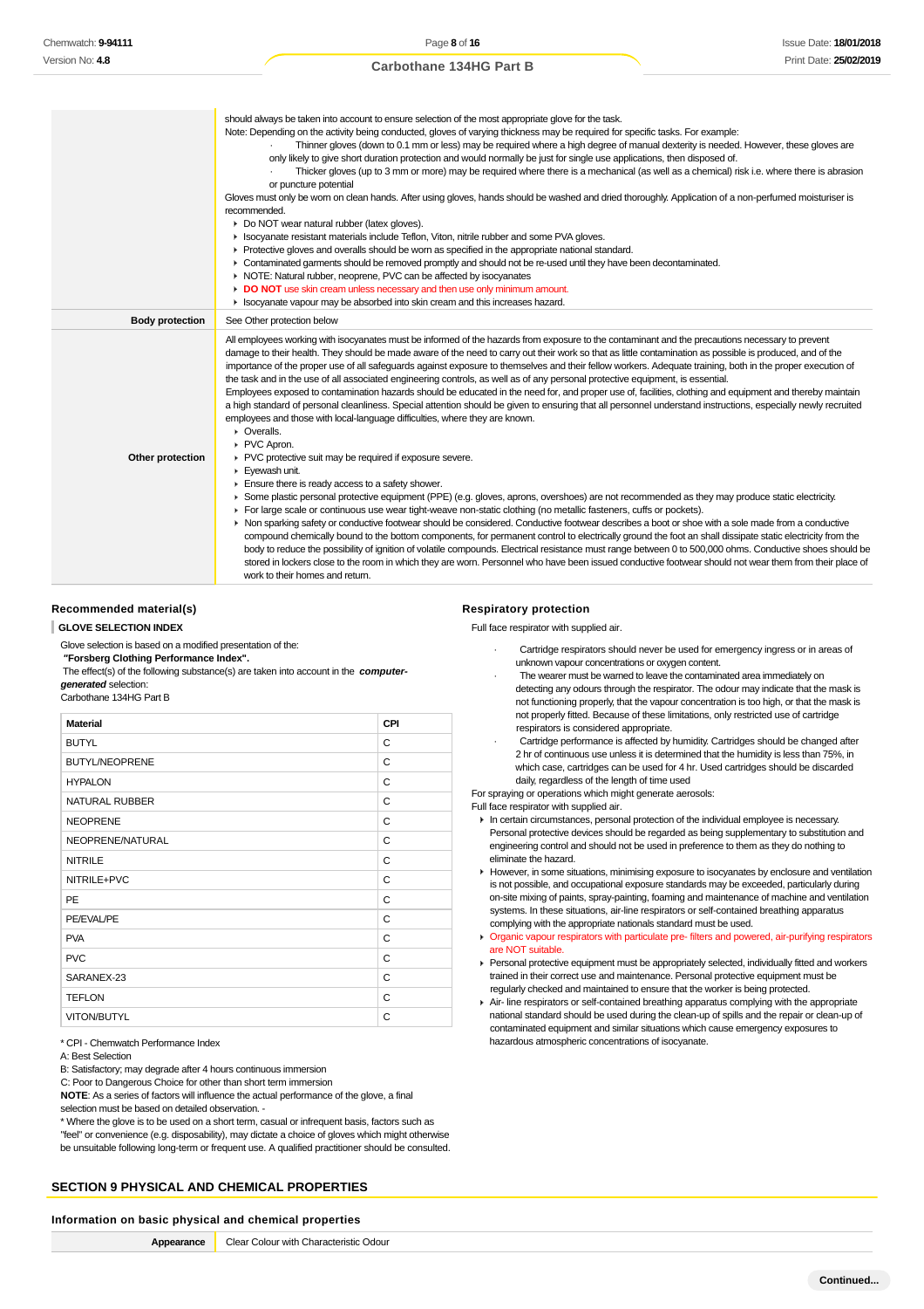| | |
|---|---|
| | should always be taken into account to ensure selection of the most appropriate glove for the task. Note: Depending on the activity being conducted, gloves of varying thickness may be required for specific tasks. For example: · Thinner gloves (down to 0.1 mm or less) may be required where a high degree of manual dexterity is needed. However, these gloves are only likely to give short duration protection and would normally be just for single use applications, then disposed of. · Thicker gloves (up to 3 mm or more) may be required where there is a mechanical (as well as a chemical) risk i.e. where there is abrasion or puncture potential Gloves must only be worn on clean hands. After using gloves, hands should be washed and dried thoroughly. Application of a non-perfumed moisturiser is recommended. ▸ Do NOT wear natural rubber (latex gloves). ▸ Isocyanate resistant materials include Teflon, Viton, nitrile rubber and some PVA gloves. ▸ Protective gloves and overalls should be worn as specified in the appropriate national standard. ▸ Contaminated garments should be removed promptly and should not be re-used until they have been decontaminated. ▸ NOTE: Natural rubber, neoprene, PVC can be affected by isocyanates ▸ **DO NOT** use skin cream unless necessary and then use only minimum amount. ▸ Isocyanate vapour may be absorbed into skin cream and this increases hazard. |
| **Body protection** | See Other protection below |
| **Other protection** | All employees working with isocyanates must be informed of the hazards from exposure to the contaminant and the precautions necessary to prevent damage to their health. They should be made aware of the need to carry out their work so that as little contamination as possible is produced, and of the importance of the proper use of all safeguards against exposure to themselves and their fellow workers. Adequate training, both in the proper execution of the task and in the use of all associated engineering controls, as well as of any personal protective equipment, is essential. Employees exposed to contamination hazards should be educated in the need for, and proper use of, facilities, clothing and equipment and thereby maintain a high standard of personal cleanliness. Special attention should be given to ensuring that all personnel understand instructions, especially newly recruited employees and those with local-language difficulties, where they are known. ▸ Overalls. ▸ PVC Apron. ▸ PVC protective suit may be required if exposure severe. ▸ Eyewash unit. ▸ Ensure there is ready access to a safety shower. ▸ Some plastic personal protective equipment (PPE) (e.g. gloves, aprons, overshoes) are not recommended as they may produce static electricity. ▸ For large scale or continuous use wear tight-weave non-static clothing (no metallic fasteners, cuffs or pockets). ▸ Non sparking safety or conductive footwear should be considered. Conductive footwear describes a boot or shoe with a sole made from a conductive compound chemically bound to the bottom components, for permanent control to electrically ground the foot an shall dissipate static electricity from the body to reduce the possibility of ignition of volatile compounds. Electrical resistance must range between 0 to 500,000 ohms. Conductive shoes should be stored in lockers close to the room in which they are worn. Personnel who have been issued conductive footwear should not wear them from their place of work to their homes and return. |

### Recommended material(s)

**GLOVE SELECTION INDEX**

Glove selection is based on a modified presentation of the:
***"Forsberg Clothing Performance Index".***
The effect(s) of the following substance(s) are taken into account in the ***computer-generated*** selection:
Carbothane 134HG Part B

| Material | CPI |
|---|---|
| BUTYL | C |
| BUTYL/NEOPRENE | C |
| HYPALON | C |
| NATURAL RUBBER | C |
| NEOPRENE | C |
| NEOPRENE/NATURAL | C |
| NITRILE | C |
| NITRILE+PVC | C |
| PE | C |
| PE/EVAL/PE | C |
| PVA | C |
| PVC | C |
| SARANEX-23 | C |
| TEFLON | C |
| VITON/BUTYL | C |

* CPI - Chemwatch Performance Index
A: Best Selection
B: Satisfactory; may degrade after 4 hours continuous immersion
C: Poor to Dangerous Choice for other than short term immersion
**NOTE**: As a series of factors will influence the actual performance of the glove, a final selection must be based on detailed observation. -
* Where the glove is to be used on a short term, casual or infrequent basis, factors such as "feel" or convenience (e.g. disposability), may dictate a choice of gloves which might otherwise be unsuitable following long-term or frequent use. A qualified practitioner should be consulted.

### Respiratory protection

Full face respirator with supplied air.

· Cartridge respirators should never be used for emergency ingress or in areas of unknown vapour concentrations or oxygen content.
· The wearer must be warned to leave the contaminated area immediately on detecting any odours through the respirator. The odour may indicate that the mask is not functioning properly, that the vapour concentration is too high, or that the mask is not properly fitted. Because of these limitations, only restricted use of cartridge respirators is considered appropriate.
· Cartridge performance is affected by humidity. Cartridges should be changed after 2 hr of continuous use unless it is determined that the humidity is less than 75%, in which case, cartridges can be used for 4 hr. Used cartridges should be discarded daily, regardless of the length of time used

For spraying or operations which might generate aerosols:
Full face respirator with supplied air.

- In certain circumstances, personal protection of the individual employee is necessary. Personal protective devices should be regarded as being supplementary to substitution and engineering control and should not be used in preference to them as they do nothing to eliminate the hazard.
- However, in some situations, minimising exposure to isocyanates by enclosure and ventilation is not possible, and occupational exposure standards may be exceeded, particularly during on-site mixing of paints, spray-painting, foaming and maintenance of machine and ventilation systems. In these situations, air-line respirators or self-contained breathing apparatus complying with the appropriate nationals standard must be used.
- Organic vapour respirators with particulate pre- filters and powered, air-purifying respirators are NOT suitable.
- Personal protective equipment must be appropriately selected, individually fitted and workers trained in their correct use and maintenance. Personal protective equipment must be regularly checked and maintained to ensure that the worker is being protected.
- Air- line respirators or self-contained breathing apparatus complying with the appropriate national standard should be used during the clean-up of spills and the repair or clean-up of contaminated equipment and similar situations which cause emergency exposures to hazardous atmospheric concentrations of isocyanate.

## SECTION 9 PHYSICAL AND CHEMICAL PROPERTIES

### Information on basic physical and chemical properties

| | |
|---|---|
| **Appearance** | Clear Colour with Characteristic Odour |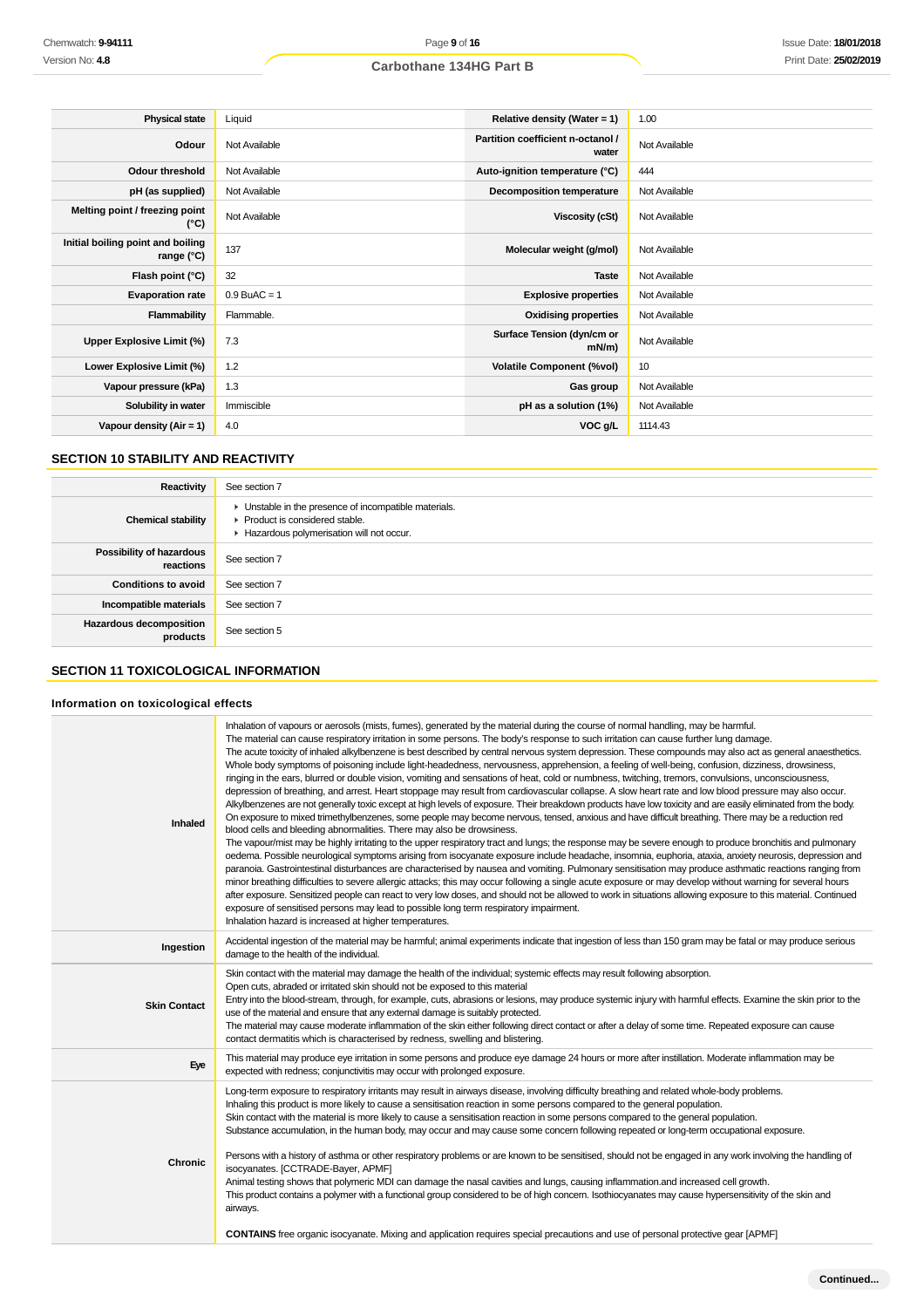| Physical state | Liquid | Relative density (Water = 1) | 1.00 |
|---|---|---|---|
| Odour | Not Available | Partition coefficient n-octanol / water | Not Available |
| Odour threshold | Not Available | Auto-ignition temperature (°C) | 444 |
| pH (as supplied) | Not Available | Decomposition temperature | Not Available |
| Melting point / freezing point (°C) | Not Available | Viscosity (cSt) | Not Available |
| Initial boiling point and boiling range (°C) | 137 | Molecular weight (g/mol) | Not Available |
| Flash point (°C) | 32 | Taste | Not Available |
| Evaporation rate | 0.9 BuAC = 1 | Explosive properties | Not Available |
| Flammability | Flammable. | Oxidising properties | Not Available |
| Upper Explosive Limit (%) | 7.3 | Surface Tension (dyn/cm or mN/m) | Not Available |
| Lower Explosive Limit (%) | 1.2 | Volatile Component (%vol) | 10 |
| Vapour pressure (kPa) | 1.3 | Gas group | Not Available |
| Solubility in water | Immiscible | pH as a solution (1%) | Not Available |
| Vapour density (Air = 1) | 4.0 | VOC g/L | 1114.43 |

## SECTION 10 STABILITY AND REACTIVITY

| Reactivity | See section 7 |
|---|---|
| Chemical stability | ▸ Unstable in the presence of incompatible materials.<br>▸ Product is considered stable.<br>▸ Hazardous polymerisation will not occur. |
| Possibility of hazardous reactions | See section 7 |
| Conditions to avoid | See section 7 |
| Incompatible materials | See section 7 |
| Hazardous decomposition products | See section 5 |

## SECTION 11 TOXICOLOGICAL INFORMATION

### Information on toxicological effects

| | |
|---|---|
| Inhaled | Inhalation of vapours or aerosols (mists, fumes), generated by the material during the course of normal handling, may be harmful.<br>The material can cause respiratory irritation in some persons. The body's response to such irritation can cause further lung damage.<br>The acute toxicity of inhaled alkylbenzene is best described by central nervous system depression. These compounds may also act as general anaesthetics. Whole body symptoms of poisoning include light-headedness, nervousness, apprehension, a feeling of well-being, confusion, dizziness, drowsiness, ringing in the ears, blurred or double vision, vomiting and sensations of heat, cold or numbness, twitching, tremors, convulsions, unconsciousness, depression of breathing, and arrest. Heart stoppage may result from cardiovascular collapse. A slow heart rate and low blood pressure may also occur.<br>Alkylbenzenes are not generally toxic except at high levels of exposure. Their breakdown products have low toxicity and are easily eliminated from the body.<br>On exposure to mixed trimethylbenzenes, some people may become nervous, tensed, anxious and have difficult breathing. There may be a reduction red blood cells and bleeding abnormalities. There may also be drowsiness.<br>The vapour/mist may be highly irritating to the upper respiratory tract and lungs; the response may be severe enough to produce bronchitis and pulmonary oedema. Possible neurological symptoms arising from isocyanate exposure include headache, insomnia, euphoria, ataxia, anxiety neurosis, depression and paranoia. Gastrointestinal disturbances are characterised by nausea and vomiting. Pulmonary sensitisation may produce asthmatic reactions ranging from minor breathing difficulties to severe allergic attacks; this may occur following a single acute exposure or may develop without warning for several hours after exposure. Sensitized people can react to very low doses, and should not be allowed to work in situations allowing exposure to this material. Continued exposure of sensitised persons may lead to possible long term respiratory impairment.<br>Inhalation hazard is increased at higher temperatures. |
| Ingestion | Accidental ingestion of the material may be harmful; animal experiments indicate that ingestion of less than 150 gram may be fatal or may produce serious damage to the health of the individual. |
| Skin Contact | Skin contact with the material may damage the health of the individual; systemic effects may result following absorption.<br>Open cuts, abraded or irritated skin should not be exposed to this material<br>Entry into the blood-stream, through, for example, cuts, abrasions or lesions, may produce systemic injury with harmful effects. Examine the skin prior to the use of the material and ensure that any external damage is suitably protected.<br>The material may cause moderate inflammation of the skin either following direct contact or after a delay of some time. Repeated exposure can cause contact dermatitis which is characterised by redness, swelling and blistering. |
| Eye | This material may produce eye irritation in some persons and produce eye damage 24 hours or more after instillation. Moderate inflammation may be expected with redness; conjunctivitis may occur with prolonged exposure. |
| Chronic | Long-term exposure to respiratory irritants may result in airways disease, involving difficulty breathing and related whole-body problems.<br>Inhaling this product is more likely to cause a sensitisation reaction in some persons compared to the general population.<br>Skin contact with the material is more likely to cause a sensitisation reaction in some persons compared to the general population.<br>Substance accumulation, in the human body, may occur and may cause some concern following repeated or long-term occupational exposure.<br><br>Persons with a history of asthma or other respiratory problems or are known to be sensitised, should not be engaged in any work involving the handling of isocyanates. [CCTRADE-Bayer, APMF]<br>Animal testing shows that polymeric MDI can damage the nasal cavities and lungs, causing inflammation.and increased cell growth.<br>This product contains a polymer with a functional group considered to be of high concern. Isothiocyanates may cause hypersensitivity of the skin and airways.<br><br>**CONTAINS** free organic isocyanate. Mixing and application requires special precautions and use of personal protective gear [APMF] |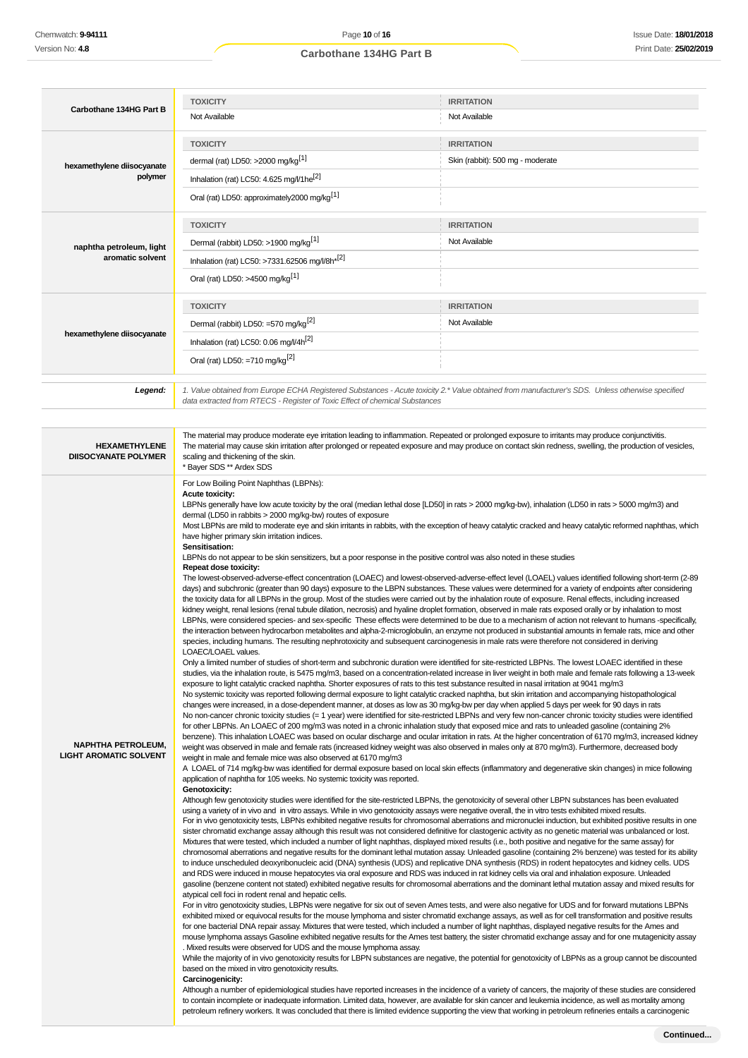| | TOXICITY | IRRITATION |
|---|---|---|
| **Carbothane 134HG Part B** | Not Available | Not Available |
| | **TOXICITY** | **IRRITATION** |
| **hexamethylene diisocyanate polymer** | dermal (rat) LD50: >2000 mg/kg[1] | Skin (rabbit): 500 mg - moderate |
| | Inhalation (rat) LC50: 4.625 mg/l/1he[2] | |
| | Oral (rat) LD50: approximately2000 mg/kg[1] | |
| | **TOXICITY** | **IRRITATION** |
| **naphtha petroleum, light aromatic solvent** | Dermal (rabbit) LD50: >1900 mg/kg[1] | Not Available |
| | Inhalation (rat) LC50: >7331.62506 mg/l/8h*[2] | |
| | Oral (rat) LD50: >4500 mg/kg[1] | |
| | **TOXICITY** | **IRRITATION** |
| **hexamethylene diisocyanate** | Dermal (rabbit) LD50: =570 mg/kg[2] | Not Available |
| | Inhalation (rat) LC50: 0.06 mg/l/4h[2] | |
| | Oral (rat) LD50: =710 mg/kg[2] | |

***Legend:*** *1. Value obtained from Europe ECHA Registered Substances - Acute toxicity 2.* Value obtained from manufacturer's SDS. Unless otherwise specified data extracted from RTECS - Register of Toxic Effect of chemical Substances*

**HEXAMETHYLENE DIISOCYANATE POLYMER**

The material may produce moderate eye irritation leading to inflammation. Repeated or prolonged exposure to irritants may produce conjunctivitis.
The material may cause skin irritation after prolonged or repeated exposure and may produce on contact skin redness, swelling, the production of vesicles, scaling and thickening of the skin.
* Bayer SDS ** Ardex SDS

**NAPHTHA PETROLEUM, LIGHT AROMATIC SOLVENT**

For Low Boiling Point Naphthas (LBPNs):

**Acute toxicity:**
LBPNs generally have low acute toxicity by the oral (median lethal dose [LD50] in rats > 2000 mg/kg-bw), inhalation (LD50 in rats > 5000 mg/m3) and dermal (LD50 in rabbits > 2000 mg/kg-bw) routes of exposure
Most LBPNs are mild to moderate eye and skin irritants in rabbits, with the exception of heavy catalytic cracked and heavy catalytic reformed naphthas, which have higher primary skin irritation indices.

**Sensitisation:**
LBPNs do not appear to be skin sensitizers, but a poor response in the positive control was also noted in these studies

**Repeat dose toxicity:**
The lowest-observed-adverse-effect concentration (LOAEC) and lowest-observed-adverse-effect level (LOAEL) values identified following short-term (2-89 days) and subchronic (greater than 90 days) exposure to the LBPN substances. These values were determined for a variety of endpoints after considering the toxicity data for all LBPNs in the group. Most of the studies were carried out by the inhalation route of exposure. Renal effects, including increased kidney weight, renal lesions (renal tubule dilation, necrosis) and hyaline droplet formation, observed in male rats exposed orally or by inhalation to most LBPNs, were considered species- and sex-specific These effects were determined to be due to a mechanism of action not relevant to humans -specifically, the interaction between hydrocarbon metabolites and alpha-2-microglobulin, an enzyme not produced in substantial amounts in female rats, mice and other species, including humans. The resulting nephrotoxicity and subsequent carcinogenesis in male rats were therefore not considered in deriving LOAEC/LOAEL values.
Only a limited number of studies of short-term and subchronic duration were identified for site-restricted LBPNs. The lowest LOAEC identified in these studies, via the inhalation route, is 5475 mg/m3, based on a concentration-related increase in liver weight in both male and female rats following a 13-week exposure to light catalytic cracked naphtha. Shorter exposures of rats to this test substance resulted in nasal irritation at 9041 mg/m3
No systemic toxicity was reported following dermal exposure to light catalytic cracked naphtha, but skin irritation and accompanying histopathological changes were increased, in a dose-dependent manner, at doses as low as 30 mg/kg-bw per day when applied 5 days per week for 90 days in rats
No non-cancer chronic toxicity studies (= 1 year) were identified for site-restricted LBPNs and very few non-cancer chronic toxicity studies were identified for other LBPNs. An LOAEC of 200 mg/m3 was noted in a chronic inhalation study that exposed mice and rats to unleaded gasoline (containing 2% benzene). This inhalation LOAEC was based on ocular discharge and ocular irritation in rats. At the higher concentration of 6170 mg/m3, increased kidney weight was observed in male and female rats (increased kidney weight was also observed in males only at 870 mg/m3). Furthermore, decreased body weight in male and female mice was also observed at 6170 mg/m3
A LOAEL of 714 mg/kg-bw was identified for dermal exposure based on local skin effects (inflammatory and degenerative skin changes) in mice following application of naphtha for 105 weeks. No systemic toxicity was reported.

**Genotoxicity:**
Although few genotoxicity studies were identified for the site-restricted LBPNs, the genotoxicity of several other LBPN substances has been evaluated using a variety of in vivo and in vitro assays. While in vivo genotoxicity assays were negative overall, the in vitro tests exhibited mixed results.
For in vivo genotoxicity tests, LBPNs exhibited negative results for chromosomal aberrations and micronuclei induction, but exhibited positive results in one sister chromatid exchange assay although this result was not considered definitive for clastogenic activity as no genetic material was unbalanced or lost.
Mixtures that were tested, which included a number of light naphthas, displayed mixed results (i.e., both positive and negative for the same assay) for chromosomal aberrations and negative results for the dominant lethal mutation assay. Unleaded gasoline (containing 2% benzene) was tested for its ability to induce unscheduled deoxyribonucleic acid (DNA) synthesis (UDS) and replicative DNA synthesis (RDS) in rodent hepatocytes and kidney cells. UDS and RDS were induced in mouse hepatocytes via oral exposure and RDS was induced in rat kidney cells via oral and inhalation exposure. Unleaded gasoline (benzene content not stated) exhibited negative results for chromosomal aberrations and the dominant lethal mutation assay and mixed results for atypical cell foci in rodent renal and hepatic cells.
For in vitro genotoxicity studies, LBPNs were negative for six out of seven Ames tests, and were also negative for UDS and for forward mutations LBPNs exhibited mixed or equivocal results for the mouse lymphoma and sister chromatid exchange assays, as well as for cell transformation and positive results for one bacterial DNA repair assay. Mixtures that were tested, which included a number of light naphthas, displayed negative results for the Ames and mouse lymphoma assays Gasoline exhibited negative results for the Ames test battery, the sister chromatid exchange assay and for one mutagenicity assay . Mixed results were observed for UDS and the mouse lymphoma assay.
While the majority of in vivo genotoxicity results for LBPN substances are negative, the potential for genotoxicity of LBPNs as a group cannot be discounted based on the mixed in vitro genotoxicity results.

**Carcinogenicity:**
Although a number of epidemiological studies have reported increases in the incidence of a variety of cancers, the majority of these studies are considered to contain incomplete or inadequate information. Limited data, however, are available for skin cancer and leukemia incidence, as well as mortality among petroleum refinery workers. It was concluded that there is limited evidence supporting the view that working in petroleum refineries entails a carcinogenic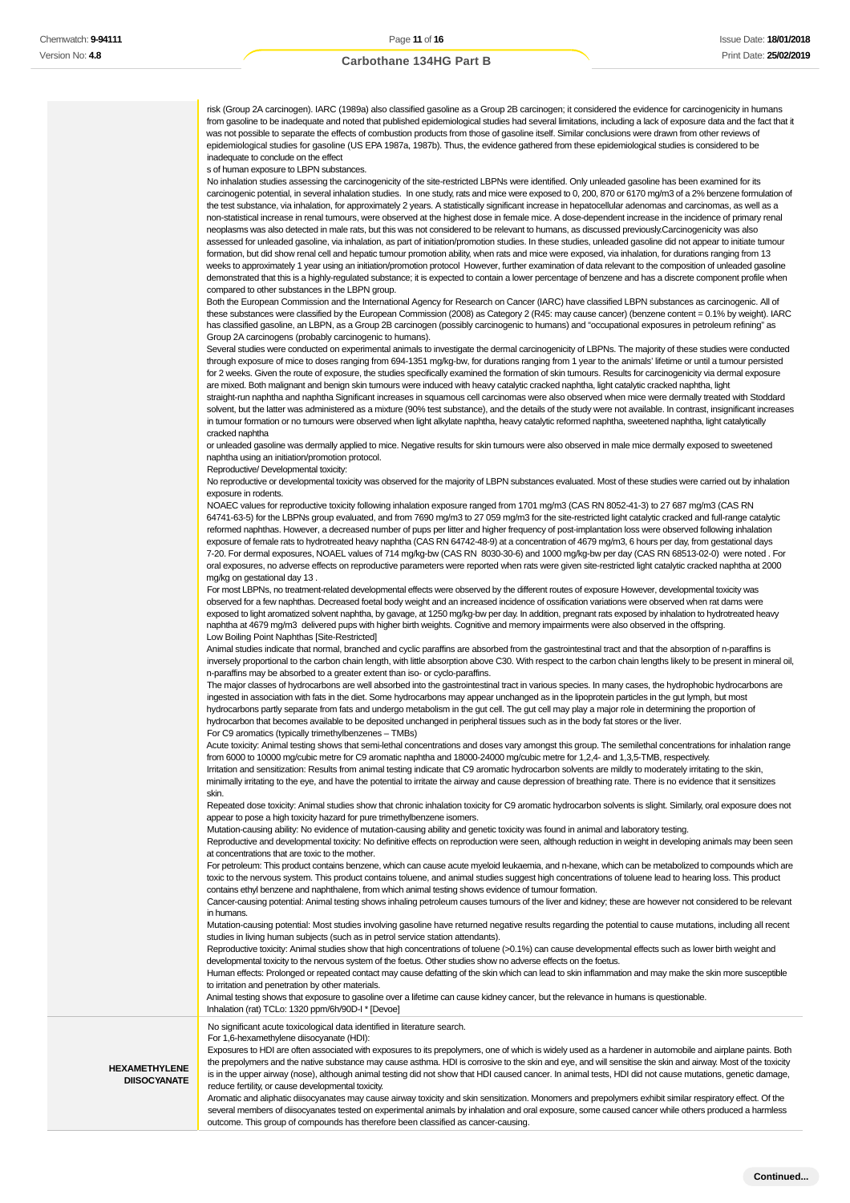| | |
|---|---|
| | risk (Group 2A carcinogen). IARC (1989a) also classified gasoline as a Group 2B carcinogen; it considered the evidence for carcinogenicity in humans from gasoline to be inadequate and noted that published epidemiological studies had several limitations, including a lack of exposure data and the fact that it was not possible to separate the effects of combustion products from those of gasoline itself. Similar conclusions were drawn from other reviews of epidemiological studies for gasoline (US EPA 1987a, 1987b). Thus, the evidence gathered from these epidemiological studies is considered to be inadequate to conclude on the effect<br>s of human exposure to LBPN substances.<br>No inhalation studies assessing the carcinogenicity of the site-restricted LBPNs were identified. Only unleaded gasoline has been examined for its carcinogenic potential, in several inhalation studies. In one study, rats and mice were exposed to 0, 200, 870 or 6170 mg/m3 of a 2% benzene formulation of the test substance, via inhalation, for approximately 2 years. A statistically significant increase in hepatocellular adenomas and carcinomas, as well as a non-statistical increase in renal tumours, were observed at the highest dose in female mice. A dose-dependent increase in the incidence of primary renal neoplasms was also detected in male rats, but this was not considered to be relevant to humans, as discussed previously.Carcinogenicity was also assessed for unleaded gasoline, via inhalation, as part of initiation/promotion studies. In these studies, unleaded gasoline did not appear to initiate tumour formation, but did show renal cell and hepatic tumour promotion ability, when rats and mice were exposed, via inhalation, for durations ranging from 13 weeks to approximately 1 year using an initiation/promotion protocol However, further examination of data relevant to the composition of unleaded gasoline demonstrated that this is a highly-regulated substance; it is expected to contain a lower percentage of benzene and has a discrete component profile when compared to other substances in the LBPN group.<br>Both the European Commission and the International Agency for Research on Cancer (IARC) have classified LBPN substances as carcinogenic. All of these substances were classified by the European Commission (2008) as Category 2 (R45: may cause cancer) (benzene content = 0.1% by weight). IARC has classified gasoline, an LBPN, as a Group 2B carcinogen (possibly carcinogenic to humans) and "occupational exposures in petroleum refining" as Group 2A carcinogens (probably carcinogenic to humans).<br>Several studies were conducted on experimental animals to investigate the dermal carcinogenicity of LBPNs. The majority of these studies were conducted through exposure of mice to doses ranging from 694-1351 mg/kg-bw, for durations ranging from 1 year to the animals' lifetime or until a tumour persisted for 2 weeks. Given the route of exposure, the studies specifically examined the formation of skin tumours. Results for carcinogenicity via dermal exposure are mixed. Both malignant and benign skin tumours were induced with heavy catalytic cracked naphtha, light catalytic cracked naphtha, light straight-run naphtha and naphtha Significant increases in squamous cell carcinomas were also observed when mice were dermally treated with Stoddard solvent, but the latter was administered as a mixture (90% test substance), and the details of the study were not available. In contrast, insignificant increases in tumour formation or no tumours were observed when light alkylate naphtha, heavy catalytic reformed naphtha, sweetened naphtha, light catalytically cracked naphtha<br>or unleaded gasoline was dermally applied to mice. Negative results for skin tumours were also observed in male mice dermally exposed to sweetened naphtha using an initiation/promotion protocol.<br>Reproductive/ Developmental toxicity:<br>No reproductive or developmental toxicity was observed for the majority of LBPN substances evaluated. Most of these studies were carried out by inhalation exposure in rodents.<br>NOAEC values for reproductive toxicity following inhalation exposure ranged from 1701 mg/m3 (CAS RN 8052-41-3) to 27 687 mg/m3 (CAS RN 64741-63-5) for the LBPNs group evaluated, and from 7690 mg/m3 to 27 059 mg/m3 for the site-restricted light catalytic cracked and full-range catalytic reformed naphthas. However, a decreased number of pups per litter and higher frequency of post-implantation loss were observed following inhalation exposure of female rats to hydrotreated heavy naphtha (CAS RN 64742-48-9) at a concentration of 4679 mg/m3, 6 hours per day, from gestational days 7-20. For dermal exposures, NOAEL values of 714 mg/kg-bw (CAS RN 8030-30-6) and 1000 mg/kg-bw per day (CAS RN 68513-02-0) were noted . For oral exposures, no adverse effects on reproductive parameters were reported when rats were given site-restricted light catalytic cracked naphtha at 2000 mg/kg on gestational day 13 .<br>For most LBPNs, no treatment-related developmental effects were observed by the different routes of exposure However, developmental toxicity was observed for a few naphthas. Decreased foetal body weight and an increased incidence of ossification variations were observed when rat dams were exposed to light aromatized solvent naphtha, by gavage, at 1250 mg/kg-bw per day. In addition, pregnant rats exposed by inhalation to hydrotreated heavy naphtha at 4679 mg/m3 delivered pups with higher birth weights. Cognitive and memory impairments were also observed in the offspring.<br>Low Boiling Point Naphthas [Site-Restricted]<br>Animal studies indicate that normal, branched and cyclic paraffins are absorbed from the gastrointestinal tract and that the absorption of n-paraffins is inversely proportional to the carbon chain length, with little absorption above C30. With respect to the carbon chain lengths likely to be present in mineral oil, n-paraffins may be absorbed to a greater extent than iso- or cyclo-paraffins.<br>The major classes of hydrocarbons are well absorbed into the gastrointestinal tract in various species. In many cases, the hydrophobic hydrocarbons are ingested in association with fats in the diet. Some hydrocarbons may appear unchanged as in the lipoprotein particles in the gut lymph, but most hydrocarbons partly separate from fats and undergo metabolism in the gut cell. The gut cell may play a major role in determining the proportion of hydrocarbon that becomes available to be deposited unchanged in peripheral tissues such as in the body fat stores or the liver.<br>For C9 aromatics (typically trimethylbenzenes – TMBs)<br>Acute toxicity: Animal testing shows that semi-lethal concentrations and doses vary amongst this group. The semilethal concentrations for inhalation range from 6000 to 10000 mg/cubic metre for C9 aromatic naphtha and 18000-24000 mg/cubic metre for 1,2,4- and 1,3,5-TMB, respectively.<br>Irritation and sensitization: Results from animal testing indicate that C9 aromatic hydrocarbon solvents are mildly to moderately irritating to the skin, minimally irritating to the eye, and have the potential to irritate the airway and cause depression of breathing rate. There is no evidence that it sensitizes skin.<br>Repeated dose toxicity: Animal studies show that chronic inhalation toxicity for C9 aromatic hydrocarbon solvents is slight. Similarly, oral exposure does not appear to pose a high toxicity hazard for pure trimethylbenzene isomers.<br>Mutation-causing ability: No evidence of mutation-causing ability and genetic toxicity was found in animal and laboratory testing.<br>Reproductive and developmental toxicity: No definitive effects on reproduction were seen, although reduction in weight in developing animals may been seen at concentrations that are toxic to the mother.<br>For petroleum: This product contains benzene, which can cause acute myeloid leukaemia, and n-hexane, which can be metabolized to compounds which are toxic to the nervous system. This product contains toluene, and animal studies suggest high concentrations of toluene lead to hearing loss. This product contains ethyl benzene and naphthalene, from which animal testing shows evidence of tumour formation.<br>Cancer-causing potential: Animal testing shows inhaling petroleum causes tumours of the liver and kidney; these are however not considered to be relevant in humans.<br>Mutation-causing potential: Most studies involving gasoline have returned negative results regarding the potential to cause mutations, including all recent studies in living human subjects (such as in petrol service station attendants).<br>Reproductive toxicity: Animal studies show that high concentrations of toluene (>0.1%) can cause developmental effects such as lower birth weight and developmental toxicity to the nervous system of the foetus. Other studies show no adverse effects on the foetus.<br>Human effects: Prolonged or repeated contact may cause defatting of the skin which can lead to skin inflammation and may make the skin more susceptible to irritation and penetration by other materials.<br>Animal testing shows that exposure to gasoline over a lifetime can cause kidney cancer, but the relevance in humans is questionable.<br>Inhalation (rat) TCLo: 1320 ppm/6h/90D-I * [Devoe] |
| **HEXAMETHYLENE DIISOCYANATE** | No significant acute toxicological data identified in literature search.<br>For 1,6-hexamethylene diisocyanate (HDI):<br>Exposures to HDI are often associated with exposures to its prepolymers, one of which is widely used as a hardener in automobile and airplane paints. Both the prepolymers and the native substance may cause asthma. HDI is corrosive to the skin and eye, and will sensitise the skin and airway. Most of the toxicity is in the upper airway (nose), although animal testing did not show that HDI caused cancer. In animal tests, HDI did not cause mutations, genetic damage, reduce fertility, or cause developmental toxicity.<br>Aromatic and aliphatic diisocyanates may cause airway toxicity and skin sensitization. Monomers and prepolymers exhibit similar respiratory effect. Of the several members of diisocyanates tested on experimental animals by inhalation and oral exposure, some caused cancer while others produced a harmless outcome. This group of compounds has therefore been classified as cancer-causing. |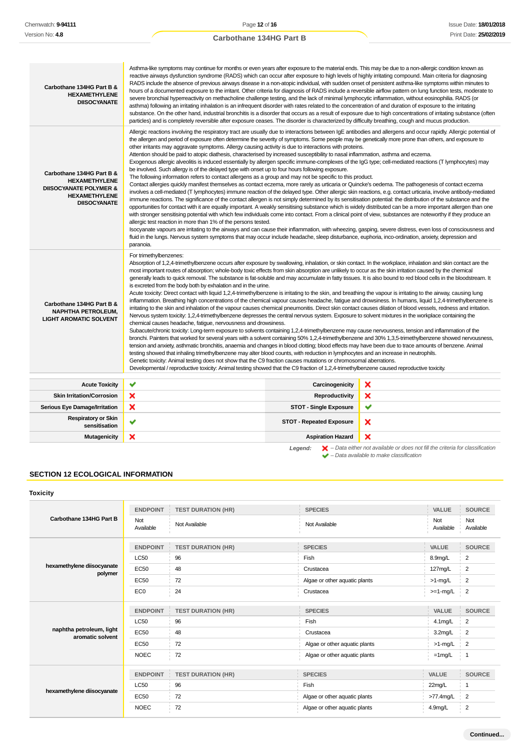| | |
|---|---|
| **Carbothane 134HG Part B & HEXAMETHYLENE DIISOCYANATE** | Asthma-like symptoms may continue for months or even years after exposure to the material ends. This may be due to a non-allergic condition known as reactive airways dysfunction syndrome (RADS) which can occur after exposure to high levels of highly irritating compound. Main criteria for diagnosing RADS include the absence of previous airways disease in a non-atopic individual, with sudden onset of persistent asthma-like symptoms within minutes to hours of a documented exposure to the irritant. Other criteria for diagnosis of RADS include a reversible airflow pattern on lung function tests, moderate to severe bronchial hyperreactivity on methacholine challenge testing, and the lack of minimal lymphocytic inflammation, without eosinophilia. RADS (or asthma) following an irritating inhalation is an infrequent disorder with rates related to the concentration of and duration of exposure to the irritating substance. On the other hand, industrial bronchitis is a disorder that occurs as a result of exposure due to high concentrations of irritating substance (often particles) and is completely reversible after exposure ceases. The disorder is characterized by difficulty breathing, cough and mucus production. |
| **Carbothane 134HG Part B & HEXAMETHYLENE DIISOCYANATE POLYMER & HEXAMETHYLENE DIISOCYANATE** | Allergic reactions involving the respiratory tract are usually due to interactions between IgE antibodies and allergens and occur rapidly. Allergic potential of the allergen and period of exposure often determine the severity of symptoms. Some people may be genetically more prone than others, and exposure to other irritants may aggravate symptoms. Allergy causing activity is due to interactions with proteins.<br>Attention should be paid to atopic diathesis, characterised by increased susceptibility to nasal inflammation, asthma and eczema.<br>Exogenous allergic alveolitis is induced essentially by allergen specific immune-complexes of the IgG type; cell-mediated reactions (T lymphocytes) may be involved. Such allergy is of the delayed type with onset up to four hours following exposure.<br>The following information refers to contact allergens as a group and may not be specific to this product.<br>Contact allergies quickly manifest themselves as contact eczema, more rarely as urticaria or Quincke's oedema. The pathogenesis of contact eczema involves a cell-mediated (T lymphocytes) immune reaction of the delayed type. Other allergic skin reactions, e.g. contact urticaria, involve antibody-mediated immune reactions. The significance of the contact allergen is not simply determined by its sensitisation potential: the distribution of the substance and the opportunities for contact with it are equally important. A weakly sensitising substance which is widely distributed can be a more important allergen than one with stronger sensitising potential with which few individuals come into contact. From a clinical point of view, substances are noteworthy if they produce an allergic test reaction in more than 1% of the persons tested.<br>Isocyanate vapours are irritating to the airways and can cause their inflammation, with wheezing, gasping, severe distress, even loss of consciousness and fluid in the lungs. Nervous system symptoms that may occur include headache, sleep disturbance, euphoria, inco-ordination, anxiety, depression and paranoia. |
| **Carbothane 134HG Part B & NAPHTHA PETROLEUM, LIGHT AROMATIC SOLVENT** | For trimethylbenzenes:<br>Absorption of 1,2,4-trimethylbenzene occurs after exposure by swallowing, inhalation, or skin contact. In the workplace, inhalation and skin contact are the most important routes of absorption; whole-body toxic effects from skin absorption are unlikely to occur as the skin irritation caused by the chemical generally leads to quick removal. The substance is fat-soluble and may accumulate in fatty tissues. It is also bound to red blood cells in the bloodstream. It is excreted from the body both by exhalation and in the urine.<br>Acute toxicity: Direct contact with liquid 1,2,4-trimethylbenzene is irritating to the skin, and breathing the vapour is irritating to the airway, causing lung inflammation. Breathing high concentrations of the chemical vapour causes headache, fatigue and drowsiness. In humans, liquid 1,2,4-trimethylbenzene is irritating to the skin and inhalation of the vapour causes chemical pneumonitis. Direct skin contact causes dilation of blood vessels, redness and irritation.<br>Nervous system toxicity: 1,2,4-trimethylbenzene depresses the central nervous system. Exposure to solvent mixtures in the workplace containing the chemical causes headache, fatigue, nervousness and drowsiness.<br>Subacute/chronic toxicity: Long-term exposure to solvents containing 1,2,4-trimethylbenzene may cause nervousness, tension and inflammation of the bronchi. Painters that worked for several years with a solvent containing 50% 1,2,4-trimethylbenzene and 30% 1,3,5-trimethylbenzene showed nervousness, tension and anxiety, asthmatic bronchitis, anaemia and changes in blood clotting; blood effects may have been due to trace amounts of benzene. Animal testing showed that inhaling trimethylbenzene may alter blood counts, with reduction in lymphocytes and an increase in neutrophils.<br>Genetic toxicity: Animal testing does not show that the C9 fraction causes mutations or chromosomal aberrations.<br>Developmental / reproductive toxicity: Animal testing showed that the C9 fraction of 1,2,4-trimethylbenzene caused reproductive toxicity. |

| | | | |
|---|---|---|---|
| **Acute Toxicity** | ✔ | **Carcinogenicity** | ✘ |
| **Skin Irritation/Corrosion** | ✘ | **Reproductivity** | ✘ |
| **Serious Eye Damage/Irritation** | ✘ | **STOT - Single Exposure** | ✔ |
| **Respiratory or Skin sensitisation** | ✔ | **STOT - Repeated Exposure** | ✘ |
| **Mutagenicity** | ✘ | **Aspiration Hazard** | ✘ |

*Legend:* ✘ – *Data either not available or does not fill the criteria for classification*
✔ – *Data available to make classification*

## SECTION 12 ECOLOGICAL INFORMATION

### Toxicity

| | ENDPOINT | TEST DURATION (HR) | SPECIES | VALUE | SOURCE |
|---|---|---|---|---|---|
| **Carbothane 134HG Part B** | Not Available | Not Available | Not Available | Not Available | Not Available |

| | ENDPOINT | TEST DURATION (HR) | SPECIES | VALUE | SOURCE |
|---|---|---|---|---|---|
| **hexamethylene diisocyanate polymer** | LC50 | 96 | Fish | 8.9mg/L | 2 |
| | EC50 | 48 | Crustacea | 127mg/L | 2 |
| | EC50 | 72 | Algae or other aquatic plants | >1-mg/L | 2 |
| | EC0 | 24 | Crustacea | >=1-mg/L | 2 |

| | ENDPOINT | TEST DURATION (HR) | SPECIES | VALUE | SOURCE |
|---|---|---|---|---|---|
| **naphtha petroleum, light aromatic solvent** | LC50 | 96 | Fish | 4.1mg/L | 2 |
| | EC50 | 48 | Crustacea | 3.2mg/L | 2 |
| | EC50 | 72 | Algae or other aquatic plants | >1-mg/L | 2 |
| | NOEC | 72 | Algae or other aquatic plants | =1mg/L | 1 |

| | ENDPOINT | TEST DURATION (HR) | SPECIES | VALUE | SOURCE |
|---|---|---|---|---|---|
| **hexamethylene diisocyanate** | LC50 | 96 | Fish | 22mg/L | 1 |
| | EC50 | 72 | Algae or other aquatic plants | >77.4mg/L | 2 |
| | NOEC | 72 | Algae or other aquatic plants | 4.9mg/L | 2 |

Continued...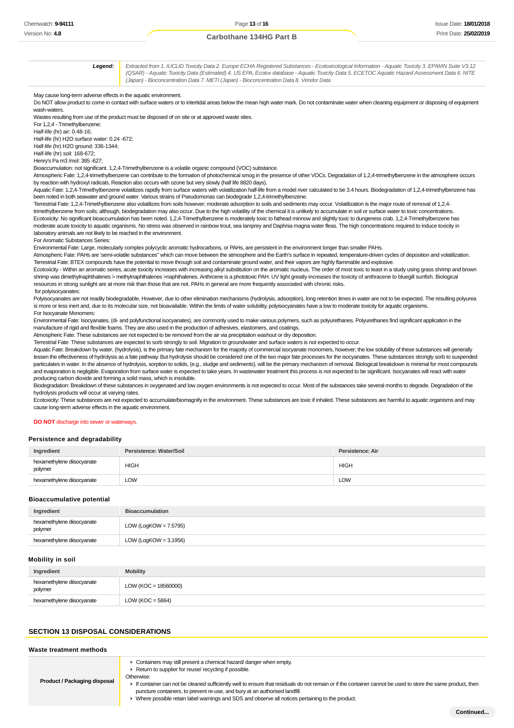| **Legend:** | *Extracted from 1. IUCLID Toxicity Data 2. Europe ECHA Registered Substances - Ecotoxicological Information - Aquatic Toxicity 3. EPIWIN Suite V3.12 (QSAR) - Aquatic Toxicity Data (Estimated) 4. US EPA, Ecotox database - Aquatic Toxicity Data 5. ECETOC Aquatic Hazard Assessment Data 6. NITE (Japan) - Bioconcentration Data 7. METI (Japan) - Bioconcentration Data 8. Vendor Data* |
|---|---|

May cause long-term adverse effects in the aquatic environment.
Do NOT allow product to come in contact with surface waters or to intertidal areas below the mean high water mark. Do not contaminate water when cleaning equipment or disposing of equipment wash-waters.
Wastes resulting from use of the product must be disposed of on site or at approved waste sites.
For 1,2,4 - Trimethylbenzene:
Half-life (hr) air: 0.48-16;
Half-life (hr) H2O surface water: 0.24 -672;
Half-life (hr) H2O ground: 336-1344;
Half-life (hr) soil: 168-672;
Henry's Pa m3 /mol: 385 -627;
Bioaccumulation: not significant. 1,2,4-Trimethylbenzene is a volatile organic compound (VOC) substance.
Atmospheric Fate: 1,2,4-trimethylbenzene can contribute to the formation of photochemical smog in the presence of other VOCs. Degradation of 1,2,4-trimethylbenzene in the atmosphere occurs by reaction with hydroxyl radicals. Reaction also occurs with ozone but very slowly (half life 8820 days).
Aquatic Fate: 1,2,4-Trimethylbenzene volatilizes rapidly from surface waters with volatilization half-life from a model river calculated to be 3.4 hours. Biodegradation of 1,2,4-trimethylbenzene has been noted in both seawater and ground water. Various strains of Pseudomonas can biodegrade 1,2,4-trimethylbenzene.
Terrestrial Fate: 1,2,4-Trimethylbenzene also volatilizes from soils however; moderate adsorption to soils and sediments may occur. Volatilization is the major route of removal of 1,2,4-trimethylbenzene from soils; although, biodegradation may also occur. Due to the high volatility of the chemical it is unlikely to accumulate in soil or surface water to toxic concentrations.
Ecotoxicity: No significant bioaccumulation has been noted. 1,2,4-Trimethylbenzene is moderately toxic to fathead minnow and slightly toxic to dungeness crab. 1,2,4-Trimethylbenzene has moderate acute toxicity to aquatic organisms. No stress was observed in rainbow trout, sea lamprey and Daphnia magna water fleas. The high concentrations required to induce toxicity in laboratory animals are not likely to be reached in the environment.
For Aromatic Substances Series:
Environmental Fate: Large, molecularly complex polycyclic aromatic hydrocarbons, or PAHs, are persistent in the environment longer than smaller PAHs.
Atmospheric Fate: PAHs are 'semi-volatile substances" which can move between the atmosphere and the Earth's surface in repeated, temperature-driven cycles of deposition and volatilization.
Terrestrial Fate: BTEX compounds have the potential to move through soil and contaminate ground water, and their vapors are highly flammable and explosive.
Ecotoxicity - Within an aromatic series, acute toxicity increases with increasing alkyl substitution on the aromatic nucleus. The order of most toxic to least in a study using grass shrimp and brown shrimp was dimethylnaphthalenes > methylnaphthalenes >naphthalenes. Anthrcene is a phototoxic PAH. UV light greatly increases the toxicity of anthracene to bluegill sunfish. Biological resources in strong sunlight are at more risk than those that are not. PAHs in general are more frequently associated with chronic risks.
for polyisocyanates:
Polyisocyanates are not readily biodegradable. However, due to other elimination mechanisms (hydrolysis, adsorption), long retention times in water are not to be expected. The resulting polyurea is more or less inert and, due to its molecular size, not bioavailable. Within the limits of water solubility, polyisocyanates have a low to moderate toxicity for aquatic organisms.
For Isocyanate Monomers:
Environmental Fate: Isocyanates, (di- and polyfunctional isocyanates), are commonly used to make various polymers, such as polyurethanes. Polyurethanes find significant application in the manufacture of rigid and flexible foams. They are also used in the production of adhesives, elastomers, and coatings.
Atmospheric Fate: These substances are not expected to be removed from the air via precipitation washout or dry deposition.
Terrestrial Fate: These substances are expected to sorb strongly to soil. Migration to groundwater and surface waters is not expected to occur.
Aquatic Fate: Breakdown by water, (hydrolysis), is the primary fate mechanism for the majority of commercial isocyanate monomers, however; the low solubility of these substances will generally lessen the effectiveness of hydrolysis as a fate pathway. But hydrolysis should be considered one of the two major fate processes for the isocyanates. These substances strongly sorb to suspended particulates in water. In the absence of hydrolysis, sorption to solids, (e.g., sludge and sediments), will be the primary mechanism of removal. Biological breakdown is minimal for most compounds and evaporation is negligible. Evaporation from surface water is expected to take years. In wastewater treatment this process is not expected to be significant. Isocyanates will react with water producing carbon dioxide and forming a solid mass, which is insoluble.
Biodegradation: Breakdown of these substances in oxygenated and low oxygen environments is not expected to occur. Most of the substances take several months to degrade. Degradation of the hydrolysis products will occur at varying rates.
Ecotoxicity: These substances are not expected to accumulate/biomagnify in the environment. These substances are toxic if inhaled. These substances are harmful to aquatic organisms and may cause long-term adverse effects in the aquatic environment.

**DO NOT** discharge into sewer or waterways.

### Persistence and degradability

| Ingredient | Persistence: Water/Soil | Persistence: Air |
|---|---|---|
| hexamethylene diisocyanate polymer | HIGH | HIGH |
| hexamethylene diisocyanate | LOW | LOW |

### Bioaccumulative potential

| Ingredient | Bioaccumulation |
|---|---|
| hexamethylene diisocyanate polymer | LOW (LogKOW = 7.5795) |
| hexamethylene diisocyanate | LOW (LogKOW = 3.1956) |

### Mobility in soil

| Ingredient | Mobility |
|---|---|
| hexamethylene diisocyanate polymer | LOW (KOC = 18560000) |
| hexamethylene diisocyanate | LOW (KOC = 5864) |

## SECTION 13 DISPOSAL CONSIDERATIONS

### Waste treatment methods

| **Product / Packaging disposal** | ▸ Containers may still present a chemical hazard/ danger when empty.<br>▸ Return to supplier for reuse/ recycling if possible.<br>Otherwise:<br>▸ If container can not be cleaned sufficiently well to ensure that residuals do not remain or if the container cannot be used to store the same product, then puncture containers, to prevent re-use, and bury at an authorised landfill.<br>▸ Where possible retain label warnings and SDS and observe all notices pertaining to the product. |
|---|---|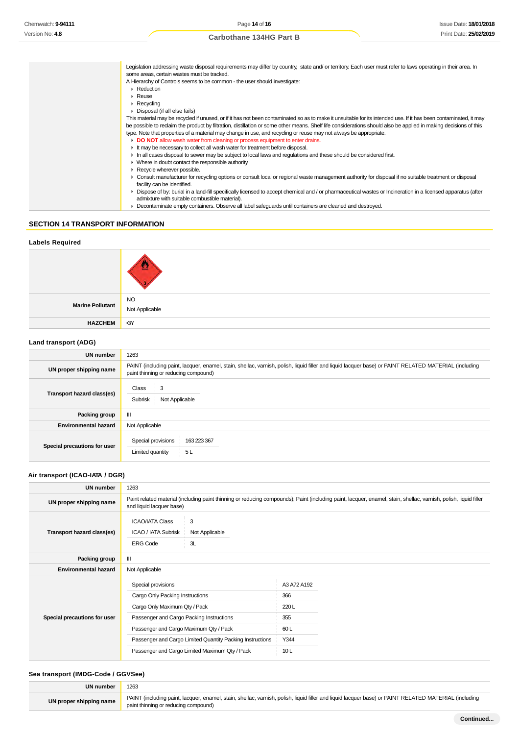| | |
|---|---|
| | Legislation addressing waste disposal requirements may differ by country, state and/ or territory. Each user must refer to laws operating in their area. In some areas, certain wastes must be tracked.<br>A Hierarchy of Controls seems to be common - the user should investigate:<br>▸ Reduction<br>▸ Reuse<br>▸ Recycling<br>▸ Disposal (if all else fails)<br>This material may be recycled if unused, or if it has not been contaminated so as to make it unsuitable for its intended use. If it has been contaminated, it may be possible to reclaim the product by filtration, distillation or some other means. Shelf life considerations should also be applied in making decisions of this type. Note that properties of a material may change in use, and recycling or reuse may not always be appropriate.<br>▸ **DO NOT** allow wash water from cleaning or process equipment to enter drains.<br>▸ It may be necessary to collect all wash water for treatment before disposal.<br>▸ In all cases disposal to sewer may be subject to local laws and regulations and these should be considered first.<br>▸ Where in doubt contact the responsible authority.<br>▸ Recycle wherever possible.<br>▸ Consult manufacturer for recycling options or consult local or regional waste management authority for disposal if no suitable treatment or disposal facility can be identified.<br>▸ Dispose of by: burial in a land-fill specifically licensed to accept chemical and / or pharmaceutical wastes or Incineration in a licensed apparatus (after admixture with suitable combustible material).<br>▸ Decontaminate empty containers. Observe all label safeguards until containers are cleaned and destroyed. |

## SECTION 14 TRANSPORT INFORMATION

### Labels Required

| | |
|---|---|
| | |
| **Marine Pollutant** | NO<br>Not Applicable |
| **HAZCHEM** | •3Y |

### Land transport (ADG)

| | |
|---|---|
| **UN number** | 1263 |
| **UN proper shipping name** | PAINT (including paint, lacquer, enamel, stain, shellac, varnish, polish, liquid filler and liquid lacquer base) or PAINT RELATED MATERIAL (including paint thinning or reducing compound) |
| **Transport hazard class(es)** | Class: 3<br>Subrisk: Not Applicable |
| **Packing group** | III |
| **Environmental hazard** | Not Applicable |
| **Special precautions for user** | Special provisions: 163 223 367<br>Limited quantity: 5 L |

### Air transport (ICAO-IATA / DGR)

| | |
|---|---|
| **UN number** | 1263 |
| **UN proper shipping name** | Paint related material (including paint thinning or reducing compounds); Paint (including paint, lacquer, enamel, stain, shellac, varnish, polish, liquid filler and liquid lacquer base) |
| **Transport hazard class(es)** | ICAO/IATA Class: 3<br>ICAO / IATA Subrisk: Not Applicable<br>ERG Code: 3L |
| **Packing group** | III |
| **Environmental hazard** | Not Applicable |
| **Special precautions for user** | Special provisions: A3 A72 A192<br>Cargo Only Packing Instructions: 366<br>Cargo Only Maximum Qty / Pack: 220 L<br>Passenger and Cargo Packing Instructions: 355<br>Passenger and Cargo Maximum Qty / Pack: 60 L<br>Passenger and Cargo Limited Quantity Packing Instructions: Y344<br>Passenger and Cargo Limited Maximum Qty / Pack: 10 L |

### Sea transport (IMDG-Code / GGVSee)

| | |
|---|---|
| **UN number** | 1263 |
| **UN proper shipping name** | PAINT (including paint, lacquer, enamel, stain, shellac, varnish, polish, liquid filler and liquid lacquer base) or PAINT RELATED MATERIAL (including paint thinning or reducing compound) |

Continued...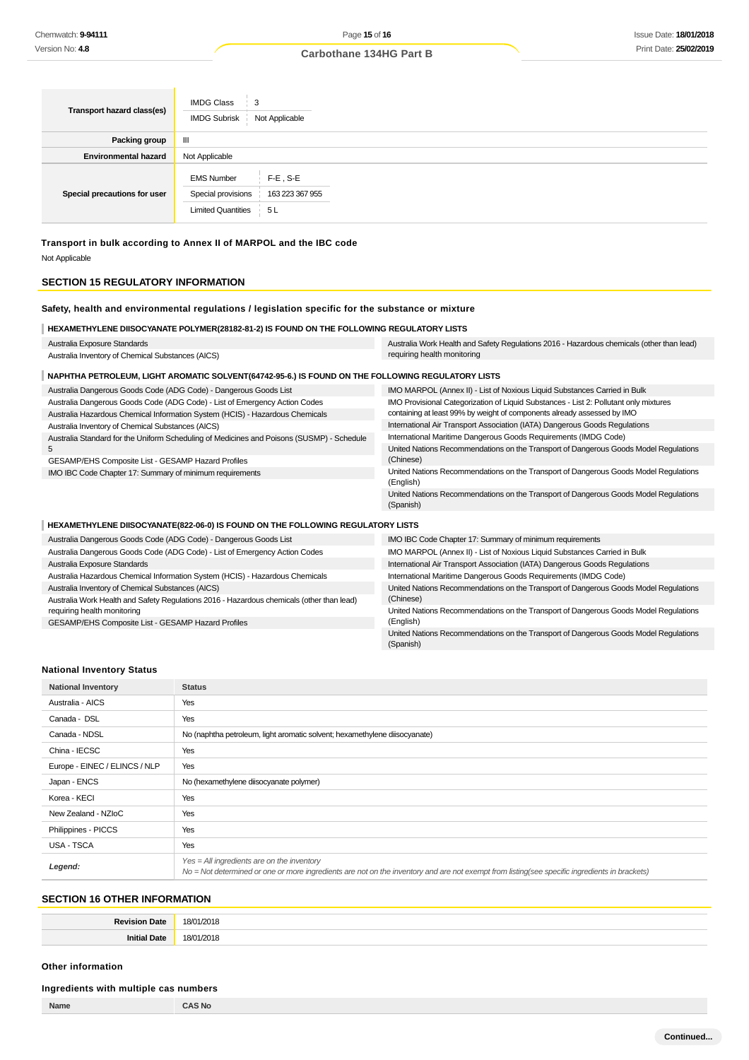| Transport hazard class(es) | IMDG Class: 3<br>IMDG Subrisk: Not Applicable |
|---|---|
| Packing group | III |
| Environmental hazard | Not Applicable |
| Special precautions for user | EMS Number: F-E , S-E<br>Special provisions: 163 223 367 955<br>Limited Quantities: 5 L |

**Transport in bulk according to Annex II of MARPOL and the IBC code**

Not Applicable

## SECTION 15 REGULATORY INFORMATION

**Safety, health and environmental regulations / legislation specific for the substance or mixture**

**HEXAMETHYLENE DIISOCYANATE POLYMER(28182-81-2) IS FOUND ON THE FOLLOWING REGULATORY LISTS**

- Australia Exposure Standards
- Australia Inventory of Chemical Substances (AICS)
- Australia Work Health and Safety Regulations 2016 - Hazardous chemicals (other than lead) requiring health monitoring

**NAPHTHA PETROLEUM, LIGHT AROMATIC SOLVENT(64742-95-6.) IS FOUND ON THE FOLLOWING REGULATORY LISTS**

- Australia Dangerous Goods Code (ADG Code) - Dangerous Goods List
- Australia Dangerous Goods Code (ADG Code) - List of Emergency Action Codes
- Australia Hazardous Chemical Information System (HCIS) - Hazardous Chemicals
- Australia Inventory of Chemical Substances (AICS)
- Australia Standard for the Uniform Scheduling of Medicines and Poisons (SUSMP) - Schedule 5
- GESAMP/EHS Composite List - GESAMP Hazard Profiles
- IMO IBC Code Chapter 17: Summary of minimum requirements
- IMO MARPOL (Annex II) - List of Noxious Liquid Substances Carried in Bulk
- IMO Provisional Categorization of Liquid Substances - List 2: Pollutant only mixtures containing at least 99% by weight of components already assessed by IMO
- International Air Transport Association (IATA) Dangerous Goods Regulations
- International Maritime Dangerous Goods Requirements (IMDG Code)
- United Nations Recommendations on the Transport of Dangerous Goods Model Regulations (Chinese)
- United Nations Recommendations on the Transport of Dangerous Goods Model Regulations (English)
- United Nations Recommendations on the Transport of Dangerous Goods Model Regulations (Spanish)

**HEXAMETHYLENE DIISOCYANATE(822-06-0) IS FOUND ON THE FOLLOWING REGULATORY LISTS**

- Australia Dangerous Goods Code (ADG Code) - Dangerous Goods List
- Australia Dangerous Goods Code (ADG Code) - List of Emergency Action Codes
- Australia Exposure Standards
- Australia Hazardous Chemical Information System (HCIS) - Hazardous Chemicals
- Australia Inventory of Chemical Substances (AICS)
- Australia Work Health and Safety Regulations 2016 - Hazardous chemicals (other than lead) requiring health monitoring
- GESAMP/EHS Composite List - GESAMP Hazard Profiles
- IMO IBC Code Chapter 17: Summary of minimum requirements
- IMO MARPOL (Annex II) - List of Noxious Liquid Substances Carried in Bulk
- International Air Transport Association (IATA) Dangerous Goods Regulations
- International Maritime Dangerous Goods Requirements (IMDG Code)
- United Nations Recommendations on the Transport of Dangerous Goods Model Regulations (Chinese)
- United Nations Recommendations on the Transport of Dangerous Goods Model Regulations (English)
- United Nations Recommendations on the Transport of Dangerous Goods Model Regulations (Spanish)

**National Inventory Status**

| National Inventory | Status |
|---|---|
| Australia - AICS | Yes |
| Canada - DSL | Yes |
| Canada - NDSL | No (naphtha petroleum, light aromatic solvent; hexamethylene diisocyanate) |
| China - IECSC | Yes |
| Europe - EINEC / ELINCS / NLP | Yes |
| Japan - ENCS | No (hexamethylene diisocyanate polymer) |
| Korea - KECI | Yes |
| New Zealand - NZIoC | Yes |
| Philippines - PICCS | Yes |
| USA - TSCA | Yes |
| *Legend:* | *Yes = All ingredients are on the inventory*<br>*No = Not determined or one or more ingredients are not on the inventory and are not exempt from listing(see specific ingredients in brackets)* |

## SECTION 16 OTHER INFORMATION

| Revision Date | 18/01/2018 |
|---|---|
| Initial Date | 18/01/2018 |

**Other information**

**Ingredients with multiple cas numbers**

| Name | CAS No |
|---|---|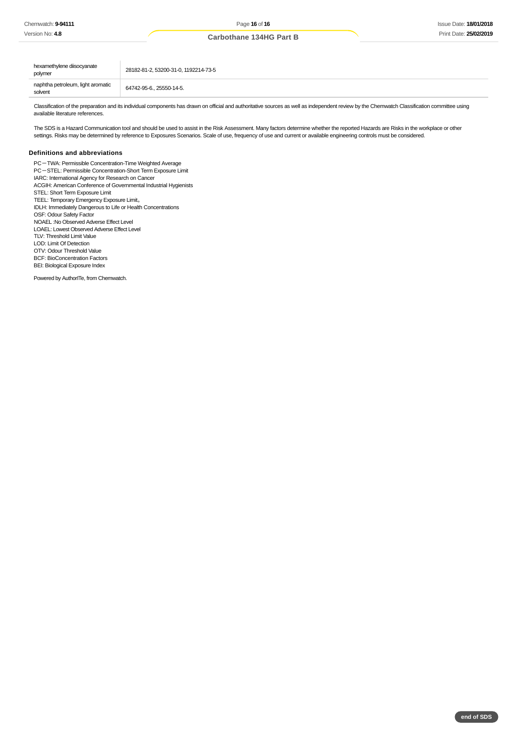| | |
|---|---|
| hexamethylene diisocyanate polymer | 28182-81-2, 53200-31-0, 1192214-73-5 |
| naphtha petroleum, light aromatic solvent | 64742-95-6., 25550-14-5. |

Classification of the preparation and its individual components has drawn on official and authoritative sources as well as independent review by the Chemwatch Classification committee using available literature references.

The SDS is a Hazard Communication tool and should be used to assist in the Risk Assessment. Many factors determine whether the reported Hazards are Risks in the workplace or other settings. Risks may be determined by reference to Exposures Scenarios. Scale of use, frequency of use and current or available engineering controls must be considered.

### Definitions and abbreviations

PC－TWA: Permissible Concentration-Time Weighted Average
PC－STEL: Permissible Concentration-Short Term Exposure Limit
IARC: International Agency for Research on Cancer
ACGIH: American Conference of Governmental Industrial Hygienists
STEL: Short Term Exposure Limit
TEEL: Temporary Emergency Exposure Limit。
IDLH: Immediately Dangerous to Life or Health Concentrations
OSF: Odour Safety Factor
NOAEL :No Observed Adverse Effect Level
LOAEL: Lowest Observed Adverse Effect Level
TLV: Threshold Limit Value
LOD: Limit Of Detection
OTV: Odour Threshold Value
BCF: BioConcentration Factors
BEI: Biological Exposure Index

Powered by AuthorITe, from Chemwatch.

**end of SDS**